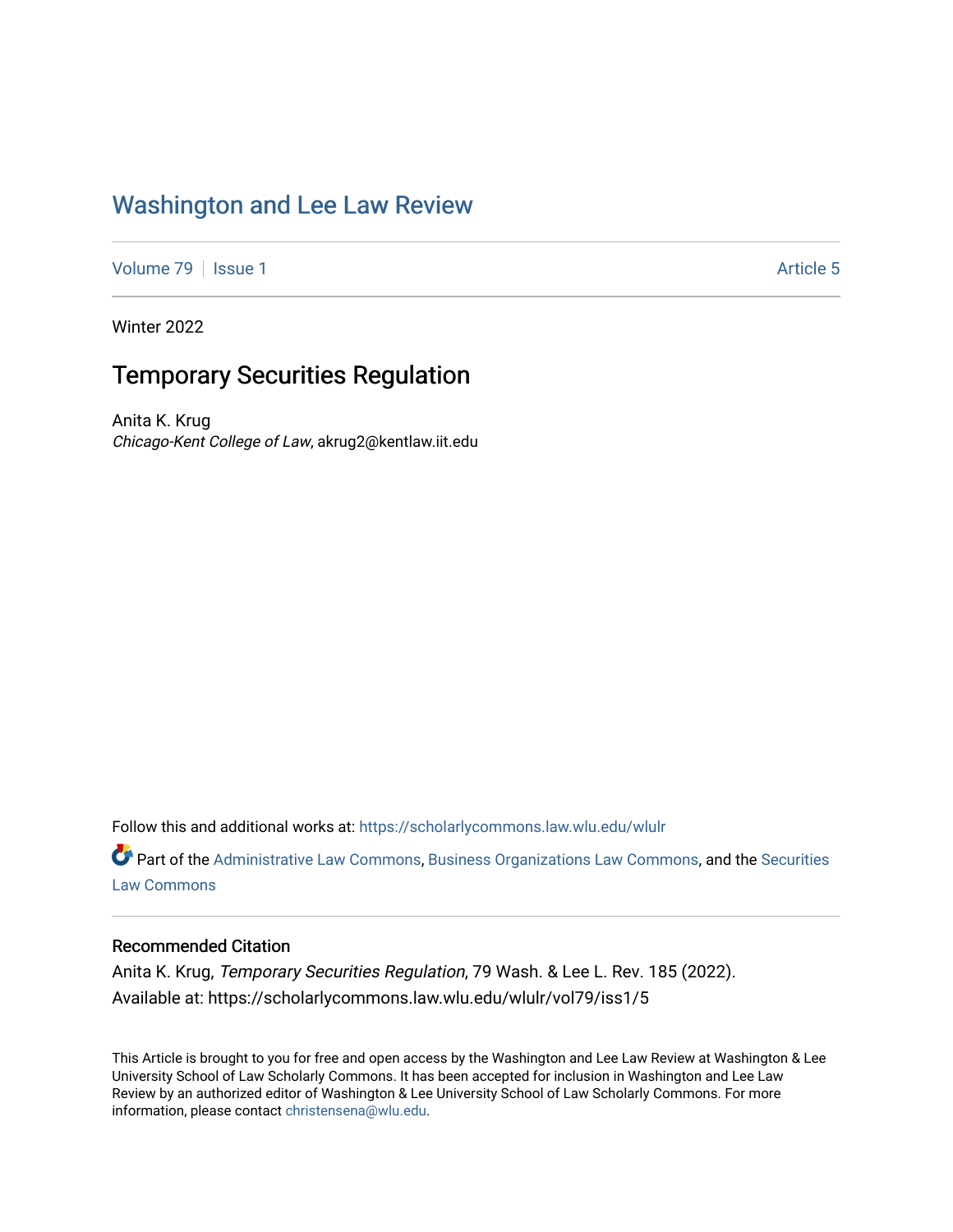# Washington and Lee Law Review

Volume 79 | Issue 1 | Article 5

Winter 2022

## Temporary Securities Regulation

Anita K. Krug
*Chicago-Kent College of Law*, akrug2@kentlaw.iit.edu

Follow this and additional works at: https://scholarlycommons.law.wlu.edu/wlulr

Part of the Administrative Law Commons, Business Organizations Law Commons, and the Securities Law Commons

### Recommended Citation

Anita K. Krug, *Temporary Securities Regulation*, 79 Wash. & Lee L. Rev. 185 (2022).
Available at: https://scholarlycommons.law.wlu.edu/wlulr/vol79/iss1/5

This Article is brought to you for free and open access by the Washington and Lee Law Review at Washington & Lee University School of Law Scholarly Commons. It has been accepted for inclusion in Washington and Lee Law Review by an authorized editor of Washington & Lee University School of Law Scholarly Commons. For more information, please contact christensena@wlu.edu.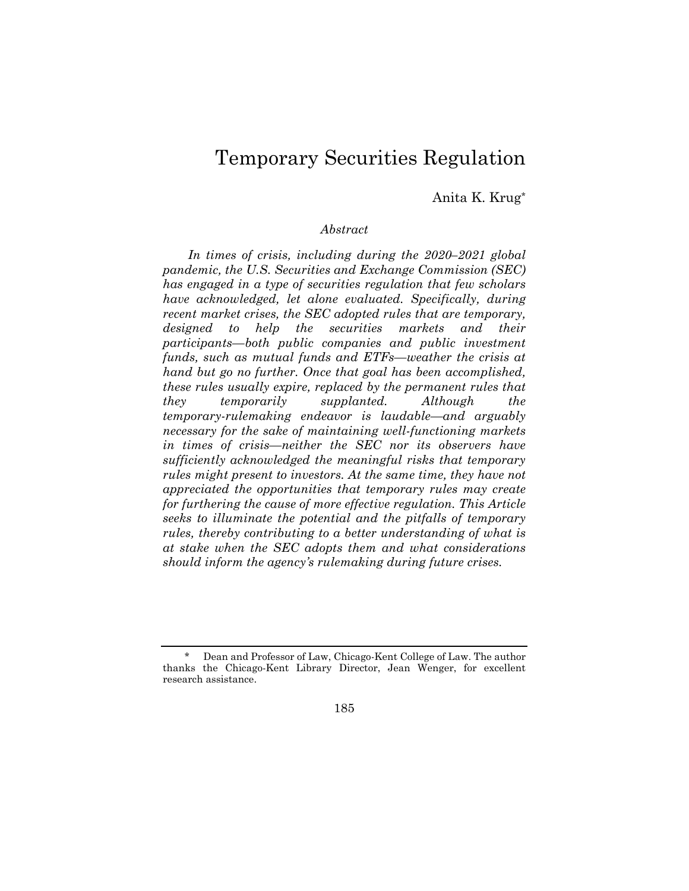# Temporary Securities Regulation

Anita K. Krug*

*Abstract*

*In times of crisis, including during the 2020–2021 global pandemic, the U.S. Securities and Exchange Commission (SEC) has engaged in a type of securities regulation that few scholars have acknowledged, let alone evaluated. Specifically, during recent market crises, the SEC adopted rules that are temporary, designed to help the securities markets and their participants—both public companies and public investment funds, such as mutual funds and ETFs—weather the crisis at hand but go no further. Once that goal has been accomplished, these rules usually expire, replaced by the permanent rules that they temporarily supplanted. Although the temporary-rulemaking endeavor is laudable—and arguably necessary for the sake of maintaining well-functioning markets in times of crisis—neither the SEC nor its observers have sufficiently acknowledged the meaningful risks that temporary rules might present to investors. At the same time, they have not appreciated the opportunities that temporary rules may create for furthering the cause of more effective regulation. This Article seeks to illuminate the potential and the pitfalls of temporary rules, thereby contributing to a better understanding of what is at stake when the SEC adopts them and what considerations should inform the agency's rulemaking during future crises.*

---

\* Dean and Professor of Law, Chicago-Kent College of Law. The author thanks the Chicago-Kent Library Director, Jean Wenger, for excellent research assistance.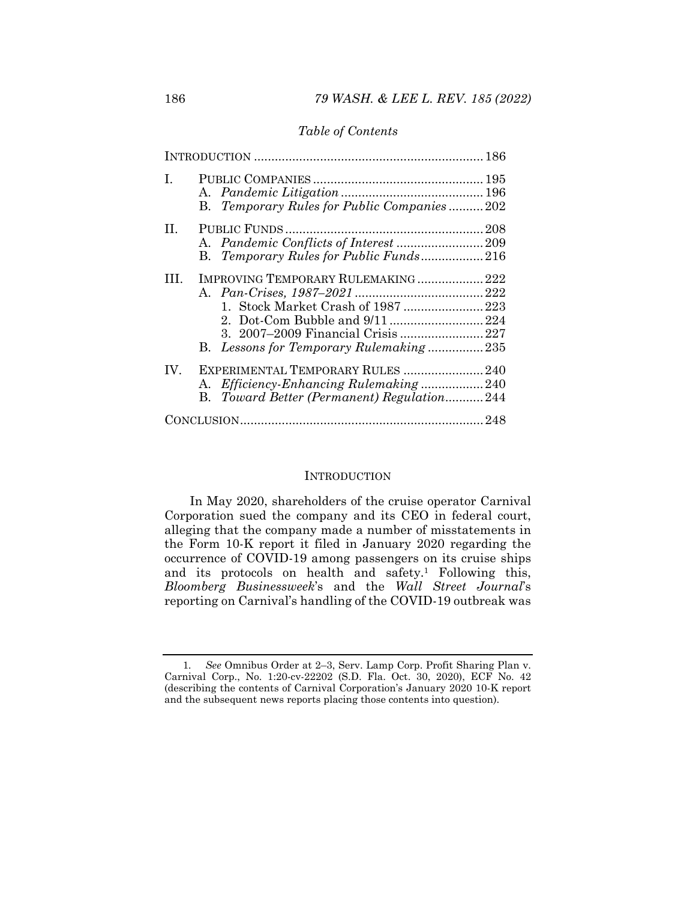*Table of Contents*

INTRODUCTION .................................................................. 186

I. PUBLIC COMPANIES ................................................. 195
   A. *Pandemic Litigation* ......................................... 196
   B. *Temporary Rules for Public Companies* .......... 202

II. PUBLIC FUNDS ......................................................... 208
   A. *Pandemic Conflicts of Interest* ......................... 209
   B. *Temporary Rules for Public Funds* .................. 216

III. IMPROVING TEMPORARY RULEMAKING ................... 222
   A. *Pan-Crises, 1987–2021* ..................................... 222
      1. Stock Market Crash of 1987 ....................... 223
      2. Dot-Com Bubble and 9/11 ........................... 224
      3. 2007–2009 Financial Crisis ........................ 227
   B. *Lessons for Temporary Rulemaking* ................ 235

IV. EXPERIMENTAL TEMPORARY RULES ....................... 240
   A. *Efficiency-Enhancing Rulemaking* .................. 240
   B. *Toward Better (Permanent) Regulation* ........... 244

CONCLUSION ...................................................................... 248

## INTRODUCTION

In May 2020, shareholders of the cruise operator Carnival Corporation sued the company and its CEO in federal court, alleging that the company made a number of misstatements in the Form 10-K report it filed in January 2020 regarding the occurrence of COVID-19 among passengers on its cruise ships and its protocols on health and safety.[1] Following this, *Bloomberg Businessweek*'s and the *Wall Street Journal*'s reporting on Carnival's handling of the COVID-19 outbreak was

---

1. *See* Omnibus Order at 2–3, Serv. Lamp Corp. Profit Sharing Plan v. Carnival Corp., No. 1:20-cv-22202 (S.D. Fla. Oct. 30, 2020), ECF No. 42 (describing the contents of Carnival Corporation's January 2020 10-K report and the subsequent news reports placing those contents into question).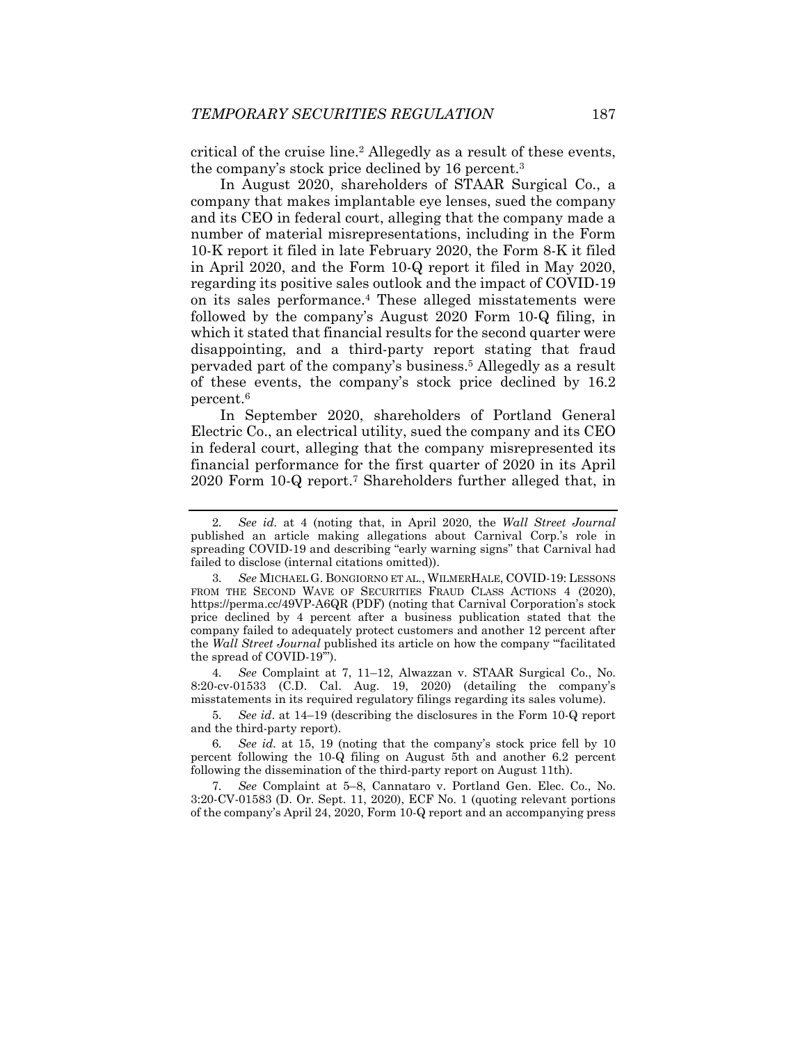critical of the cruise line.[2] Allegedly as a result of these events, the company's stock price declined by 16 percent.[3]

In August 2020, shareholders of STAAR Surgical Co., a company that makes implantable eye lenses, sued the company and its CEO in federal court, alleging that the company made a number of material misrepresentations, including in the Form 10-K report it filed in late February 2020, the Form 8-K it filed in April 2020, and the Form 10-Q report it filed in May 2020, regarding its positive sales outlook and the impact of COVID-19 on its sales performance.[4] These alleged misstatements were followed by the company's August 2020 Form 10-Q filing, in which it stated that financial results for the second quarter were disappointing, and a third-party report stating that fraud pervaded part of the company's business.[5] Allegedly as a result of these events, the company's stock price declined by 16.2 percent.[6]

In September 2020, shareholders of Portland General Electric Co., an electrical utility, sued the company and its CEO in federal court, alleging that the company misrepresented its financial performance for the first quarter of 2020 in its April 2020 Form 10-Q report.[7] Shareholders further alleged that, in

---

2. *See id.* at 4 (noting that, in April 2020, the *Wall Street Journal* published an article making allegations about Carnival Corp.'s role in spreading COVID-19 and describing "early warning signs" that Carnival had failed to disclose (internal citations omitted)).

3. *See* MICHAEL G. BONGIORNO ET AL., WILMERHALE, COVID-19: LESSONS FROM THE SECOND WAVE OF SECURITIES FRAUD CLASS ACTIONS 4 (2020), https://perma.cc/49VP-A6QR (PDF) (noting that Carnival Corporation's stock price declined by 4 percent after a business publication stated that the company failed to adequately protect customers and another 12 percent after the *Wall Street Journal* published its article on how the company "'facilitated the spread of COVID-19'").

4. *See* Complaint at 7, 11–12, Alwazzan v. STAAR Surgical Co., No. 8:20-cv-01533 (C.D. Cal. Aug. 19, 2020) (detailing the company's misstatements in its required regulatory filings regarding its sales volume).

5. *See id*. at 14–19 (describing the disclosures in the Form 10-Q report and the third-party report).

6. *See id.* at 15, 19 (noting that the company's stock price fell by 10 percent following the 10-Q filing on August 5th and another 6.2 percent following the dissemination of the third-party report on August 11th).

7. *See* Complaint at 5–8, Cannataro v. Portland Gen. Elec. Co., No. 3:20-CV-01583 (D. Or. Sept. 11, 2020), ECF No. 1 (quoting relevant portions of the company's April 24, 2020, Form 10-Q report and an accompanying press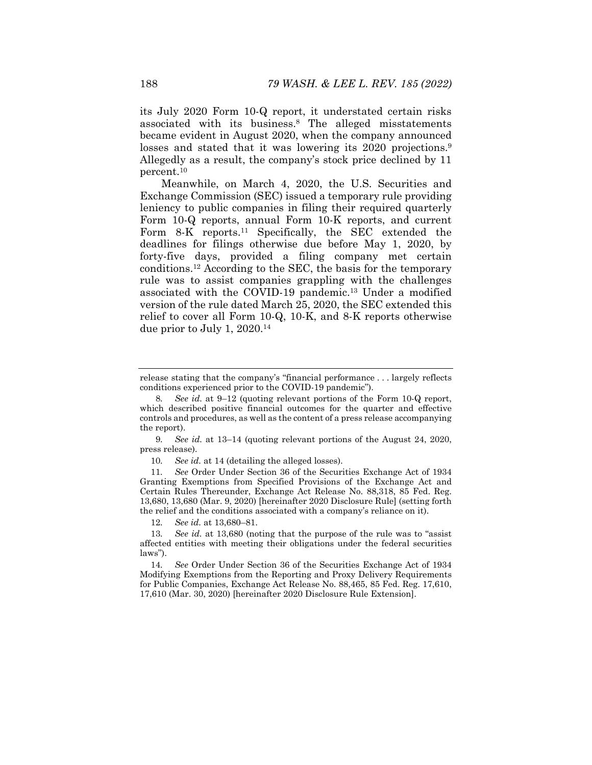its July 2020 Form 10-Q report, it understated certain risks associated with its business.[8] The alleged misstatements became evident in August 2020, when the company announced losses and stated that it was lowering its 2020 projections.[9] Allegedly as a result, the company's stock price declined by 11 percent.[10]

Meanwhile, on March 4, 2020, the U.S. Securities and Exchange Commission (SEC) issued a temporary rule providing leniency to public companies in filing their required quarterly Form 10-Q reports, annual Form 10-K reports, and current Form 8-K reports.[11] Specifically, the SEC extended the deadlines for filings otherwise due before May 1, 2020, by forty-five days, provided a filing company met certain conditions.[12] According to the SEC, the basis for the temporary rule was to assist companies grappling with the challenges associated with the COVID-19 pandemic.[13] Under a modified version of the rule dated March 25, 2020, the SEC extended this relief to cover all Form 10-Q, 10-K, and 8-K reports otherwise due prior to July 1, 2020.[14]

---

release stating that the company's "financial performance . . . largely reflects conditions experienced prior to the COVID-19 pandemic").

8. *See id.* at 9–12 (quoting relevant portions of the Form 10-Q report, which described positive financial outcomes for the quarter and effective controls and procedures, as well as the content of a press release accompanying the report).

9. *See id.* at 13–14 (quoting relevant portions of the August 24, 2020, press release).

10. *See id.* at 14 (detailing the alleged losses).

11. *See* Order Under Section 36 of the Securities Exchange Act of 1934 Granting Exemptions from Specified Provisions of the Exchange Act and Certain Rules Thereunder, Exchange Act Release No. 88,318, 85 Fed. Reg. 13,680, 13,680 (Mar. 9, 2020) [hereinafter 2020 Disclosure Rule] (setting forth the relief and the conditions associated with a company's reliance on it).

12. *See id.* at 13,680–81.

13. *See id.* at 13,680 (noting that the purpose of the rule was to "assist affected entities with meeting their obligations under the federal securities laws").

14. *See* Order Under Section 36 of the Securities Exchange Act of 1934 Modifying Exemptions from the Reporting and Proxy Delivery Requirements for Public Companies, Exchange Act Release No. 88,465, 85 Fed. Reg. 17,610, 17,610 (Mar. 30, 2020) [hereinafter 2020 Disclosure Rule Extension].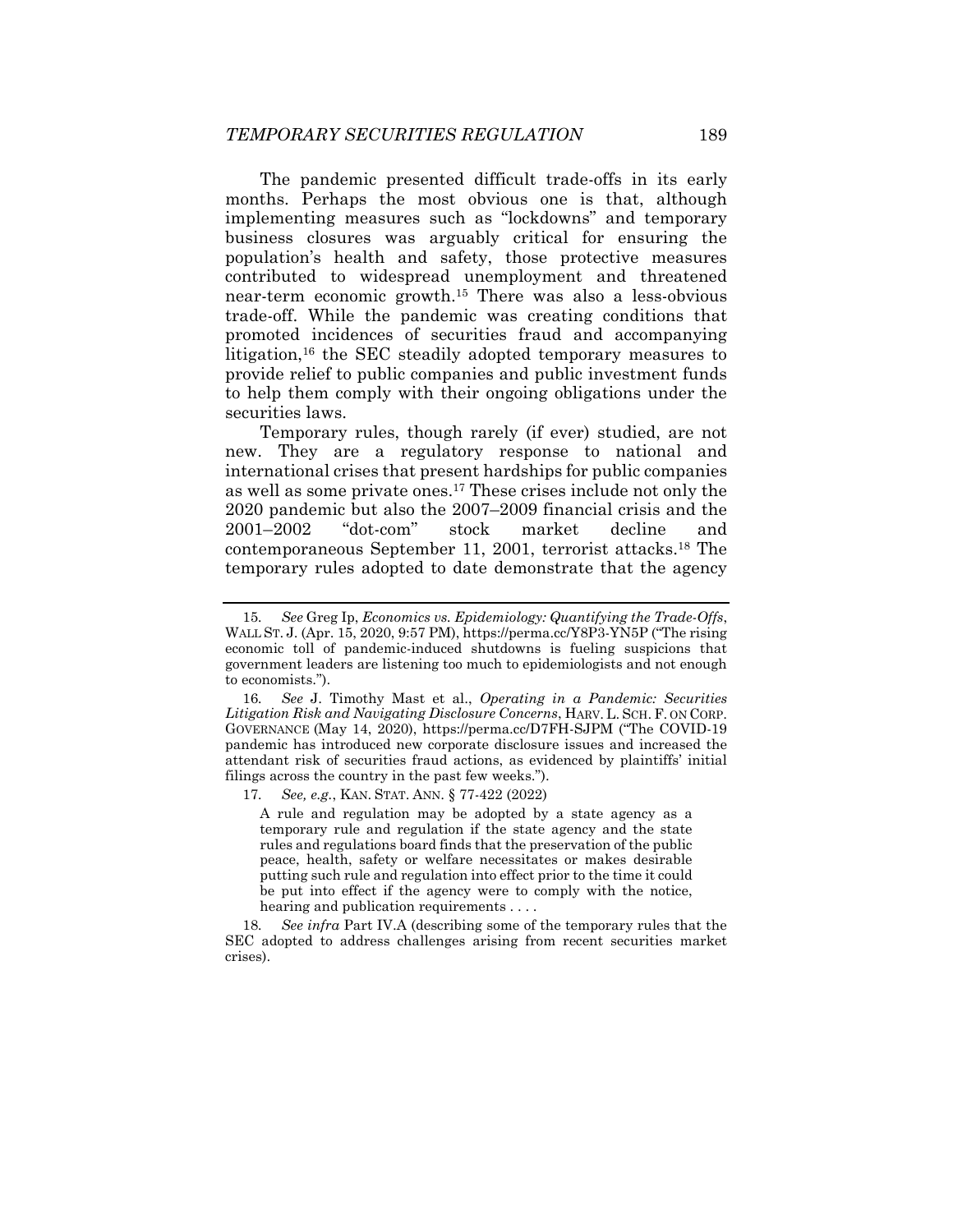The pandemic presented difficult trade-offs in its early months. Perhaps the most obvious one is that, although implementing measures such as "lockdowns" and temporary business closures was arguably critical for ensuring the population's health and safety, those protective measures contributed to widespread unemployment and threatened near-term economic growth.[15] There was also a less-obvious trade-off. While the pandemic was creating conditions that promoted incidences of securities fraud and accompanying litigation,[16] the SEC steadily adopted temporary measures to provide relief to public companies and public investment funds to help them comply with their ongoing obligations under the securities laws.

Temporary rules, though rarely (if ever) studied, are not new. They are a regulatory response to national and international crises that present hardships for public companies as well as some private ones.[17] These crises include not only the 2020 pandemic but also the 2007–2009 financial crisis and the 2001–2002 "dot-com" stock market decline and contemporaneous September 11, 2001, terrorist attacks.[18] The temporary rules adopted to date demonstrate that the agency

---

15. *See* Greg Ip, *Economics vs. Epidemiology: Quantifying the Trade-Offs*, WALL ST. J. (Apr. 15, 2020, 9:57 PM), https://perma.cc/Y8P3-YN5P ("The rising economic toll of pandemic-induced shutdowns is fueling suspicions that government leaders are listening too much to epidemiologists and not enough to economists.").

16. *See* J. Timothy Mast et al., *Operating in a Pandemic: Securities Litigation Risk and Navigating Disclosure Concerns*, HARV. L. SCH. F. ON CORP. GOVERNANCE (May 14, 2020), https://perma.cc/D7FH-SJPM ("The COVID-19 pandemic has introduced new corporate disclosure issues and increased the attendant risk of securities fraud actions, as evidenced by plaintiffs' initial filings across the country in the past few weeks.").

17. *See, e.g.*, KAN. STAT. ANN. § 77-422 (2022)

> A rule and regulation may be adopted by a state agency as a temporary rule and regulation if the state agency and the state rules and regulations board finds that the preservation of the public peace, health, safety or welfare necessitates or makes desirable putting such rule and regulation into effect prior to the time it could be put into effect if the agency were to comply with the notice, hearing and publication requirements . . . .

18. *See infra* Part IV.A (describing some of the temporary rules that the SEC adopted to address challenges arising from recent securities market crises).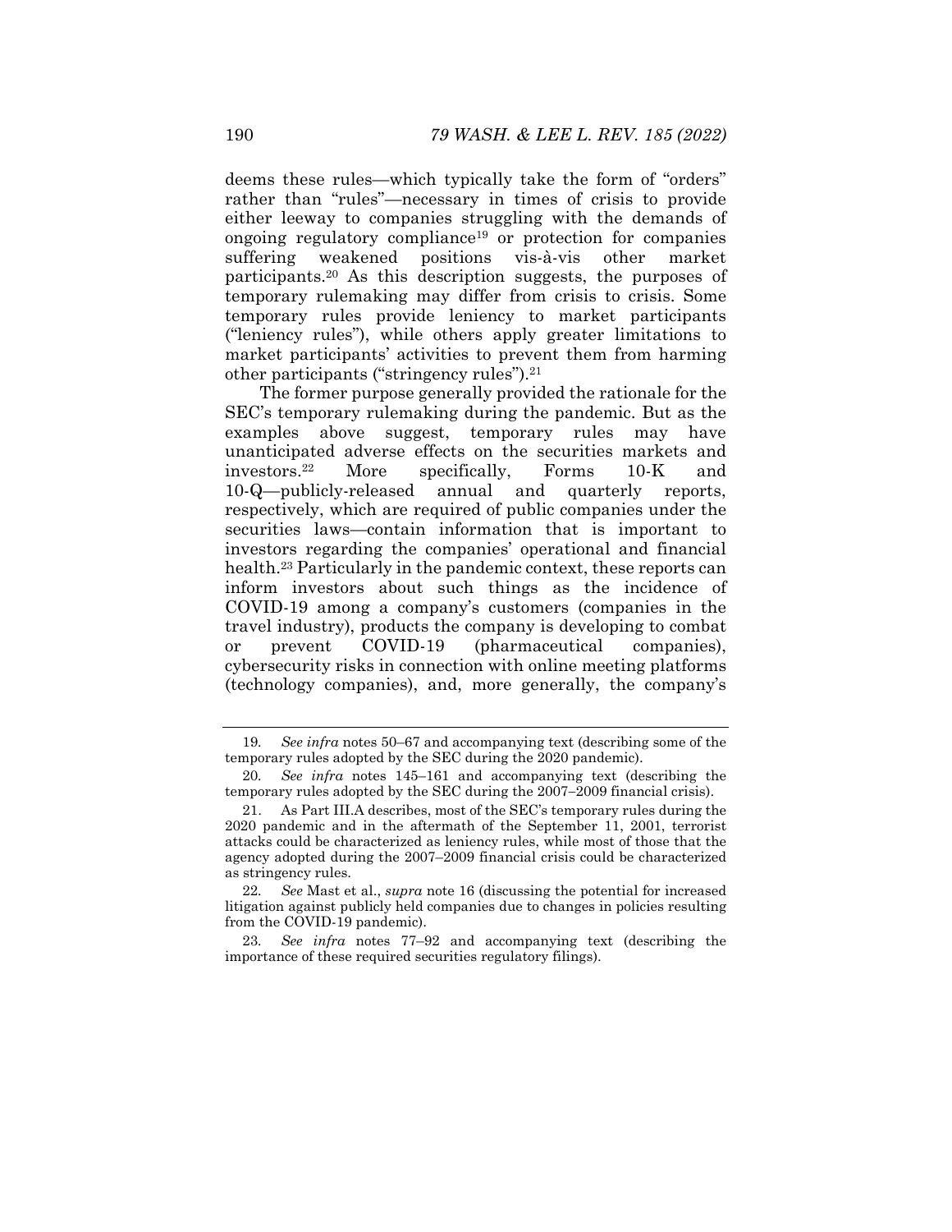deems these rules—which typically take the form of "orders" rather than "rules"—necessary in times of crisis to provide either leeway to companies struggling with the demands of ongoing regulatory compliance[19] or protection for companies suffering weakened positions vis-à-vis other market participants.[20] As this description suggests, the purposes of temporary rulemaking may differ from crisis to crisis. Some temporary rules provide leniency to market participants ("leniency rules"), while others apply greater limitations to market participants' activities to prevent them from harming other participants ("stringency rules").[21]

The former purpose generally provided the rationale for the SEC's temporary rulemaking during the pandemic. But as the examples above suggest, temporary rules may have unanticipated adverse effects on the securities markets and investors.[22] More specifically, Forms 10-K and 10-Q—publicly-released annual and quarterly reports, respectively, which are required of public companies under the securities laws—contain information that is important to investors regarding the companies' operational and financial health.[23] Particularly in the pandemic context, these reports can inform investors about such things as the incidence of COVID-19 among a company's customers (companies in the travel industry), products the company is developing to combat or prevent COVID-19 (pharmaceutical companies), cybersecurity risks in connection with online meeting platforms (technology companies), and, more generally, the company's

---

19. *See infra* notes 50–67 and accompanying text (describing some of the temporary rules adopted by the SEC during the 2020 pandemic).

20. *See infra* notes 145–161 and accompanying text (describing the temporary rules adopted by the SEC during the 2007–2009 financial crisis).

21. As Part III.A describes, most of the SEC's temporary rules during the 2020 pandemic and in the aftermath of the September 11, 2001, terrorist attacks could be characterized as leniency rules, while most of those that the agency adopted during the 2007–2009 financial crisis could be characterized as stringency rules.

22. *See* Mast et al., *supra* note 16 (discussing the potential for increased litigation against publicly held companies due to changes in policies resulting from the COVID-19 pandemic).

23. *See infra* notes 77–92 and accompanying text (describing the importance of these required securities regulatory filings).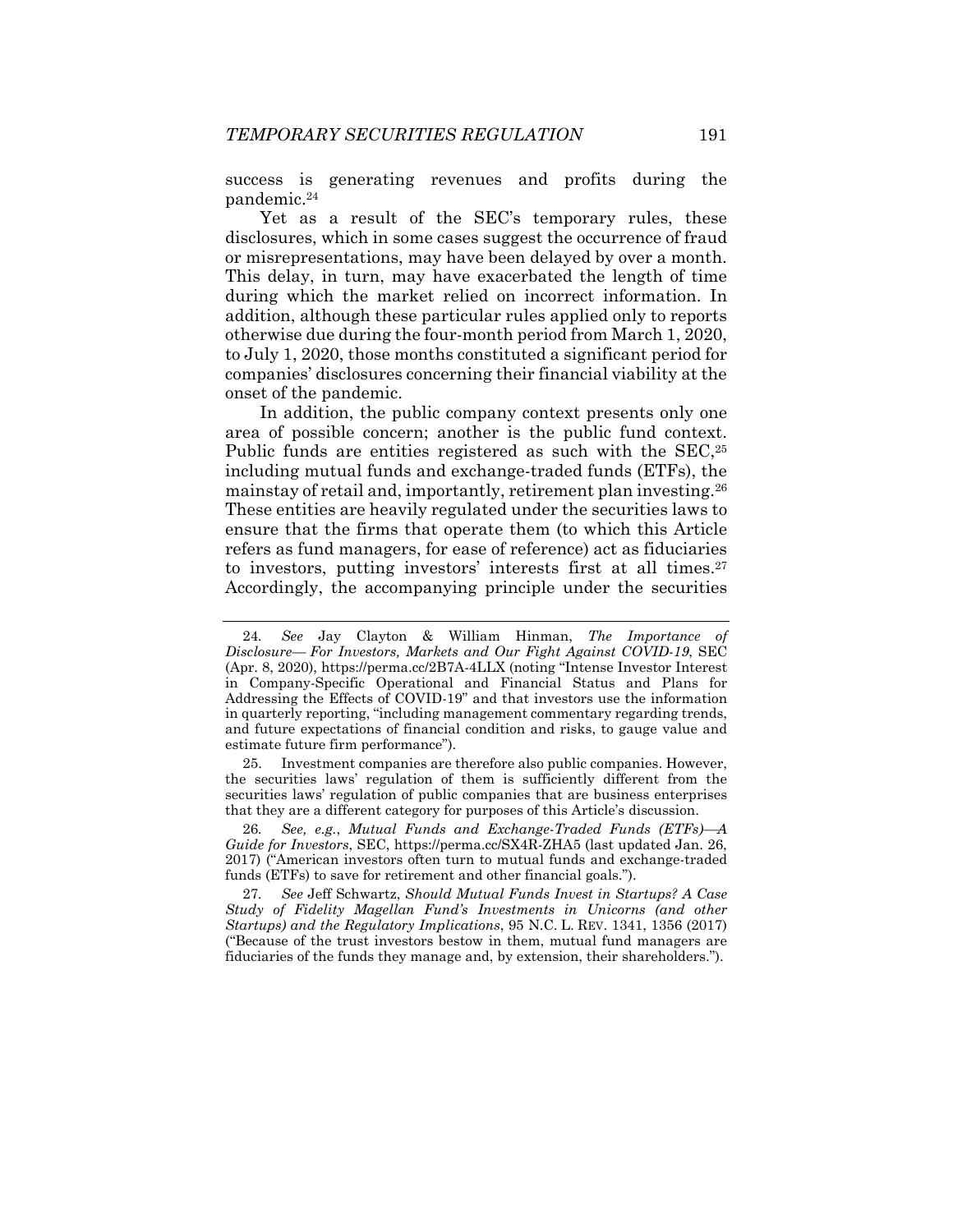success is generating revenues and profits during the pandemic.[24]

Yet as a result of the SEC's temporary rules, these disclosures, which in some cases suggest the occurrence of fraud or misrepresentations, may have been delayed by over a month. This delay, in turn, may have exacerbated the length of time during which the market relied on incorrect information. In addition, although these particular rules applied only to reports otherwise due during the four-month period from March 1, 2020, to July 1, 2020, those months constituted a significant period for companies' disclosures concerning their financial viability at the onset of the pandemic.

In addition, the public company context presents only one area of possible concern; another is the public fund context. Public funds are entities registered as such with the SEC,[25] including mutual funds and exchange-traded funds (ETFs), the mainstay of retail and, importantly, retirement plan investing.[26] These entities are heavily regulated under the securities laws to ensure that the firms that operate them (to which this Article refers as fund managers, for ease of reference) act as fiduciaries to investors, putting investors' interests first at all times.[27] Accordingly, the accompanying principle under the securities

---

24. *See* Jay Clayton & William Hinman, *The Importance of Disclosure— For Investors, Markets and Our Fight Against COVID-19*, SEC (Apr. 8, 2020), https://perma.cc/2B7A-4LLX (noting "Intense Investor Interest in Company-Specific Operational and Financial Status and Plans for Addressing the Effects of COVID-19" and that investors use the information in quarterly reporting, "including management commentary regarding trends, and future expectations of financial condition and risks, to gauge value and estimate future firm performance").

25. Investment companies are therefore also public companies. However, the securities laws' regulation of them is sufficiently different from the securities laws' regulation of public companies that are business enterprises that they are a different category for purposes of this Article's discussion.

26. *See, e.g.*, *Mutual Funds and Exchange-Traded Funds (ETFs)—A Guide for Investors*, SEC, https://perma.cc/SX4R-ZHA5 (last updated Jan. 26, 2017) ("American investors often turn to mutual funds and exchange-traded funds (ETFs) to save for retirement and other financial goals.").

27. *See* Jeff Schwartz, *Should Mutual Funds Invest in Startups? A Case Study of Fidelity Magellan Fund's Investments in Unicorns (and other Startups) and the Regulatory Implications*, 95 N.C. L. REV. 1341, 1356 (2017) ("Because of the trust investors bestow in them, mutual fund managers are fiduciaries of the funds they manage and, by extension, their shareholders.").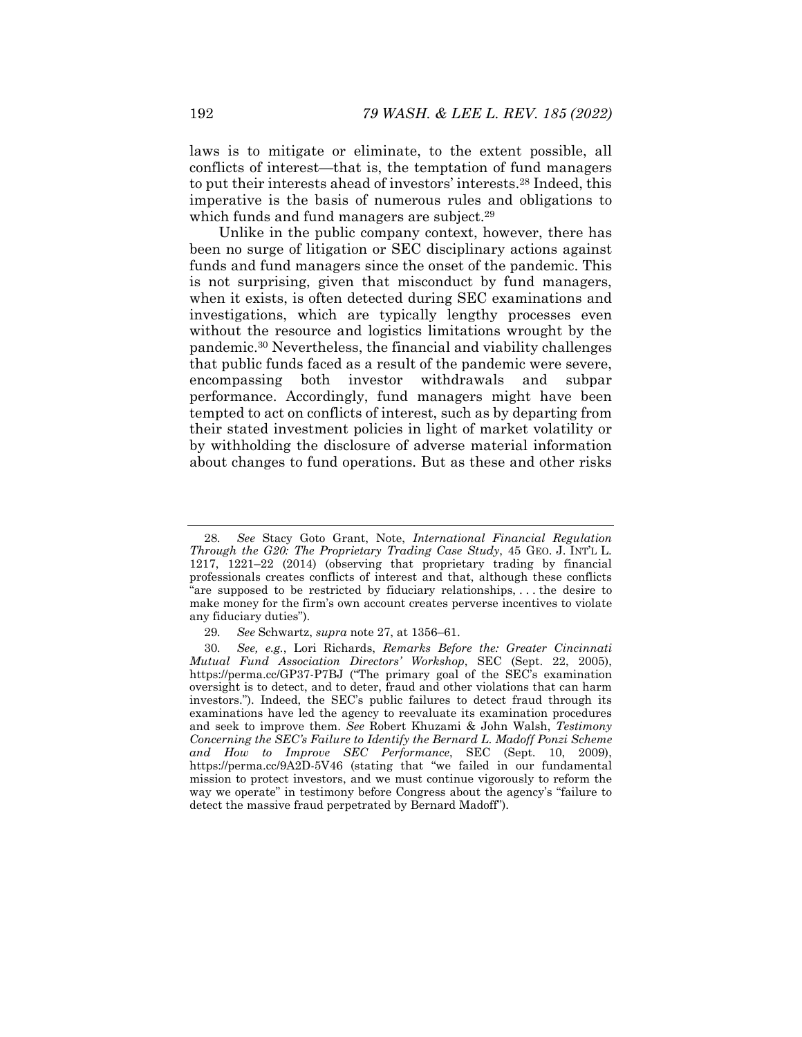laws is to mitigate or eliminate, to the extent possible, all conflicts of interest—that is, the temptation of fund managers to put their interests ahead of investors' interests.[28] Indeed, this imperative is the basis of numerous rules and obligations to which funds and fund managers are subject.[29]

Unlike in the public company context, however, there has been no surge of litigation or SEC disciplinary actions against funds and fund managers since the onset of the pandemic. This is not surprising, given that misconduct by fund managers, when it exists, is often detected during SEC examinations and investigations, which are typically lengthy processes even without the resource and logistics limitations wrought by the pandemic.[30] Nevertheless, the financial and viability challenges that public funds faced as a result of the pandemic were severe, encompassing both investor withdrawals and subpar performance. Accordingly, fund managers might have been tempted to act on conflicts of interest, such as by departing from their stated investment policies in light of market volatility or by withholding the disclosure of adverse material information about changes to fund operations. But as these and other risks

---

28. *See* Stacy Goto Grant, Note, *International Financial Regulation Through the G20: The Proprietary Trading Case Study*, 45 GEO. J. INT'L L. 1217, 1221–22 (2014) (observing that proprietary trading by financial professionals creates conflicts of interest and that, although these conflicts "are supposed to be restricted by fiduciary relationships, . . . the desire to make money for the firm's own account creates perverse incentives to violate any fiduciary duties").

29. *See* Schwartz, *supra* note 27, at 1356–61.

30. *See, e.g.*, Lori Richards, *Remarks Before the: Greater Cincinnati Mutual Fund Association Directors' Workshop*, SEC (Sept. 22, 2005), https://perma.cc/GP37-P7BJ ("The primary goal of the SEC's examination oversight is to detect, and to deter, fraud and other violations that can harm investors."). Indeed, the SEC's public failures to detect fraud through its examinations have led the agency to reevaluate its examination procedures and seek to improve them. *See* Robert Khuzami & John Walsh, *Testimony Concerning the SEC's Failure to Identify the Bernard L. Madoff Ponzi Scheme and How to Improve SEC Performance*, SEC (Sept. 10, 2009), https://perma.cc/9A2D-5V46 (stating that "we failed in our fundamental mission to protect investors, and we must continue vigorously to reform the way we operate" in testimony before Congress about the agency's "failure to detect the massive fraud perpetrated by Bernard Madoff").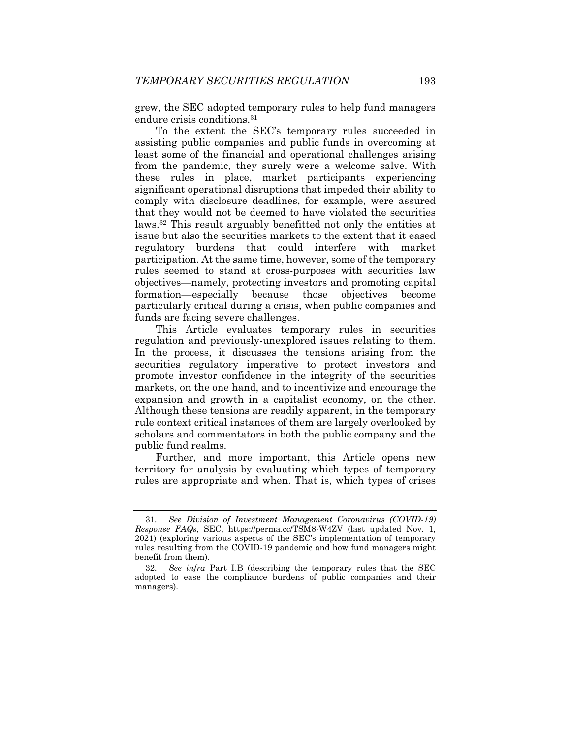grew, the SEC adopted temporary rules to help fund managers endure crisis conditions.[31]

To the extent the SEC's temporary rules succeeded in assisting public companies and public funds in overcoming at least some of the financial and operational challenges arising from the pandemic, they surely were a welcome salve. With these rules in place, market participants experiencing significant operational disruptions that impeded their ability to comply with disclosure deadlines, for example, were assured that they would not be deemed to have violated the securities laws.[32] This result arguably benefitted not only the entities at issue but also the securities markets to the extent that it eased regulatory burdens that could interfere with market participation. At the same time, however, some of the temporary rules seemed to stand at cross-purposes with securities law objectives—namely, protecting investors and promoting capital formation—especially because those objectives become particularly critical during a crisis, when public companies and funds are facing severe challenges.

This Article evaluates temporary rules in securities regulation and previously-unexplored issues relating to them. In the process, it discusses the tensions arising from the securities regulatory imperative to protect investors and promote investor confidence in the integrity of the securities markets, on the one hand, and to incentivize and encourage the expansion and growth in a capitalist economy, on the other. Although these tensions are readily apparent, in the temporary rule context critical instances of them are largely overlooked by scholars and commentators in both the public company and the public fund realms.

Further, and more important, this Article opens new territory for analysis by evaluating which types of temporary rules are appropriate and when. That is, which types of crises

---

31. *See Division of Investment Management Coronavirus (COVID-19) Response FAQs*, SEC, https://perma.cc/TSM8-W4ZV (last updated Nov. 1, 2021) (exploring various aspects of the SEC's implementation of temporary rules resulting from the COVID-19 pandemic and how fund managers might benefit from them).

32. *See infra* Part I.B (describing the temporary rules that the SEC adopted to ease the compliance burdens of public companies and their managers).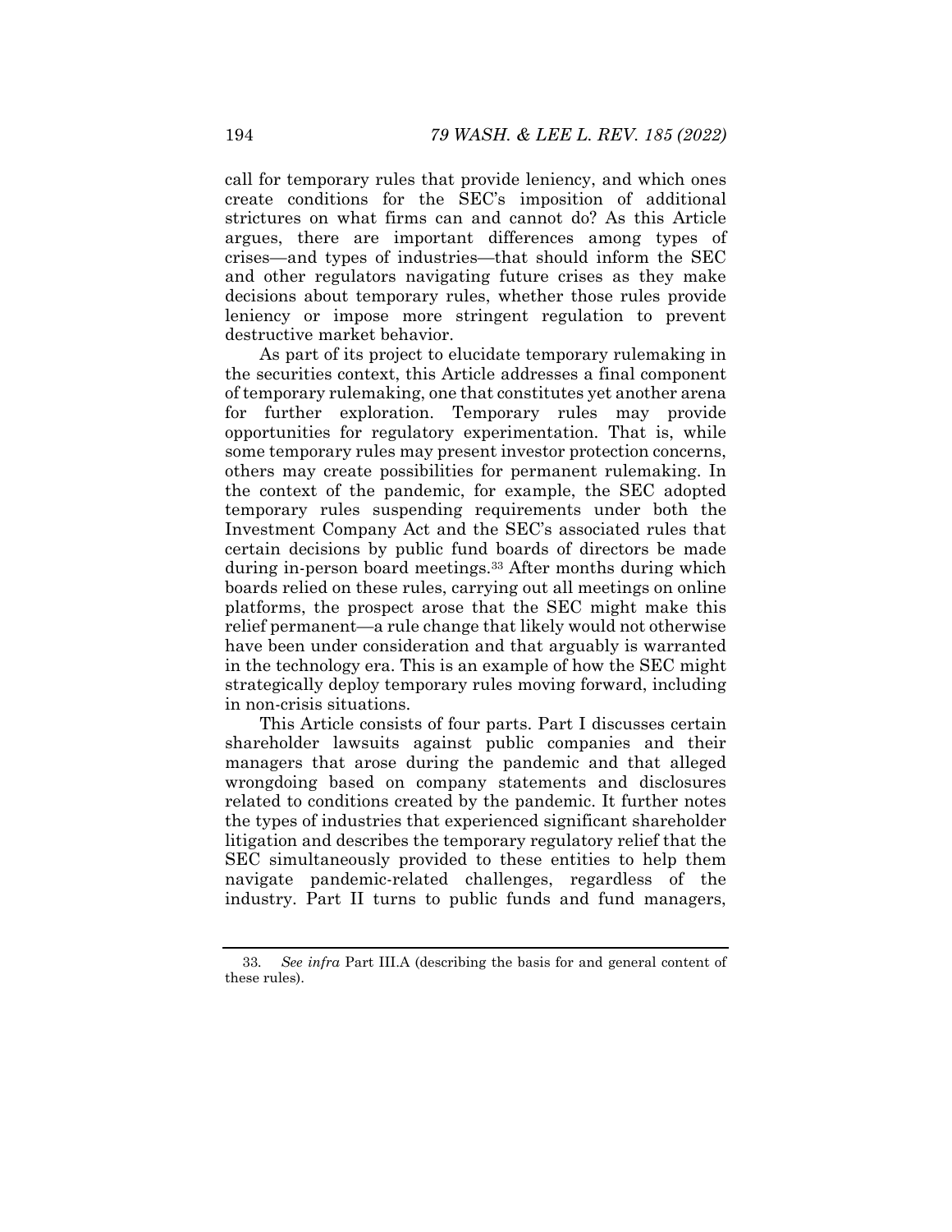call for temporary rules that provide leniency, and which ones create conditions for the SEC's imposition of additional strictures on what firms can and cannot do? As this Article argues, there are important differences among types of crises—and types of industries—that should inform the SEC and other regulators navigating future crises as they make decisions about temporary rules, whether those rules provide leniency or impose more stringent regulation to prevent destructive market behavior.

As part of its project to elucidate temporary rulemaking in the securities context, this Article addresses a final component of temporary rulemaking, one that constitutes yet another arena for further exploration. Temporary rules may provide opportunities for regulatory experimentation. That is, while some temporary rules may present investor protection concerns, others may create possibilities for permanent rulemaking. In the context of the pandemic, for example, the SEC adopted temporary rules suspending requirements under both the Investment Company Act and the SEC's associated rules that certain decisions by public fund boards of directors be made during in-person board meetings.[33] After months during which boards relied on these rules, carrying out all meetings on online platforms, the prospect arose that the SEC might make this relief permanent—a rule change that likely would not otherwise have been under consideration and that arguably is warranted in the technology era. This is an example of how the SEC might strategically deploy temporary rules moving forward, including in non-crisis situations.

This Article consists of four parts. Part I discusses certain shareholder lawsuits against public companies and their managers that arose during the pandemic and that alleged wrongdoing based on company statements and disclosures related to conditions created by the pandemic. It further notes the types of industries that experienced significant shareholder litigation and describes the temporary regulatory relief that the SEC simultaneously provided to these entities to help them navigate pandemic-related challenges, regardless of the industry. Part II turns to public funds and fund managers,

---

33. *See infra* Part III.A (describing the basis for and general content of these rules).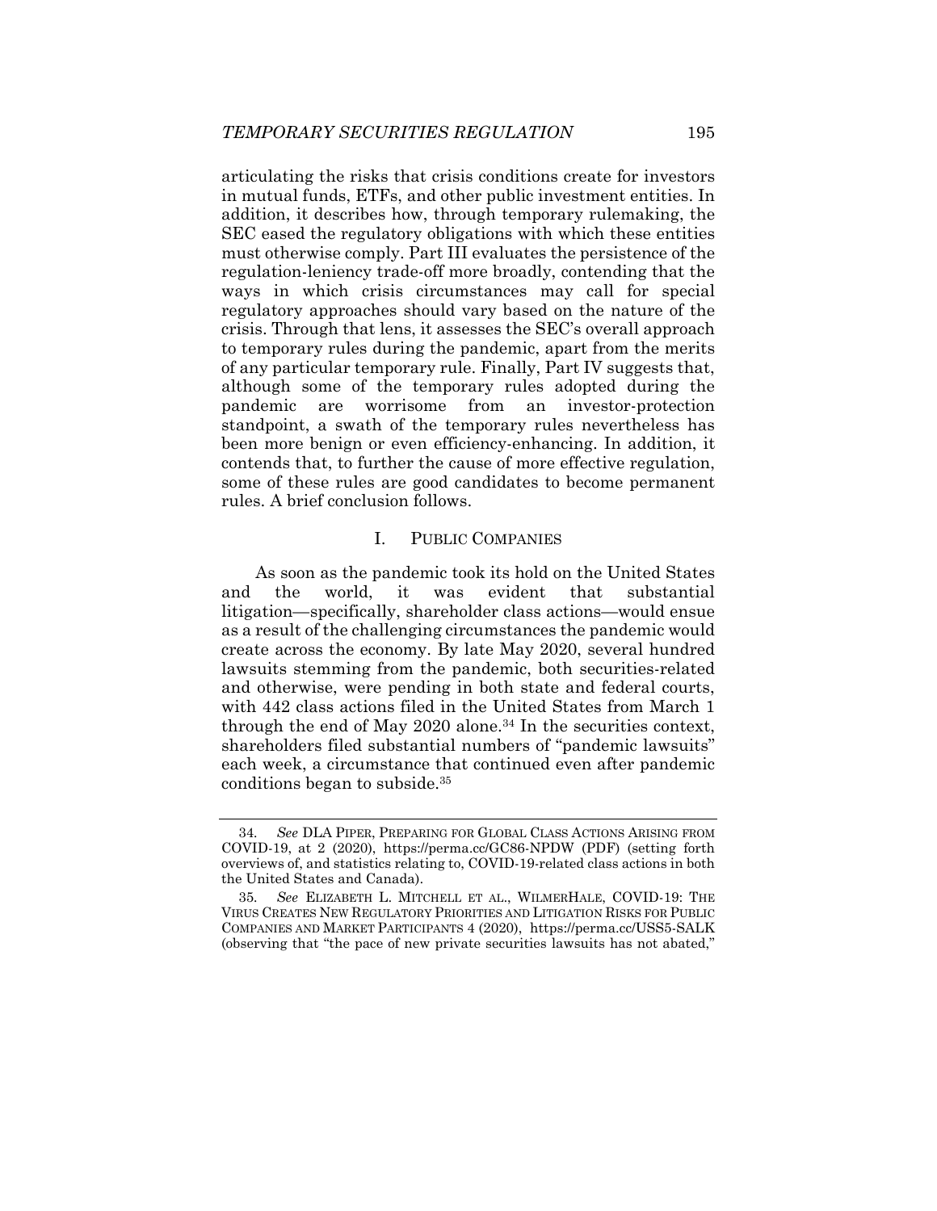articulating the risks that crisis conditions create for investors in mutual funds, ETFs, and other public investment entities. In addition, it describes how, through temporary rulemaking, the SEC eased the regulatory obligations with which these entities must otherwise comply. Part III evaluates the persistence of the regulation-leniency trade-off more broadly, contending that the ways in which crisis circumstances may call for special regulatory approaches should vary based on the nature of the crisis. Through that lens, it assesses the SEC's overall approach to temporary rules during the pandemic, apart from the merits of any particular temporary rule. Finally, Part IV suggests that, although some of the temporary rules adopted during the pandemic are worrisome from an investor-protection standpoint, a swath of the temporary rules nevertheless has been more benign or even efficiency-enhancing. In addition, it contends that, to further the cause of more effective regulation, some of these rules are good candidates to become permanent rules. A brief conclusion follows.

## I. PUBLIC COMPANIES

As soon as the pandemic took its hold on the United States and the world, it was evident that substantial litigation—specifically, shareholder class actions—would ensue as a result of the challenging circumstances the pandemic would create across the economy. By late May 2020, several hundred lawsuits stemming from the pandemic, both securities-related and otherwise, were pending in both state and federal courts, with 442 class actions filed in the United States from March 1 through the end of May 2020 alone.[34] In the securities context, shareholders filed substantial numbers of "pandemic lawsuits" each week, a circumstance that continued even after pandemic conditions began to subside.[35]

---

34. *See* DLA PIPER, PREPARING FOR GLOBAL CLASS ACTIONS ARISING FROM COVID-19, at 2 (2020), https://perma.cc/GC86-NPDW (PDF) (setting forth overviews of, and statistics relating to, COVID-19-related class actions in both the United States and Canada).

35. *See* ELIZABETH L. MITCHELL ET AL., WILMERHALE, COVID-19: THE VIRUS CREATES NEW REGULATORY PRIORITIES AND LITIGATION RISKS FOR PUBLIC COMPANIES AND MARKET PARTICIPANTS 4 (2020), https://perma.cc/USS5-SALK (observing that "the pace of new private securities lawsuits has not abated,"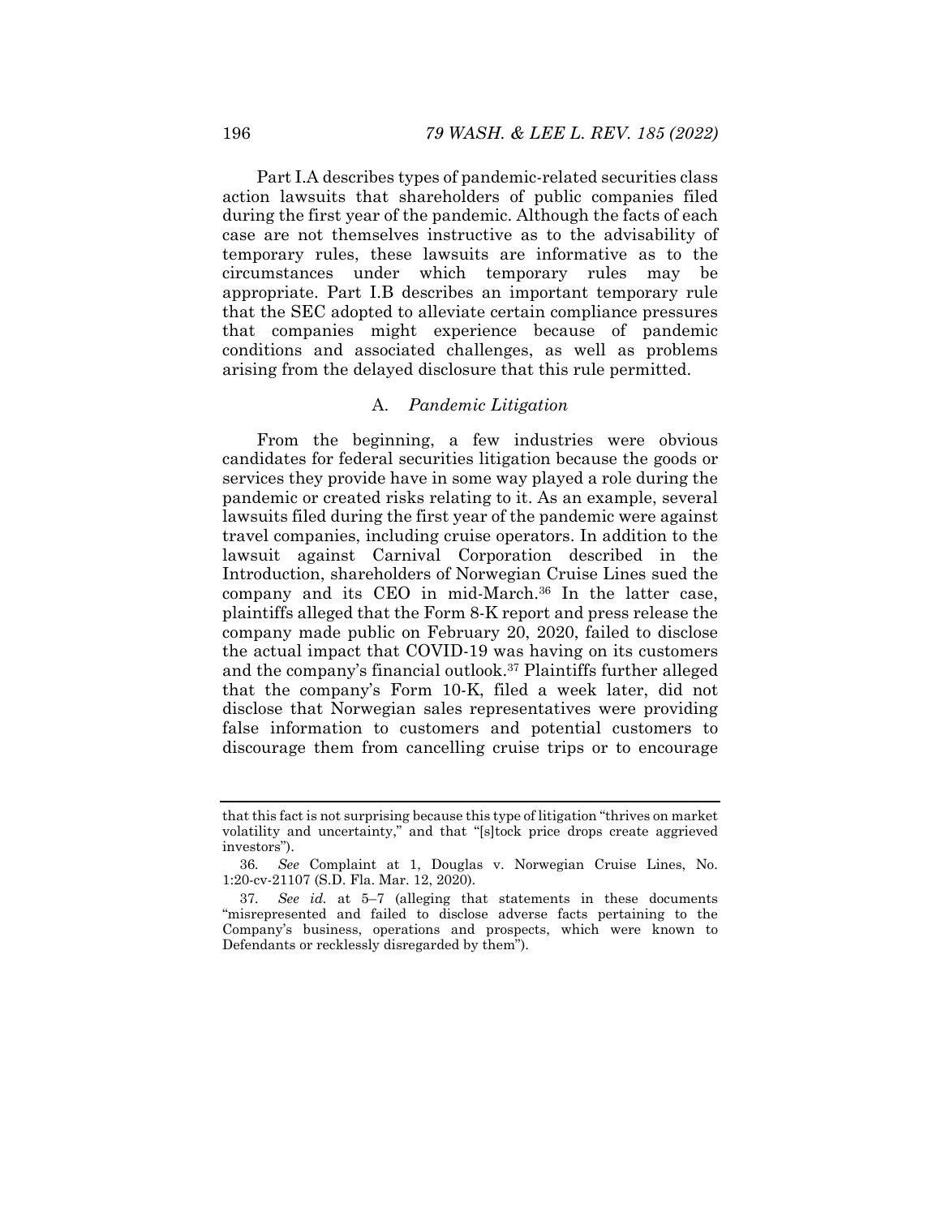Part I.A describes types of pandemic-related securities class action lawsuits that shareholders of public companies filed during the first year of the pandemic. Although the facts of each case are not themselves instructive as to the advisability of temporary rules, these lawsuits are informative as to the circumstances under which temporary rules may be appropriate. Part I.B describes an important temporary rule that the SEC adopted to alleviate certain compliance pressures that companies might experience because of pandemic conditions and associated challenges, as well as problems arising from the delayed disclosure that this rule permitted.

### A. *Pandemic Litigation*

From the beginning, a few industries were obvious candidates for federal securities litigation because the goods or services they provide have in some way played a role during the pandemic or created risks relating to it. As an example, several lawsuits filed during the first year of the pandemic were against travel companies, including cruise operators. In addition to the lawsuit against Carnival Corporation described in the Introduction, shareholders of Norwegian Cruise Lines sued the company and its CEO in mid-March.[36] In the latter case, plaintiffs alleged that the Form 8-K report and press release the company made public on February 20, 2020, failed to disclose the actual impact that COVID-19 was having on its customers and the company's financial outlook.[37] Plaintiffs further alleged that the company's Form 10-K, filed a week later, did not disclose that Norwegian sales representatives were providing false information to customers and potential customers to discourage them from cancelling cruise trips or to encourage

---

that this fact is not surprising because this type of litigation "thrives on market volatility and uncertainty," and that "[s]tock price drops create aggrieved investors").

36. *See* Complaint at 1, Douglas v. Norwegian Cruise Lines, No. 1:20-cv-21107 (S.D. Fla. Mar. 12, 2020).

37. *See id.* at 5–7 (alleging that statements in these documents "misrepresented and failed to disclose adverse facts pertaining to the Company's business, operations and prospects, which were known to Defendants or recklessly disregarded by them").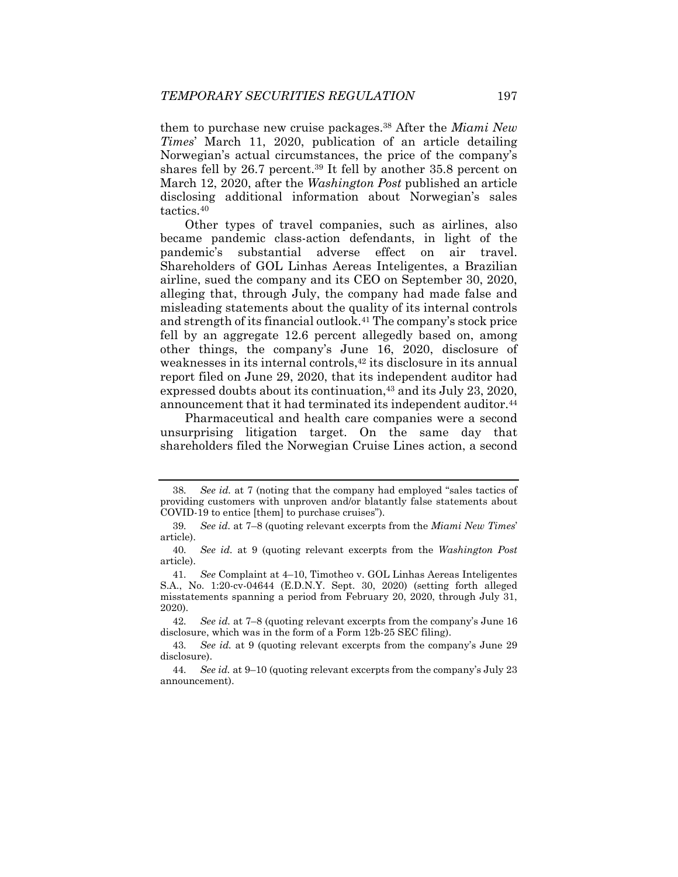them to purchase new cruise packages.[38] After the *Miami New Times*' March 11, 2020, publication of an article detailing Norwegian's actual circumstances, the price of the company's shares fell by 26.7 percent.[39] It fell by another 35.8 percent on March 12, 2020, after the *Washington Post* published an article disclosing additional information about Norwegian's sales tactics.[40]

Other types of travel companies, such as airlines, also became pandemic class-action defendants, in light of the pandemic's substantial adverse effect on air travel. Shareholders of GOL Linhas Aereas Inteligentes, a Brazilian airline, sued the company and its CEO on September 30, 2020, alleging that, through July, the company had made false and misleading statements about the quality of its internal controls and strength of its financial outlook.[41] The company's stock price fell by an aggregate 12.6 percent allegedly based on, among other things, the company's June 16, 2020, disclosure of weaknesses in its internal controls,[42] its disclosure in its annual report filed on June 29, 2020, that its independent auditor had expressed doubts about its continuation,[43] and its July 23, 2020, announcement that it had terminated its independent auditor.[44]

Pharmaceutical and health care companies were a second unsurprising litigation target. On the same day that shareholders filed the Norwegian Cruise Lines action, a second

---

38. *See id.* at 7 (noting that the company had employed "sales tactics of providing customers with unproven and/or blatantly false statements about COVID-19 to entice [them] to purchase cruises").

39. *See id.* at 7–8 (quoting relevant excerpts from the *Miami New Times*' article).

40. *See id.* at 9 (quoting relevant excerpts from the *Washington Post* article).

41. *See* Complaint at 4–10, Timotheo v. GOL Linhas Aereas Inteligentes S.A., No. 1:20-cv-04644 (E.D.N.Y. Sept. 30, 2020) (setting forth alleged misstatements spanning a period from February 20, 2020, through July 31, 2020).

42. *See id.* at 7–8 (quoting relevant excerpts from the company's June 16 disclosure, which was in the form of a Form 12b-25 SEC filing).

43. *See id.* at 9 (quoting relevant excerpts from the company's June 29 disclosure).

44. *See id.* at 9–10 (quoting relevant excerpts from the company's July 23 announcement).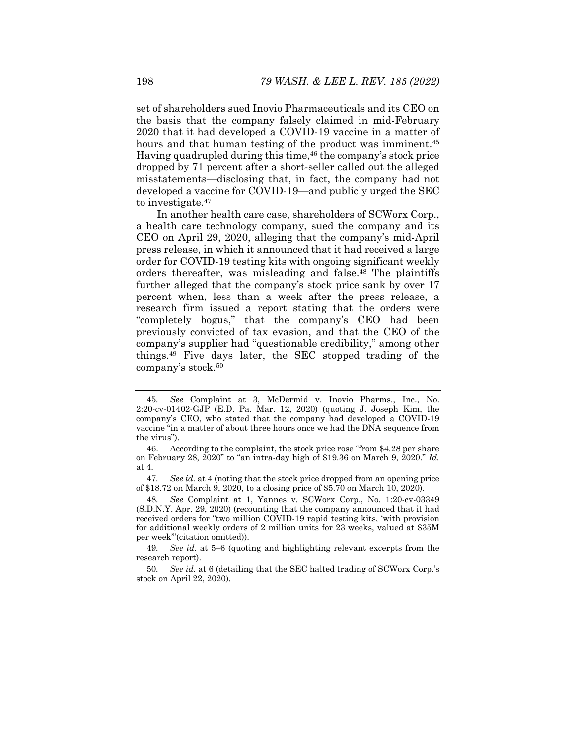set of shareholders sued Inovio Pharmaceuticals and its CEO on the basis that the company falsely claimed in mid-February 2020 that it had developed a COVID-19 vaccine in a matter of hours and that human testing of the product was imminent.[45] Having quadrupled during this time,[46] the company's stock price dropped by 71 percent after a short-seller called out the alleged misstatements—disclosing that, in fact, the company had not developed a vaccine for COVID-19—and publicly urged the SEC to investigate.[47]

In another health care case, shareholders of SCWorx Corp., a health care technology company, sued the company and its CEO on April 29, 2020, alleging that the company's mid-April press release, in which it announced that it had received a large order for COVID-19 testing kits with ongoing significant weekly orders thereafter, was misleading and false.[48] The plaintiffs further alleged that the company's stock price sank by over 17 percent when, less than a week after the press release, a research firm issued a report stating that the orders were "completely bogus," that the company's CEO had been previously convicted of tax evasion, and that the CEO of the company's supplier had "questionable credibility," among other things.[49] Five days later, the SEC stopped trading of the company's stock.[50]

---

45. *See* Complaint at 3, McDermid v. Inovio Pharms., Inc., No. 2:20-cv-01402-GJP (E.D. Pa. Mar. 12, 2020) (quoting J. Joseph Kim, the company's CEO, who stated that the company had developed a COVID-19 vaccine "in a matter of about three hours once we had the DNA sequence from the virus").

46. According to the complaint, the stock price rose "from $4.28 per share on February 28, 2020" to "an intra-day high of $19.36 on March 9, 2020." *Id.* at 4.

47. *See id.* at 4 (noting that the stock price dropped from an opening price of $18.72 on March 9, 2020, to a closing price of $5.70 on March 10, 2020).

48. *See* Complaint at 1, Yannes v. SCWorx Corp., No. 1:20-cv-03349 (S.D.N.Y. Apr. 29, 2020) (recounting that the company announced that it had received orders for "two million COVID-19 rapid testing kits, 'with provision for additional weekly orders of 2 million units for 23 weeks, valued at $35M per week'"(citation omitted)).

49. *See id.* at 5–6 (quoting and highlighting relevant excerpts from the research report).

50. *See id.* at 6 (detailing that the SEC halted trading of SCWorx Corp.'s stock on April 22, 2020).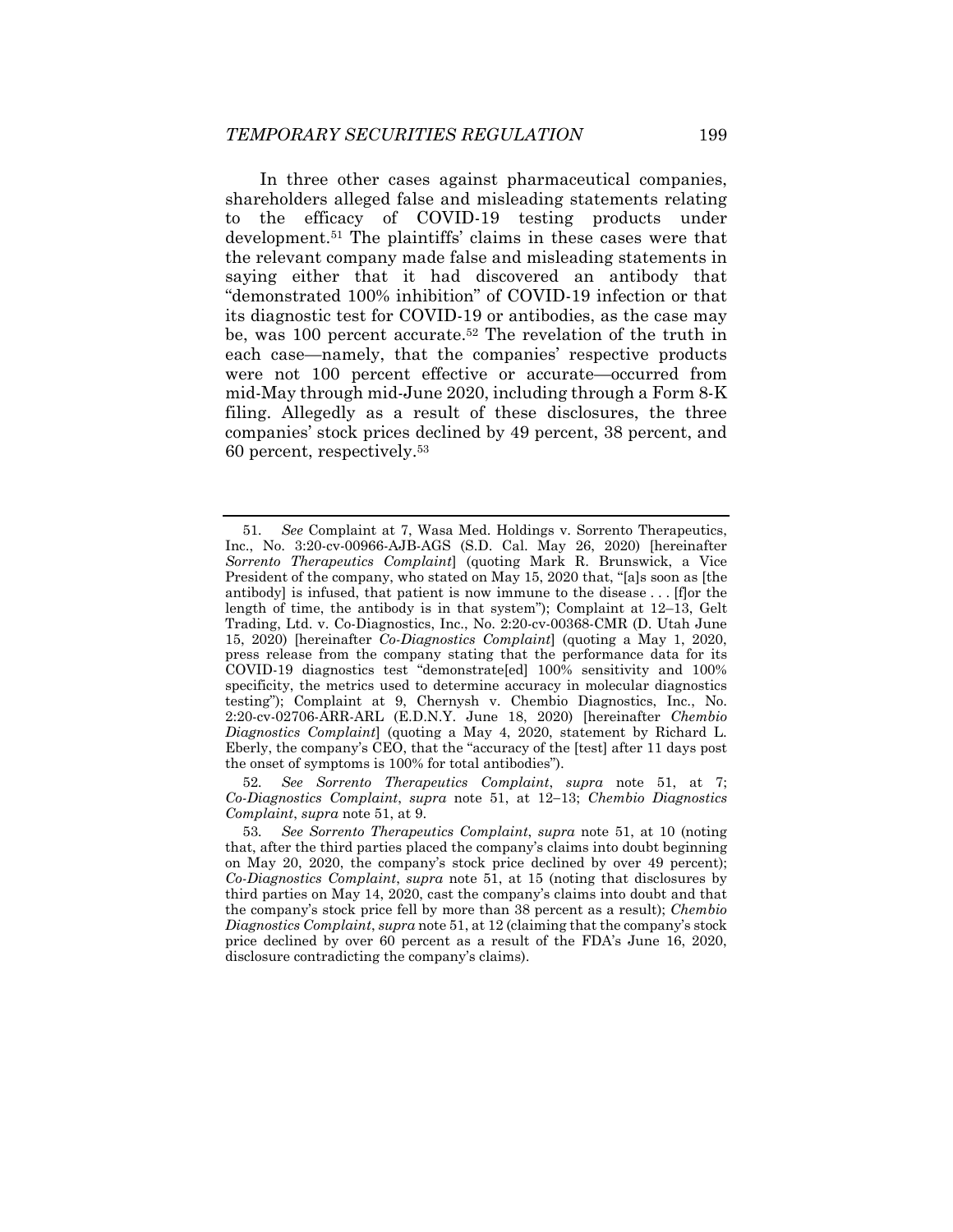In three other cases against pharmaceutical companies, shareholders alleged false and misleading statements relating to the efficacy of COVID-19 testing products under development.[51] The plaintiffs' claims in these cases were that the relevant company made false and misleading statements in saying either that it had discovered an antibody that "demonstrated 100% inhibition" of COVID-19 infection or that its diagnostic test for COVID-19 or antibodies, as the case may be, was 100 percent accurate.[52] The revelation of the truth in each case—namely, that the companies' respective products were not 100 percent effective or accurate—occurred from mid-May through mid-June 2020, including through a Form 8-K filing. Allegedly as a result of these disclosures, the three companies' stock prices declined by 49 percent, 38 percent, and 60 percent, respectively.[53]

---

51. *See* Complaint at 7, Wasa Med. Holdings v. Sorrento Therapeutics, Inc., No. 3:20-cv-00966-AJB-AGS (S.D. Cal. May 26, 2020) [hereinafter *Sorrento Therapeutics Complaint*] (quoting Mark R. Brunswick, a Vice President of the company, who stated on May 15, 2020 that, "[a]s soon as [the antibody] is infused, that patient is now immune to the disease . . . [f]or the length of time, the antibody is in that system"); Complaint at 12–13, Gelt Trading, Ltd. v. Co-Diagnostics, Inc., No. 2:20-cv-00368-CMR (D. Utah June 15, 2020) [hereinafter *Co-Diagnostics Complaint*] (quoting a May 1, 2020, press release from the company stating that the performance data for its COVID-19 diagnostics test "demonstrate[ed] 100% sensitivity and 100% specificity, the metrics used to determine accuracy in molecular diagnostics testing"); Complaint at 9, Chernysh v. Chembio Diagnostics, Inc., No. 2:20-cv-02706-ARR-ARL (E.D.N.Y. June 18, 2020) [hereinafter *Chembio Diagnostics Complaint*] (quoting a May 4, 2020, statement by Richard L. Eberly, the company's CEO, that the "accuracy of the [test] after 11 days post the onset of symptoms is 100% for total antibodies").

52. *See Sorrento Therapeutics Complaint*, *supra* note 51, at 7; *Co-Diagnostics Complaint*, *supra* note 51, at 12–13; *Chembio Diagnostics Complaint*, *supra* note 51, at 9.

53. *See Sorrento Therapeutics Complaint*, *supra* note 51, at 10 (noting that, after the third parties placed the company's claims into doubt beginning on May 20, 2020, the company's stock price declined by over 49 percent); *Co-Diagnostics Complaint*, *supra* note 51, at 15 (noting that disclosures by third parties on May 14, 2020, cast the company's claims into doubt and that the company's stock price fell by more than 38 percent as a result); *Chembio Diagnostics Complaint*, *supra* note 51, at 12 (claiming that the company's stock price declined by over 60 percent as a result of the FDA's June 16, 2020, disclosure contradicting the company's claims).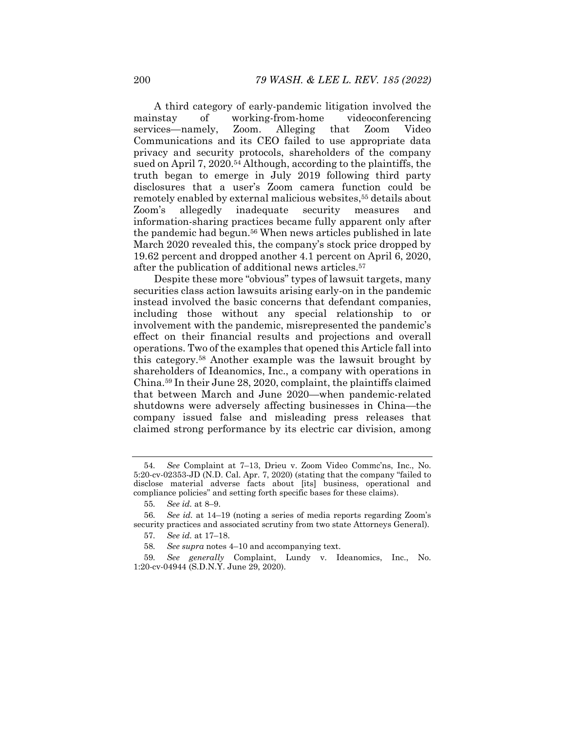A third category of early-pandemic litigation involved the mainstay of working-from-home videoconferencing services—namely, Zoom. Alleging that Zoom Video Communications and its CEO failed to use appropriate data privacy and security protocols, shareholders of the company sued on April 7, 2020.[54] Although, according to the plaintiffs, the truth began to emerge in July 2019 following third party disclosures that a user's Zoom camera function could be remotely enabled by external malicious websites,[55] details about Zoom's allegedly inadequate security measures and information-sharing practices became fully apparent only after the pandemic had begun.[56] When news articles published in late March 2020 revealed this, the company's stock price dropped by 19.62 percent and dropped another 4.1 percent on April 6, 2020, after the publication of additional news articles.[57]

Despite these more "obvious" types of lawsuit targets, many securities class action lawsuits arising early-on in the pandemic instead involved the basic concerns that defendant companies, including those without any special relationship to or involvement with the pandemic, misrepresented the pandemic's effect on their financial results and projections and overall operations. Two of the examples that opened this Article fall into this category.[58] Another example was the lawsuit brought by shareholders of Ideanomics, Inc., a company with operations in China.[59] In their June 28, 2020, complaint, the plaintiffs claimed that between March and June 2020—when pandemic-related shutdowns were adversely affecting businesses in China—the company issued false and misleading press releases that claimed strong performance by its electric car division, among

---

54. *See* Complaint at 7–13, Drieu v. Zoom Video Commc'ns, Inc., No. 5:20-cv-02353-JD (N.D. Cal. Apr. 7, 2020) (stating that the company "failed to disclose material adverse facts about [its] business, operational and compliance policies" and setting forth specific bases for these claims).

55. *See id.* at 8–9.

56. *See id.* at 14–19 (noting a series of media reports regarding Zoom's security practices and associated scrutiny from two state Attorneys General).

57. *See id.* at 17–18.

58. *See supra* notes 4–10 and accompanying text.

59. *See generally* Complaint, Lundy v. Ideanomics, Inc., No. 1:20-cv-04944 (S.D.N.Y. June 29, 2020).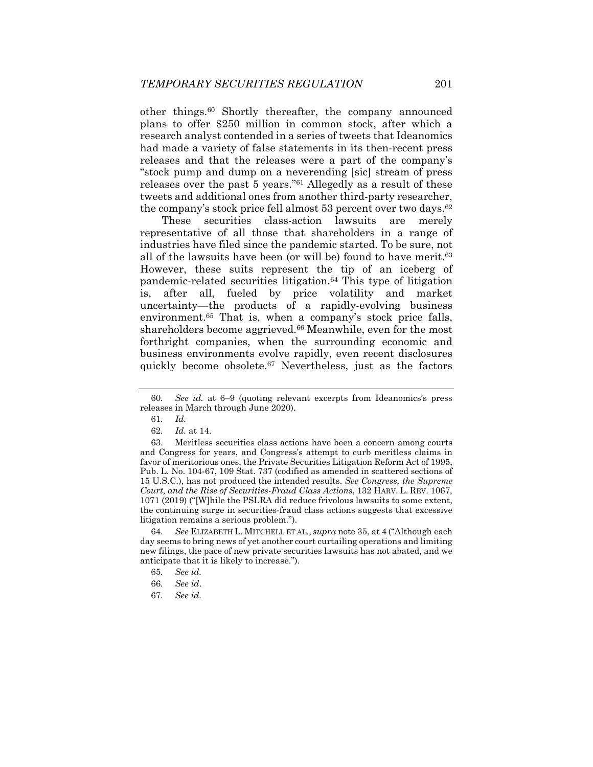other things.[60] Shortly thereafter, the company announced plans to offer $250 million in common stock, after which a research analyst contended in a series of tweets that Ideanomics had made a variety of false statements in its then-recent press releases and that the releases were a part of the company's "stock pump and dump on a neverending [sic] stream of press releases over the past 5 years."[61] Allegedly as a result of these tweets and additional ones from another third-party researcher, the company's stock price fell almost 53 percent over two days.[62]

These securities class-action lawsuits are merely representative of all those that shareholders in a range of industries have filed since the pandemic started. To be sure, not all of the lawsuits have been (or will be) found to have merit.[63] However, these suits represent the tip of an iceberg of pandemic-related securities litigation.[64] This type of litigation is, after all, fueled by price volatility and market uncertainty—the products of a rapidly-evolving business environment.[65] That is, when a company's stock price falls, shareholders become aggrieved.[66] Meanwhile, even for the most forthright companies, when the surrounding economic and business environments evolve rapidly, even recent disclosures quickly become obsolete.[67] Nevertheless, just as the factors

---

60. *See id.* at 6–9 (quoting relevant excerpts from Ideanomics's press releases in March through June 2020).

61. *Id.*

62. *Id.* at 14.

63. Meritless securities class actions have been a concern among courts and Congress for years, and Congress's attempt to curb meritless claims in favor of meritorious ones, the Private Securities Litigation Reform Act of 1995, Pub. L. No. 104-67, 109 Stat. 737 (codified as amended in scattered sections of 15 U.S.C.), has not produced the intended results. *See Congress, the Supreme Court, and the Rise of Securities-Fraud Class Actions*, 132 HARV. L. REV. 1067, 1071 (2019) ("[W]hile the PSLRA did reduce frivolous lawsuits to some extent, the continuing surge in securities-fraud class actions suggests that excessive litigation remains a serious problem.").

64. *See* ELIZABETH L. MITCHELL ET AL., *supra* note 35, at 4 ("Although each day seems to bring news of yet another court curtailing operations and limiting new filings, the pace of new private securities lawsuits has not abated, and we anticipate that it is likely to increase.").

65. *See id.*

66. *See id*.

67. *See id.*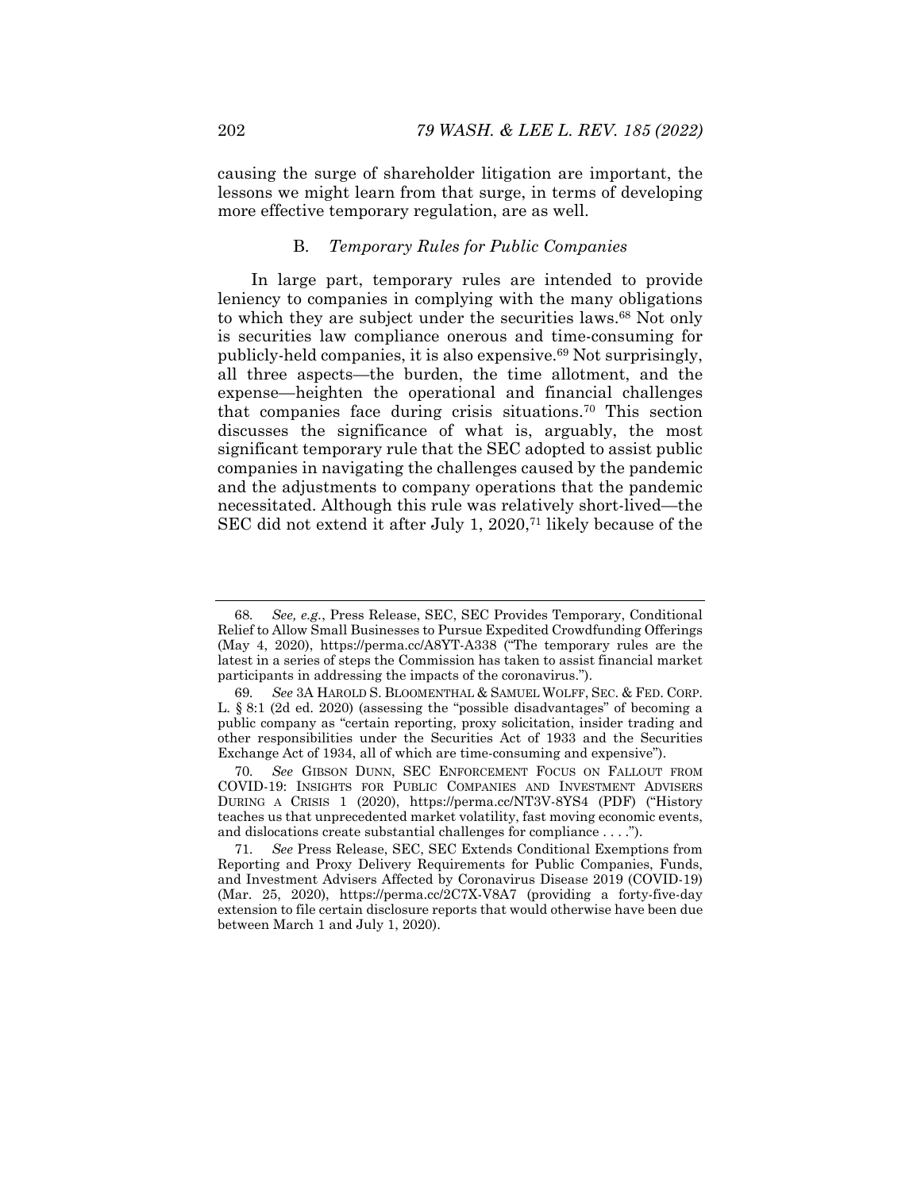causing the surge of shareholder litigation are important, the lessons we might learn from that surge, in terms of developing more effective temporary regulation, are as well.

### B. *Temporary Rules for Public Companies*

In large part, temporary rules are intended to provide leniency to companies in complying with the many obligations to which they are subject under the securities laws.[68] Not only is securities law compliance onerous and time-consuming for publicly-held companies, it is also expensive.[69] Not surprisingly, all three aspects—the burden, the time allotment, and the expense—heighten the operational and financial challenges that companies face during crisis situations.[70] This section discusses the significance of what is, arguably, the most significant temporary rule that the SEC adopted to assist public companies in navigating the challenges caused by the pandemic and the adjustments to company operations that the pandemic necessitated. Although this rule was relatively short-lived—the SEC did not extend it after July 1, 2020,[71] likely because of the

---

68. *See, e.g.*, Press Release, SEC, SEC Provides Temporary, Conditional Relief to Allow Small Businesses to Pursue Expedited Crowdfunding Offerings (May 4, 2020), https://perma.cc/A8YT-A338 ("The temporary rules are the latest in a series of steps the Commission has taken to assist financial market participants in addressing the impacts of the coronavirus.").

69. *See* 3A HAROLD S. BLOOMENTHAL & SAMUEL WOLFF, SEC. & FED. CORP. L. § 8:1 (2d ed. 2020) (assessing the "possible disadvantages" of becoming a public company as "certain reporting, proxy solicitation, insider trading and other responsibilities under the Securities Act of 1933 and the Securities Exchange Act of 1934, all of which are time-consuming and expensive").

70. *See* GIBSON DUNN, SEC ENFORCEMENT FOCUS ON FALLOUT FROM COVID-19: INSIGHTS FOR PUBLIC COMPANIES AND INVESTMENT ADVISERS DURING A CRISIS 1 (2020), https://perma.cc/NT3V-8YS4 (PDF) ("History teaches us that unprecedented market volatility, fast moving economic events, and dislocations create substantial challenges for compliance . . . .").

71. *See* Press Release, SEC, SEC Extends Conditional Exemptions from Reporting and Proxy Delivery Requirements for Public Companies, Funds, and Investment Advisers Affected by Coronavirus Disease 2019 (COVID-19) (Mar. 25, 2020), https://perma.cc/2C7X-V8A7 (providing a forty-five-day extension to file certain disclosure reports that would otherwise have been due between March 1 and July 1, 2020).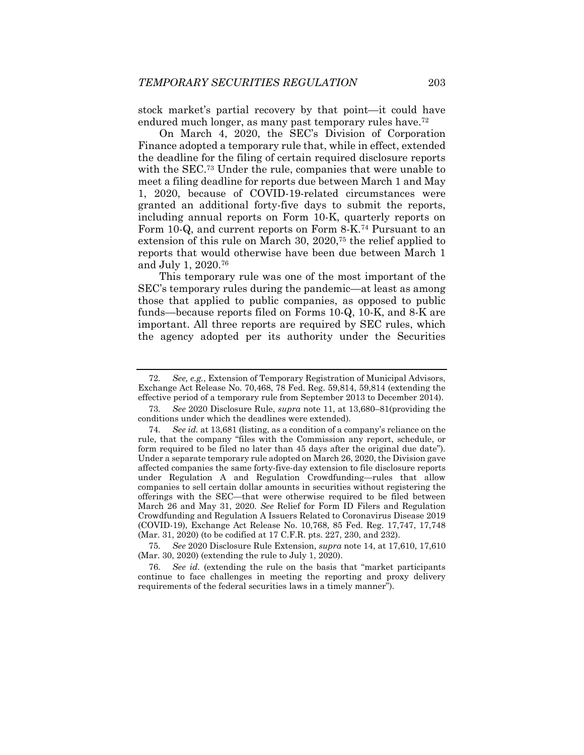stock market's partial recovery by that point—it could have endured much longer, as many past temporary rules have.[72]

On March 4, 2020, the SEC's Division of Corporation Finance adopted a temporary rule that, while in effect, extended the deadline for the filing of certain required disclosure reports with the SEC.[73] Under the rule, companies that were unable to meet a filing deadline for reports due between March 1 and May 1, 2020, because of COVID-19-related circumstances were granted an additional forty-five days to submit the reports, including annual reports on Form 10-K, quarterly reports on Form 10-Q, and current reports on Form 8-K.[74] Pursuant to an extension of this rule on March 30, 2020,[75] the relief applied to reports that would otherwise have been due between March 1 and July 1, 2020.[76]

This temporary rule was one of the most important of the SEC's temporary rules during the pandemic—at least as among those that applied to public companies, as opposed to public funds—because reports filed on Forms 10-Q, 10-K, and 8-K are important. All three reports are required by SEC rules, which the agency adopted per its authority under the Securities

---

72. *See, e.g.*, Extension of Temporary Registration of Municipal Advisors, Exchange Act Release No. 70,468, 78 Fed. Reg. 59,814, 59,814 (extending the effective period of a temporary rule from September 2013 to December 2014).

73. *See* 2020 Disclosure Rule, *supra* note 11, at 13,680–81(providing the conditions under which the deadlines were extended).

74. *See id.* at 13,681 (listing, as a condition of a company's reliance on the rule, that the company "files with the Commission any report, schedule, or form required to be filed no later than 45 days after the original due date"). Under a separate temporary rule adopted on March 26, 2020, the Division gave affected companies the same forty-five-day extension to file disclosure reports under Regulation A and Regulation Crowdfunding—rules that allow companies to sell certain dollar amounts in securities without registering the offerings with the SEC—that were otherwise required to be filed between March 26 and May 31, 2020. *See* Relief for Form ID Filers and Regulation Crowdfunding and Regulation A Issuers Related to Coronavirus Disease 2019 (COVID-19), Exchange Act Release No. 10,768, 85 Fed. Reg. 17,747, 17,748 (Mar. 31, 2020) (to be codified at 17 C.F.R. pts. 227, 230, and 232).

75. *See* 2020 Disclosure Rule Extension, *supra* note 14, at 17,610, 17,610 (Mar. 30, 2020) (extending the rule to July 1, 2020).

76. *See id.* (extending the rule on the basis that "market participants continue to face challenges in meeting the reporting and proxy delivery requirements of the federal securities laws in a timely manner").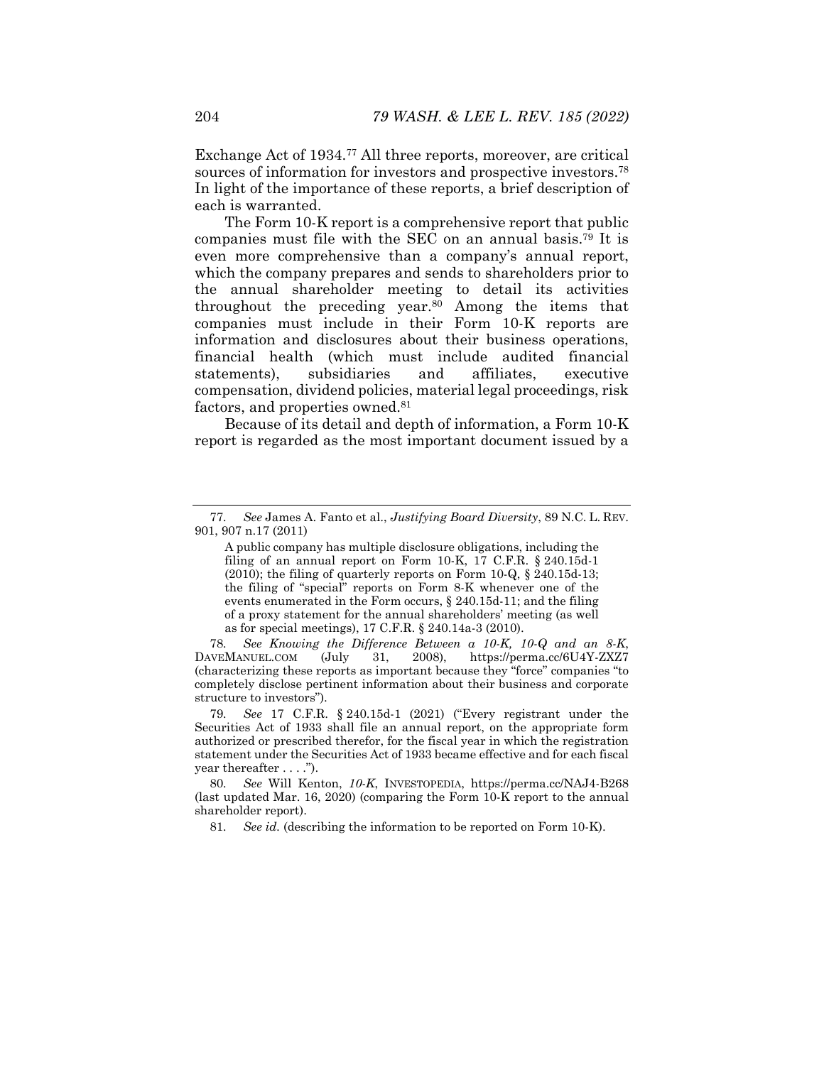Exchange Act of 1934.[77] All three reports, moreover, are critical sources of information for investors and prospective investors.[78] In light of the importance of these reports, a brief description of each is warranted.

The Form 10-K report is a comprehensive report that public companies must file with the SEC on an annual basis.[79] It is even more comprehensive than a company's annual report, which the company prepares and sends to shareholders prior to the annual shareholder meeting to detail its activities throughout the preceding year.[80] Among the items that companies must include in their Form 10-K reports are information and disclosures about their business operations, financial health (which must include audited financial statements), subsidiaries and affiliates, executive compensation, dividend policies, material legal proceedings, risk factors, and properties owned.[81]

Because of its detail and depth of information, a Form 10-K report is regarded as the most important document issued by a

---

77. *See* James A. Fanto et al., *Justifying Board Diversity*, 89 N.C. L. REV. 901, 907 n.17 (2011)

> A public company has multiple disclosure obligations, including the filing of an annual report on Form 10-K, 17 C.F.R. § 240.15d-1 (2010); the filing of quarterly reports on Form 10-Q, § 240.15d-13; the filing of "special" reports on Form 8-K whenever one of the events enumerated in the Form occurs, § 240.15d-11; and the filing of a proxy statement for the annual shareholders' meeting (as well as for special meetings), 17 C.F.R. § 240.14a-3 (2010).

78. *See Knowing the Difference Between a 10-K, 10-Q and an 8-K*, DAVEMANUEL.COM (July 31, 2008), https://perma.cc/6U4Y-ZXZ7 (characterizing these reports as important because they "force" companies "to completely disclose pertinent information about their business and corporate structure to investors").

79. *See* 17 C.F.R. § 240.15d-1 (2021) ("Every registrant under the Securities Act of 1933 shall file an annual report, on the appropriate form authorized or prescribed therefor, for the fiscal year in which the registration statement under the Securities Act of 1933 became effective and for each fiscal year thereafter . . . .").

80. *See* Will Kenton, *10-K*, INVESTOPEDIA, https://perma.cc/NAJ4-B268 (last updated Mar. 16, 2020) (comparing the Form 10-K report to the annual shareholder report).

81. *See id.* (describing the information to be reported on Form 10-K).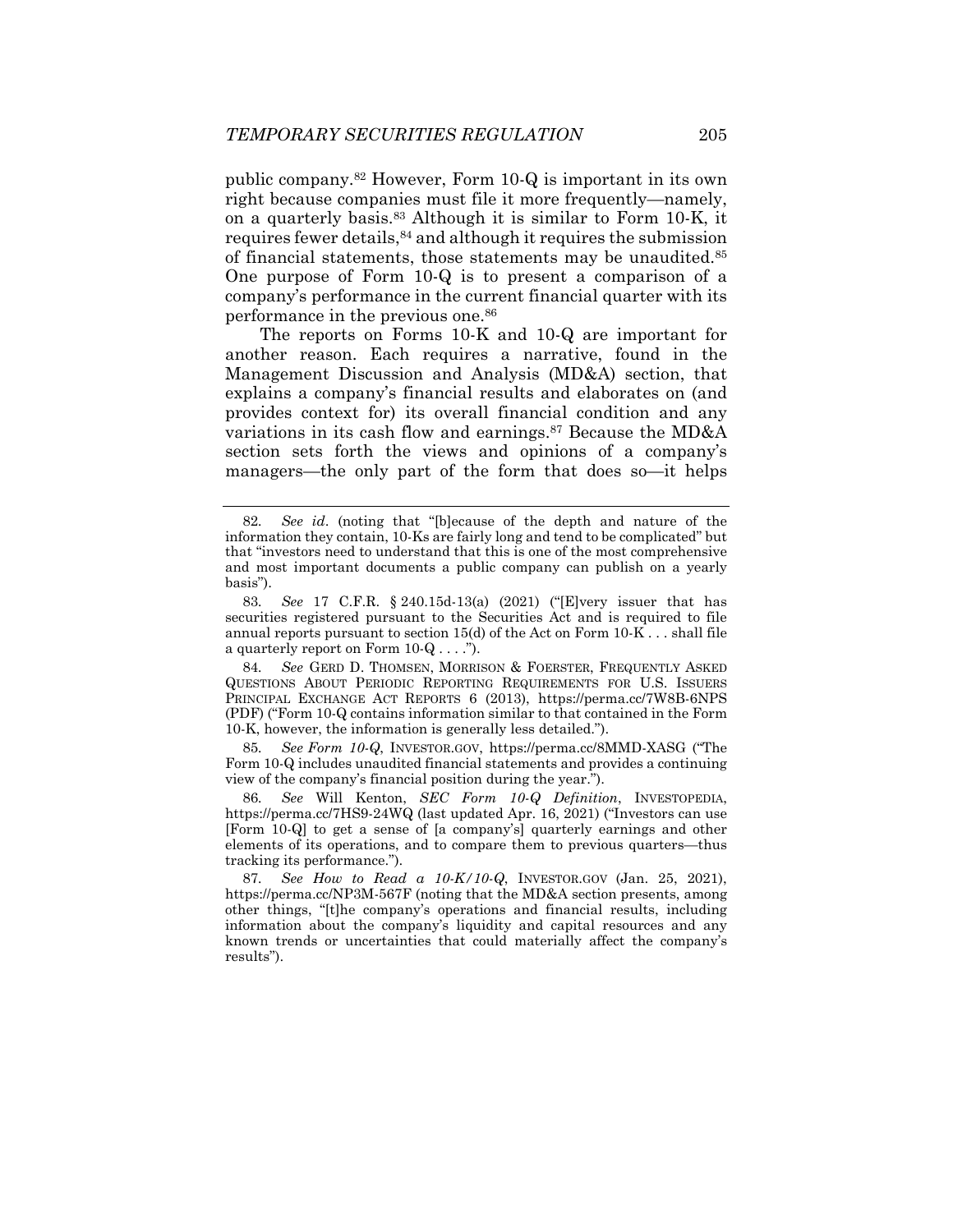public company.[82] However, Form 10-Q is important in its own right because companies must file it more frequently—namely, on a quarterly basis.[83] Although it is similar to Form 10-K, it requires fewer details,[84] and although it requires the submission of financial statements, those statements may be unaudited.[85] One purpose of Form 10-Q is to present a comparison of a company's performance in the current financial quarter with its performance in the previous one.[86]

The reports on Forms 10-K and 10-Q are important for another reason. Each requires a narrative, found in the Management Discussion and Analysis (MD&A) section, that explains a company's financial results and elaborates on (and provides context for) its overall financial condition and any variations in its cash flow and earnings.[87] Because the MD&A section sets forth the views and opinions of a company's managers—the only part of the form that does so—it helps

---

82. *See id*. (noting that "[b]ecause of the depth and nature of the information they contain, 10-Ks are fairly long and tend to be complicated" but that "investors need to understand that this is one of the most comprehensive and most important documents a public company can publish on a yearly basis").

83. *See* 17 C.F.R. § 240.15d-13(a) (2021) ("[E]very issuer that has securities registered pursuant to the Securities Act and is required to file annual reports pursuant to section 15(d) of the Act on Form 10-K . . . shall file a quarterly report on Form 10-Q . . . .").

84. *See* GERD D. THOMSEN, MORRISON & FOERSTER, FREQUENTLY ASKED QUESTIONS ABOUT PERIODIC REPORTING REQUIREMENTS FOR U.S. ISSUERS PRINCIPAL EXCHANGE ACT REPORTS 6 (2013), https://perma.cc/7W8B-6NPS (PDF) ("Form 10-Q contains information similar to that contained in the Form 10-K, however, the information is generally less detailed.").

85. *See Form 10-Q*, INVESTOR.GOV, https://perma.cc/8MMD-XASG ("The Form 10-Q includes unaudited financial statements and provides a continuing view of the company's financial position during the year.").

86. *See* Will Kenton, *SEC Form 10-Q Definition*, INVESTOPEDIA, https://perma.cc/7HS9-24WQ (last updated Apr. 16, 2021) ("Investors can use [Form 10-Q] to get a sense of [a company's] quarterly earnings and other elements of its operations, and to compare them to previous quarters—thus tracking its performance.").

87. *See How to Read a 10-K/10-Q*, INVESTOR.GOV (Jan. 25, 2021), https://perma.cc/NP3M-567F (noting that the MD&A section presents, among other things, "[t]he company's operations and financial results, including information about the company's liquidity and capital resources and any known trends or uncertainties that could materially affect the company's results").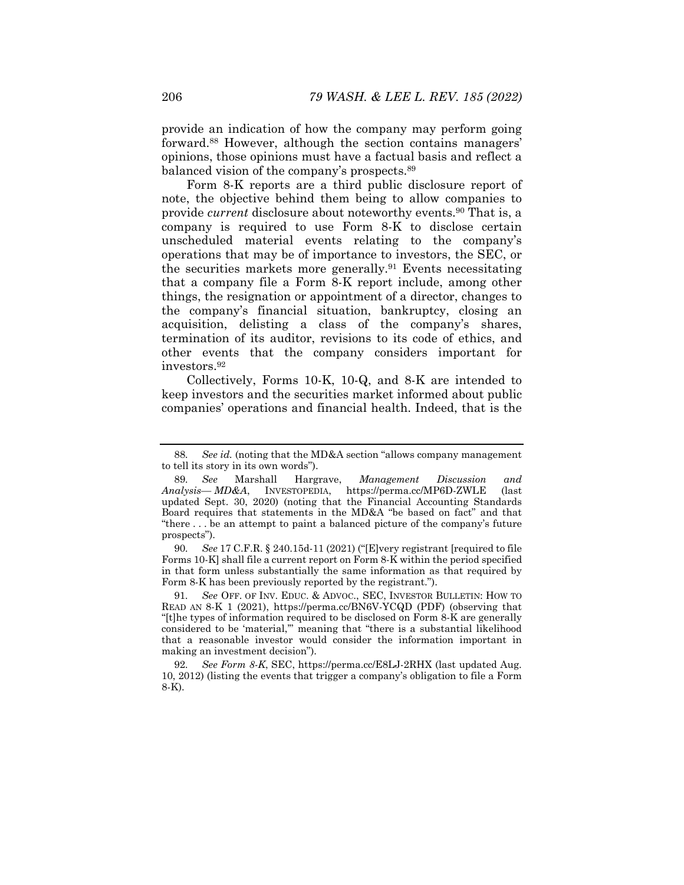provide an indication of how the company may perform going forward.[88] However, although the section contains managers' opinions, those opinions must have a factual basis and reflect a balanced vision of the company's prospects.[89]

Form 8-K reports are a third public disclosure report of note, the objective behind them being to allow companies to provide *current* disclosure about noteworthy events.[90] That is, a company is required to use Form 8-K to disclose certain unscheduled material events relating to the company's operations that may be of importance to investors, the SEC, or the securities markets more generally.[91] Events necessitating that a company file a Form 8-K report include, among other things, the resignation or appointment of a director, changes to the company's financial situation, bankruptcy, closing an acquisition, delisting a class of the company's shares, termination of its auditor, revisions to its code of ethics, and other events that the company considers important for investors.[92]

Collectively, Forms 10-K, 10-Q, and 8-K are intended to keep investors and the securities market informed about public companies' operations and financial health. Indeed, that is the

---

88. *See id.* (noting that the MD&A section "allows company management to tell its story in its own words").

89. *See* Marshall Hargrave, *Management Discussion and Analysis— MD&A*, INVESTOPEDIA, https://perma.cc/MP6D-ZWLE (last updated Sept. 30, 2020) (noting that the Financial Accounting Standards Board requires that statements in the MD&A "be based on fact" and that "there . . . be an attempt to paint a balanced picture of the company's future prospects").

90. *See* 17 C.F.R. § 240.15d-11 (2021) ("[E]very registrant [required to file Forms 10-K] shall file a current report on Form 8-K within the period specified in that form unless substantially the same information as that required by Form 8-K has been previously reported by the registrant.").

91. *See* OFF. OF INV. EDUC. & ADVOC., SEC, INVESTOR BULLETIN: HOW TO READ AN 8-K 1 (2021), https://perma.cc/BN6V-YCQD (PDF) (observing that "[t]he types of information required to be disclosed on Form 8-K are generally considered to be 'material,'" meaning that "there is a substantial likelihood that a reasonable investor would consider the information important in making an investment decision").

92. *See Form 8-K*, SEC, https://perma.cc/E8LJ-2RHX (last updated Aug. 10, 2012) (listing the events that trigger a company's obligation to file a Form 8-K).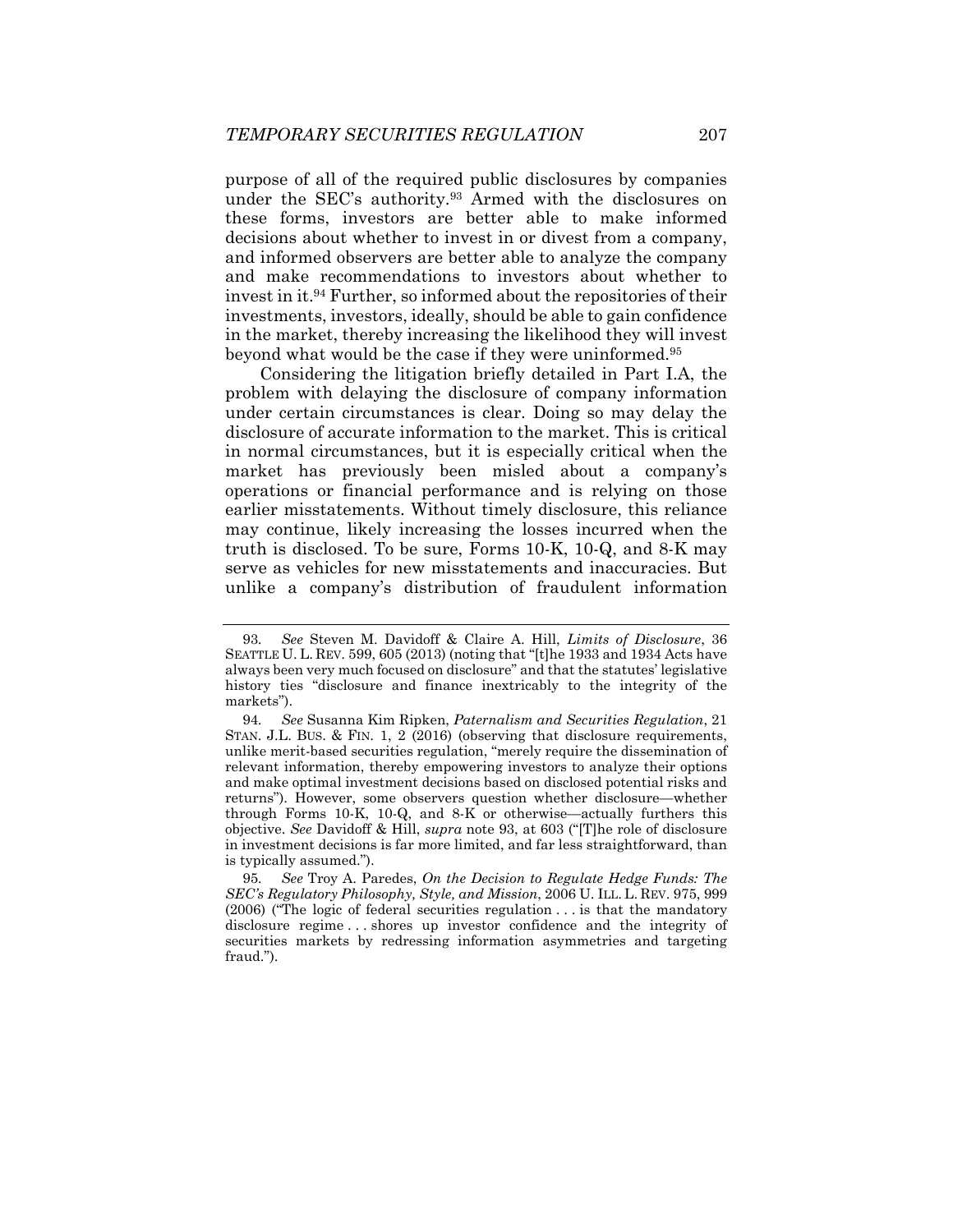purpose of all of the required public disclosures by companies under the SEC's authority.[93] Armed with the disclosures on these forms, investors are better able to make informed decisions about whether to invest in or divest from a company, and informed observers are better able to analyze the company and make recommendations to investors about whether to invest in it.[94] Further, so informed about the repositories of their investments, investors, ideally, should be able to gain confidence in the market, thereby increasing the likelihood they will invest beyond what would be the case if they were uninformed.[95]

Considering the litigation briefly detailed in Part I.A, the problem with delaying the disclosure of company information under certain circumstances is clear. Doing so may delay the disclosure of accurate information to the market. This is critical in normal circumstances, but it is especially critical when the market has previously been misled about a company's operations or financial performance and is relying on those earlier misstatements. Without timely disclosure, this reliance may continue, likely increasing the losses incurred when the truth is disclosed. To be sure, Forms 10-K, 10-Q, and 8-K may serve as vehicles for new misstatements and inaccuracies. But unlike a company's distribution of fraudulent information

---

93. *See* Steven M. Davidoff & Claire A. Hill, *Limits of Disclosure*, 36 SEATTLE U. L. REV. 599, 605 (2013) (noting that "[t]he 1933 and 1934 Acts have always been very much focused on disclosure" and that the statutes' legislative history ties "disclosure and finance inextricably to the integrity of the markets").

94. *See* Susanna Kim Ripken, *Paternalism and Securities Regulation*, 21 STAN. J.L. BUS. & FIN. 1, 2 (2016) (observing that disclosure requirements, unlike merit-based securities regulation, "merely require the dissemination of relevant information, thereby empowering investors to analyze their options and make optimal investment decisions based on disclosed potential risks and returns"). However, some observers question whether disclosure—whether through Forms 10-K, 10-Q, and 8-K or otherwise—actually furthers this objective. *See* Davidoff & Hill, *supra* note 93, at 603 ("[T]he role of disclosure in investment decisions is far more limited, and far less straightforward, than is typically assumed.").

95. *See* Troy A. Paredes, *On the Decision to Regulate Hedge Funds: The SEC's Regulatory Philosophy, Style, and Mission*, 2006 U. ILL. L. REV. 975, 999 (2006) ("The logic of federal securities regulation . . . is that the mandatory disclosure regime . . . shores up investor confidence and the integrity of securities markets by redressing information asymmetries and targeting fraud.").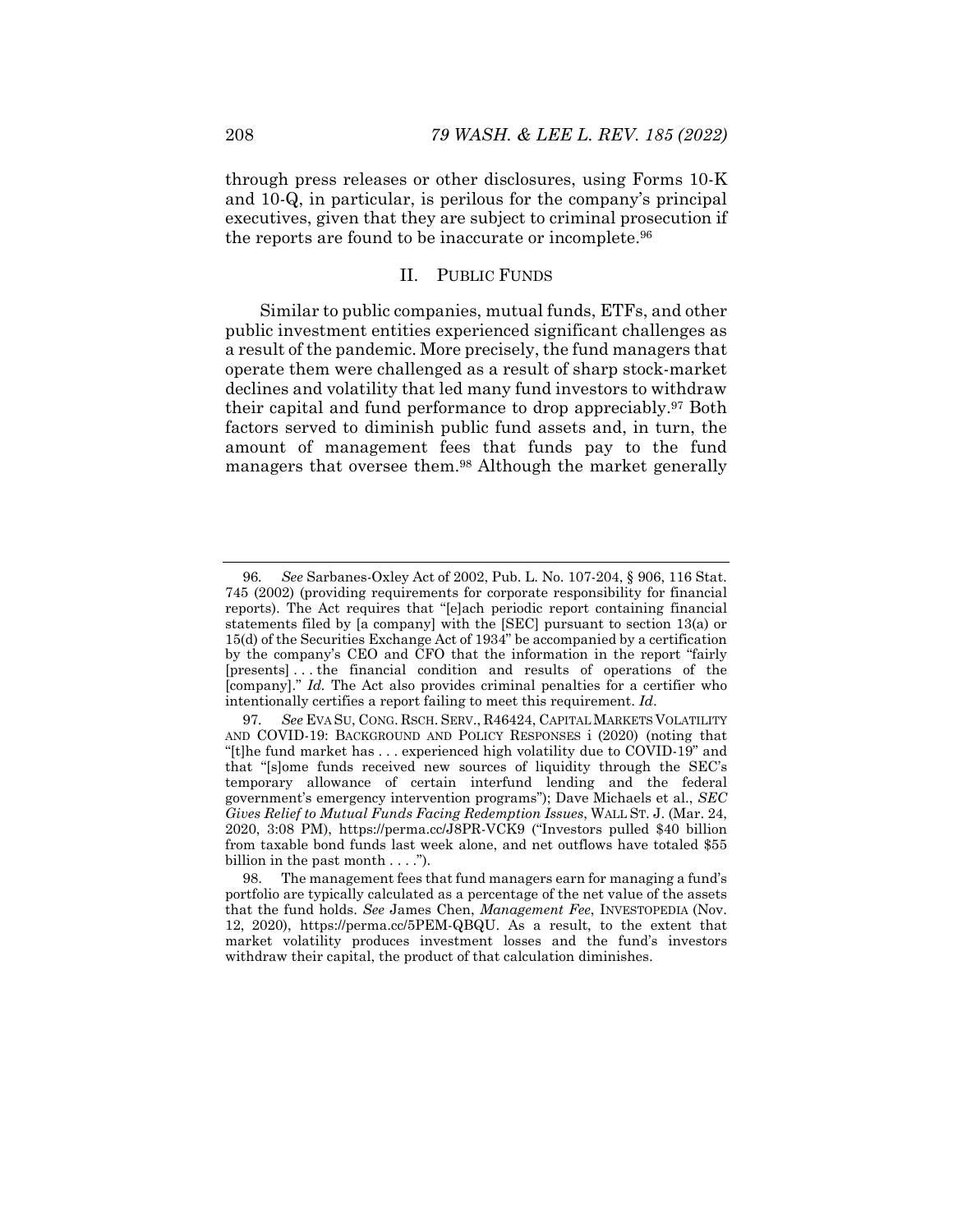through press releases or other disclosures, using Forms 10-K and 10-Q, in particular, is perilous for the company's principal executives, given that they are subject to criminal prosecution if the reports are found to be inaccurate or incomplete.[96]

## II. PUBLIC FUNDS

Similar to public companies, mutual funds, ETFs, and other public investment entities experienced significant challenges as a result of the pandemic. More precisely, the fund managers that operate them were challenged as a result of sharp stock-market declines and volatility that led many fund investors to withdraw their capital and fund performance to drop appreciably.[97] Both factors served to diminish public fund assets and, in turn, the amount of management fees that funds pay to the fund managers that oversee them.[98] Although the market generally

---

96. *See* Sarbanes-Oxley Act of 2002, Pub. L. No. 107-204, § 906, 116 Stat. 745 (2002) (providing requirements for corporate responsibility for financial reports). The Act requires that "[e]ach periodic report containing financial statements filed by [a company] with the [SEC] pursuant to section 13(a) or 15(d) of the Securities Exchange Act of 1934" be accompanied by a certification by the company's CEO and CFO that the information in the report "fairly [presents] . . . the financial condition and results of operations of the [company]." *Id.* The Act also provides criminal penalties for a certifier who intentionally certifies a report failing to meet this requirement. *Id*.

97. *See* EVA SU, CONG. RSCH. SERV., R46424, CAPITAL MARKETS VOLATILITY AND COVID-19: BACKGROUND AND POLICY RESPONSES i (2020) (noting that "[t]he fund market has . . . experienced high volatility due to COVID-19" and that "[s]ome funds received new sources of liquidity through the SEC's temporary allowance of certain interfund lending and the federal government's emergency intervention programs"); Dave Michaels et al., *SEC Gives Relief to Mutual Funds Facing Redemption Issues*, WALL ST. J. (Mar. 24, 2020, 3:08 PM), https://perma.cc/J8PR-VCK9 ("Investors pulled $40 billion from taxable bond funds last week alone, and net outflows have totaled $55 billion in the past month . . . .").

98. The management fees that fund managers earn for managing a fund's portfolio are typically calculated as a percentage of the net value of the assets that the fund holds. *See* James Chen, *Management Fee*, INVESTOPEDIA (Nov. 12, 2020), https://perma.cc/5PEM-QBQU. As a result, to the extent that market volatility produces investment losses and the fund's investors withdraw their capital, the product of that calculation diminishes.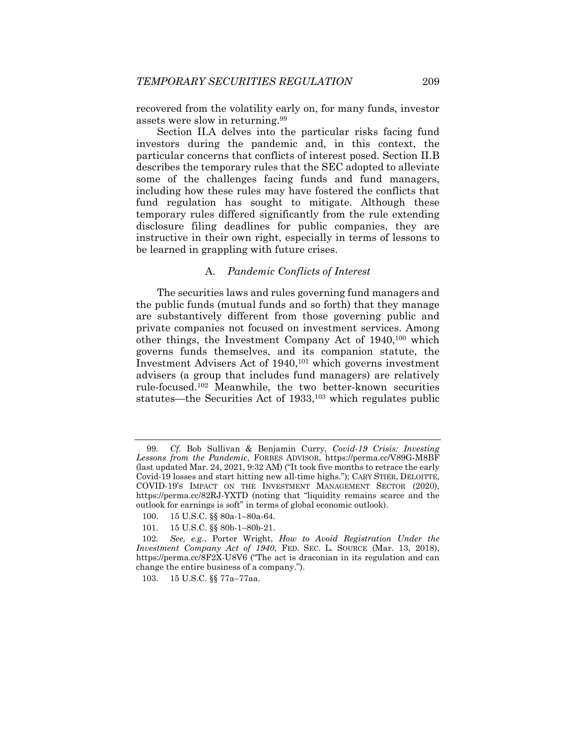recovered from the volatility early on, for many funds, investor assets were slow in returning.[99]

Section II.A delves into the particular risks facing fund investors during the pandemic and, in this context, the particular concerns that conflicts of interest posed. Section II.B describes the temporary rules that the SEC adopted to alleviate some of the challenges facing funds and fund managers, including how these rules may have fostered the conflicts that fund regulation has sought to mitigate. Although these temporary rules differed significantly from the rule extending disclosure filing deadlines for public companies, they are instructive in their own right, especially in terms of lessons to be learned in grappling with future crises.

### A. *Pandemic Conflicts of Interest*

The securities laws and rules governing fund managers and the public funds (mutual funds and so forth) that they manage are substantively different from those governing public and private companies not focused on investment services. Among other things, the Investment Company Act of 1940,[100] which governs funds themselves, and its companion statute, the Investment Advisers Act of 1940,[101] which governs investment advisers (a group that includes fund managers) are relatively rule-focused.[102] Meanwhile, the two better-known securities statutes—the Securities Act of 1933,[103] which regulates public

---

99. *Cf.* Bob Sullivan & Benjamin Curry, *Covid-19 Crisis: Investing Lessons from the Pandemic*, FORBES ADVISOR, https://perma.cc/V89G-M8BF (last updated Mar. 24, 2021, 9:32 AM) ("It took five months to retrace the early Covid-19 losses and start hitting new all-time highs."); CARY STIER, DELOITTE, COVID-19'S IMPACT ON THE INVESTMENT MANAGEMENT SECTOR (2020), https://perma.cc/82RJ-YXTD (noting that "liquidity remains scarce and the outlook for earnings is soft" in terms of global economic outlook).

100. 15 U.S.C. §§ 80a-1–80a-64.

101. 15 U.S.C. §§ 80b-1–80b-21.

102. *See, e.g.*, Porter Wright, *How to Avoid Registration Under the Investment Company Act of 1940*, FED. SEC. L. SOURCE (Mar. 13, 2018), https://perma.cc/8F2X-U8V6 ("The act is draconian in its regulation and can change the entire business of a company.").

103. 15 U.S.C. §§ 77a–77aa.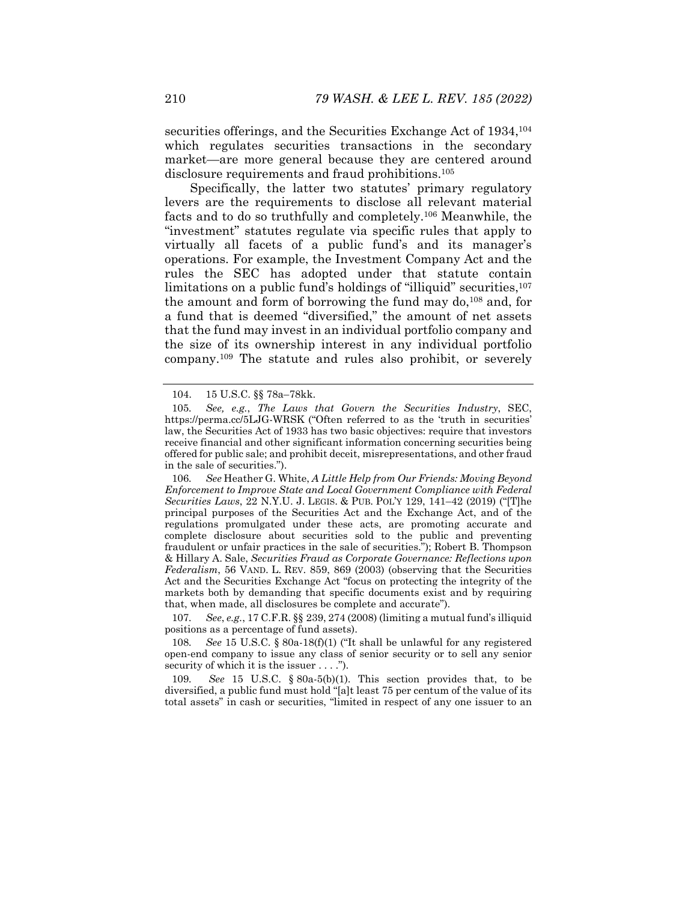securities offerings, and the Securities Exchange Act of 1934,[104] which regulates securities transactions in the secondary market—are more general because they are centered around disclosure requirements and fraud prohibitions.[105]

Specifically, the latter two statutes' primary regulatory levers are the requirements to disclose all relevant material facts and to do so truthfully and completely.[106] Meanwhile, the "investment" statutes regulate via specific rules that apply to virtually all facets of a public fund's and its manager's operations. For example, the Investment Company Act and the rules the SEC has adopted under that statute contain limitations on a public fund's holdings of "illiquid" securities,[107] the amount and form of borrowing the fund may do,[108] and, for a fund that is deemed "diversified," the amount of net assets that the fund may invest in an individual portfolio company and the size of its ownership interest in any individual portfolio company.[109] The statute and rules also prohibit, or severely

---

104. 15 U.S.C. §§ 78a–78kk.

105. *See, e.g.*, *The Laws that Govern the Securities Industry*, SEC, https://perma.cc/5LJG-WRSK ("Often referred to as the 'truth in securities' law, the Securities Act of 1933 has two basic objectives: require that investors receive financial and other significant information concerning securities being offered for public sale; and prohibit deceit, misrepresentations, and other fraud in the sale of securities.").

106. *See* Heather G. White, *A Little Help from Our Friends: Moving Beyond Enforcement to Improve State and Local Government Compliance with Federal Securities Laws*, 22 N.Y.U. J. LEGIS. & PUB. POL'Y 129, 141–42 (2019) ("[T]he principal purposes of the Securities Act and the Exchange Act, and of the regulations promulgated under these acts, are promoting accurate and complete disclosure about securities sold to the public and preventing fraudulent or unfair practices in the sale of securities."); Robert B. Thompson & Hillary A. Sale, *Securities Fraud as Corporate Governance: Reflections upon Federalism*, 56 VAND. L. REV. 859, 869 (2003) (observing that the Securities Act and the Securities Exchange Act "focus on protecting the integrity of the markets both by demanding that specific documents exist and by requiring that, when made, all disclosures be complete and accurate").

107. *See*, *e.g.*, 17 C.F.R. §§ 239, 274 (2008) (limiting a mutual fund's illiquid positions as a percentage of fund assets).

108. *See* 15 U.S.C. § 80a-18(f)(1) ("It shall be unlawful for any registered open-end company to issue any class of senior security or to sell any senior security of which it is the issuer . . . .").

109. *See* 15 U.S.C. § 80a-5(b)(1). This section provides that, to be diversified, a public fund must hold "[a]t least 75 per centum of the value of its total assets" in cash or securities, "limited in respect of any one issuer to an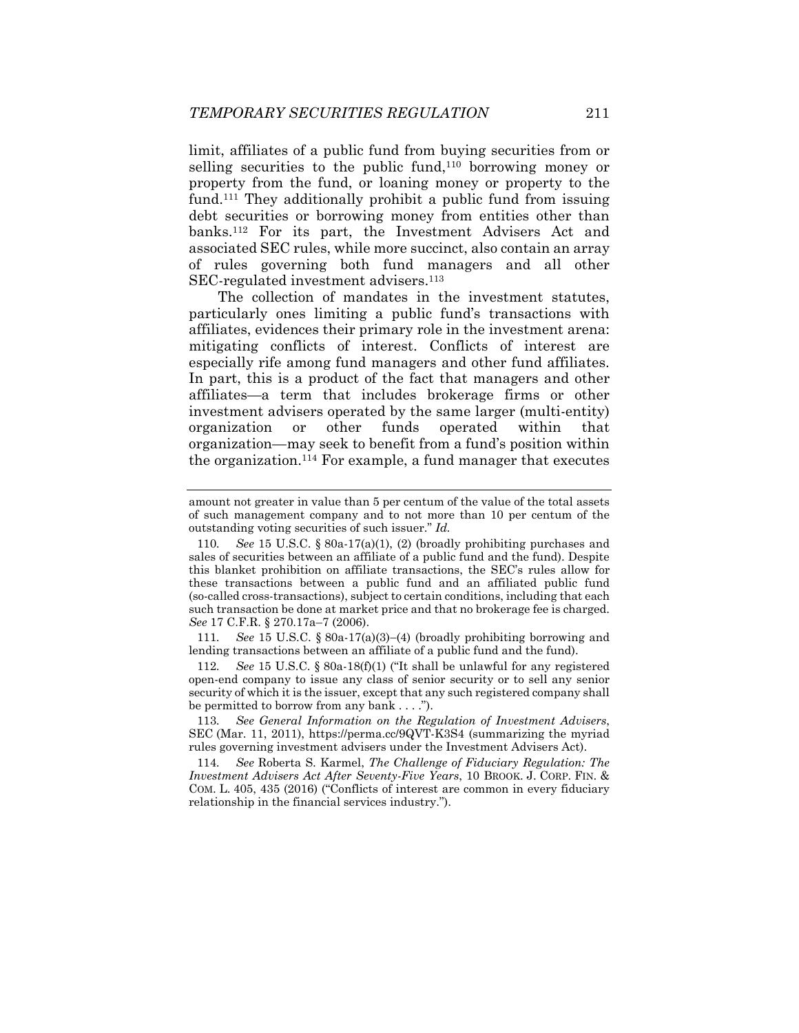limit, affiliates of a public fund from buying securities from or selling securities to the public fund,[110] borrowing money or property from the fund, or loaning money or property to the fund.[111] They additionally prohibit a public fund from issuing debt securities or borrowing money from entities other than banks.[112] For its part, the Investment Advisers Act and associated SEC rules, while more succinct, also contain an array of rules governing both fund managers and all other SEC-regulated investment advisers.[113]

The collection of mandates in the investment statutes, particularly ones limiting a public fund's transactions with affiliates, evidences their primary role in the investment arena: mitigating conflicts of interest. Conflicts of interest are especially rife among fund managers and other fund affiliates. In part, this is a product of the fact that managers and other affiliates—a term that includes brokerage firms or other investment advisers operated by the same larger (multi-entity) organization or other funds operated within that organization—may seek to benefit from a fund's position within the organization.[114] For example, a fund manager that executes

---

amount not greater in value than 5 per centum of the value of the total assets of such management company and to not more than 10 per centum of the outstanding voting securities of such issuer." *Id.*

110. *See* 15 U.S.C. § 80a-17(a)(1), (2) (broadly prohibiting purchases and sales of securities between an affiliate of a public fund and the fund). Despite this blanket prohibition on affiliate transactions, the SEC's rules allow for these transactions between a public fund and an affiliated public fund (so-called cross-transactions), subject to certain conditions, including that each such transaction be done at market price and that no brokerage fee is charged. *See* 17 C.F.R. § 270.17a–7 (2006).

111. *See* 15 U.S.C. § 80a-17(a)(3)–(4) (broadly prohibiting borrowing and lending transactions between an affiliate of a public fund and the fund).

112. *See* 15 U.S.C. § 80a-18(f)(1) ("It shall be unlawful for any registered open-end company to issue any class of senior security or to sell any senior security of which it is the issuer, except that any such registered company shall be permitted to borrow from any bank . . . .").

113. *See General Information on the Regulation of Investment Advisers*, SEC (Mar. 11, 2011), https://perma.cc/9QVT-K3S4 (summarizing the myriad rules governing investment advisers under the Investment Advisers Act).

114. *See* Roberta S. Karmel, *The Challenge of Fiduciary Regulation: The Investment Advisers Act After Seventy-Five Years*, 10 BROOK. J. CORP. FIN. & COM. L. 405, 435 (2016) ("Conflicts of interest are common in every fiduciary relationship in the financial services industry.").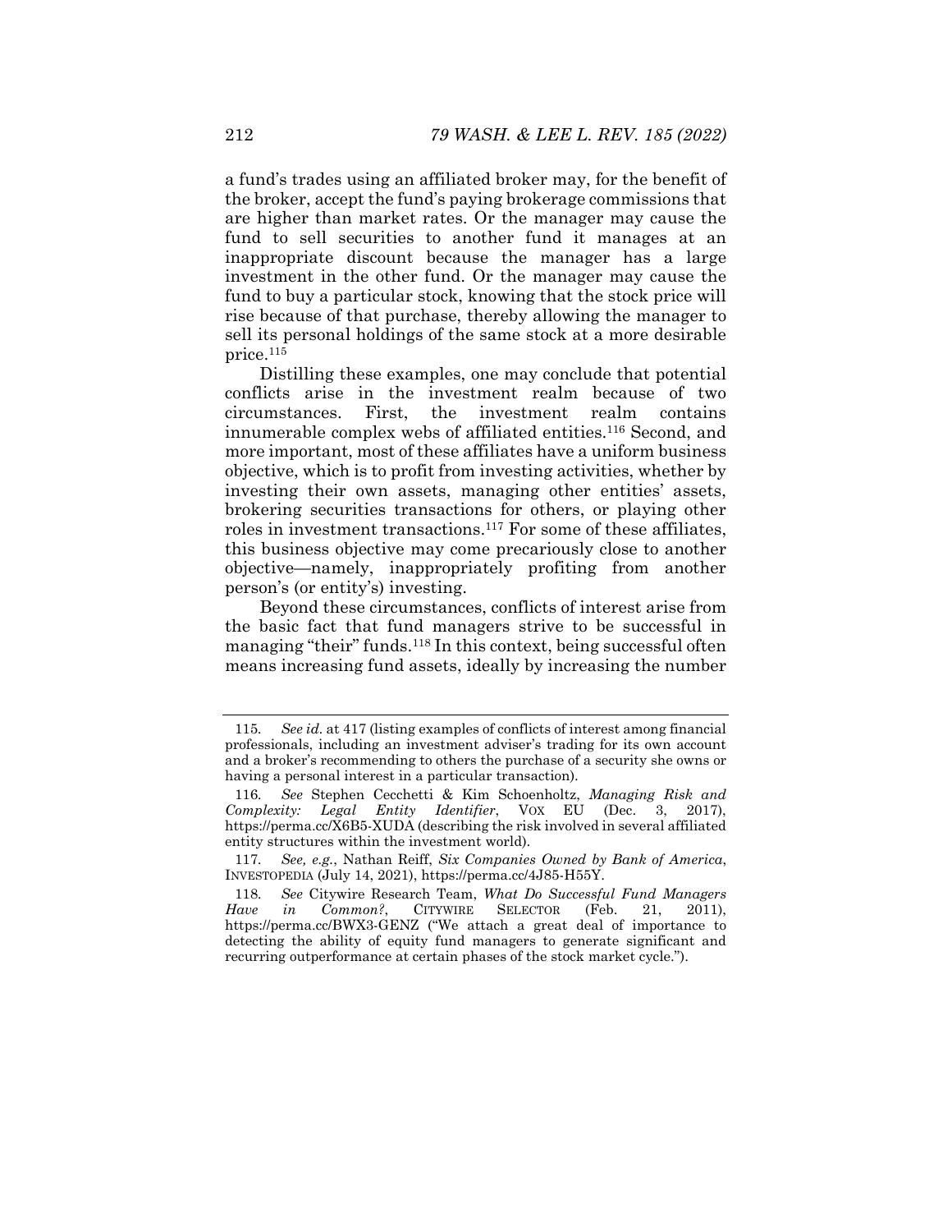a fund's trades using an affiliated broker may, for the benefit of the broker, accept the fund's paying brokerage commissions that are higher than market rates. Or the manager may cause the fund to sell securities to another fund it manages at an inappropriate discount because the manager has a large investment in the other fund. Or the manager may cause the fund to buy a particular stock, knowing that the stock price will rise because of that purchase, thereby allowing the manager to sell its personal holdings of the same stock at a more desirable price.[115]

Distilling these examples, one may conclude that potential conflicts arise in the investment realm because of two circumstances. First, the investment realm contains innumerable complex webs of affiliated entities.[116] Second, and more important, most of these affiliates have a uniform business objective, which is to profit from investing activities, whether by investing their own assets, managing other entities' assets, brokering securities transactions for others, or playing other roles in investment transactions.[117] For some of these affiliates, this business objective may come precariously close to another objective—namely, inappropriately profiting from another person's (or entity's) investing.

Beyond these circumstances, conflicts of interest arise from the basic fact that fund managers strive to be successful in managing "their" funds.[118] In this context, being successful often means increasing fund assets, ideally by increasing the number

---

115. *See id.* at 417 (listing examples of conflicts of interest among financial professionals, including an investment adviser's trading for its own account and a broker's recommending to others the purchase of a security she owns or having a personal interest in a particular transaction).

116. *See* Stephen Cecchetti & Kim Schoenholtz, *Managing Risk and Complexity: Legal Entity Identifier*, VOX EU (Dec. 3, 2017), https://perma.cc/X6B5-XUDA (describing the risk involved in several affiliated entity structures within the investment world).

117. *See, e.g.*, Nathan Reiff, *Six Companies Owned by Bank of America*, INVESTOPEDIA (July 14, 2021), https://perma.cc/4J85-H55Y.

118. *See* Citywire Research Team, *What Do Successful Fund Managers Have in Common?*, CITYWIRE SELECTOR (Feb. 21, 2011), https://perma.cc/BWX3-GENZ ("We attach a great deal of importance to detecting the ability of equity fund managers to generate significant and recurring outperformance at certain phases of the stock market cycle.").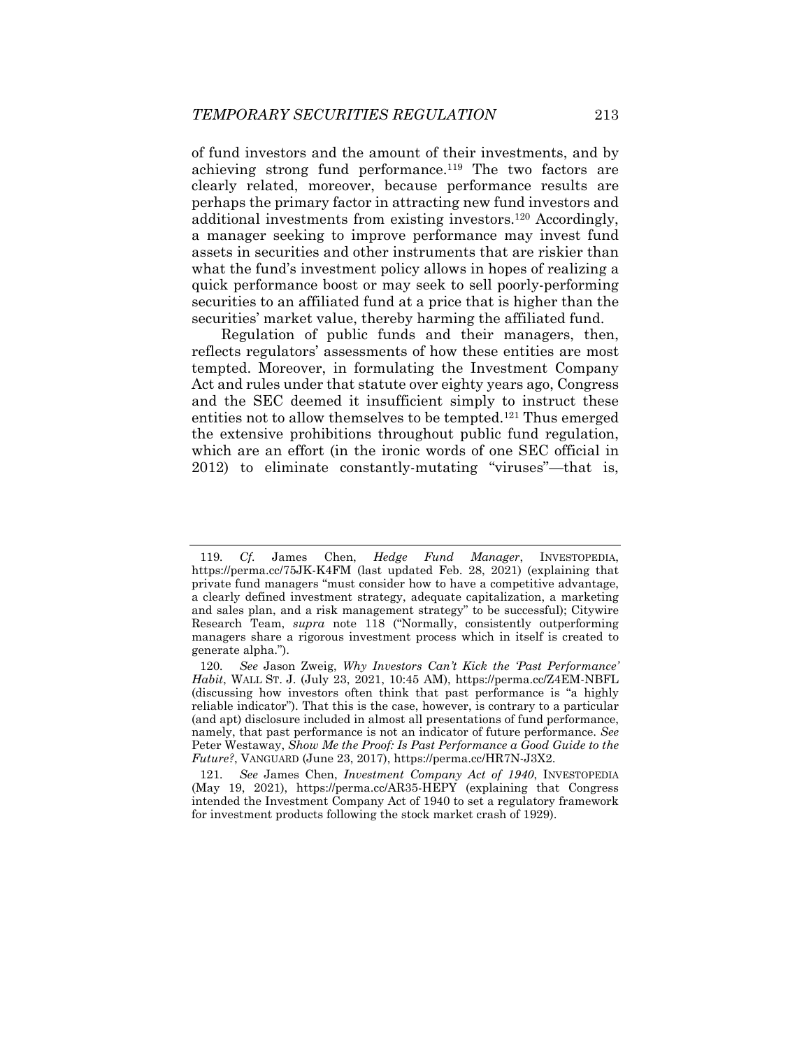of fund investors and the amount of their investments, and by achieving strong fund performance.[119] The two factors are clearly related, moreover, because performance results are perhaps the primary factor in attracting new fund investors and additional investments from existing investors.[120] Accordingly, a manager seeking to improve performance may invest fund assets in securities and other instruments that are riskier than what the fund's investment policy allows in hopes of realizing a quick performance boost or may seek to sell poorly-performing securities to an affiliated fund at a price that is higher than the securities' market value, thereby harming the affiliated fund.

Regulation of public funds and their managers, then, reflects regulators' assessments of how these entities are most tempted. Moreover, in formulating the Investment Company Act and rules under that statute over eighty years ago, Congress and the SEC deemed it insufficient simply to instruct these entities not to allow themselves to be tempted.[121] Thus emerged the extensive prohibitions throughout public fund regulation, which are an effort (in the ironic words of one SEC official in 2012) to eliminate constantly-mutating "viruses"—that is,

---

119. *Cf.* James Chen, *Hedge Fund Manager*, INVESTOPEDIA, https://perma.cc/75JK-K4FM (last updated Feb. 28, 2021) (explaining that private fund managers "must consider how to have a competitive advantage, a clearly defined investment strategy, adequate capitalization, a marketing and sales plan, and a risk management strategy" to be successful); Citywire Research Team, *supra* note 118 ("Normally, consistently outperforming managers share a rigorous investment process which in itself is created to generate alpha.").

120. *See* Jason Zweig, *Why Investors Can't Kick the 'Past Performance' Habit*, WALL ST. J. (July 23, 2021, 10:45 AM), https://perma.cc/Z4EM-NBFL (discussing how investors often think that past performance is "a highly reliable indicator"). That this is the case, however, is contrary to a particular (and apt) disclosure included in almost all presentations of fund performance, namely, that past performance is not an indicator of future performance. *See* Peter Westaway, *Show Me the Proof: Is Past Performance a Good Guide to the Future?*, VANGUARD (June 23, 2017), https://perma.cc/HR7N-J3X2.

121. *See* James Chen, *Investment Company Act of 1940*, INVESTOPEDIA (May 19, 2021), https://perma.cc/AR35-HEPY (explaining that Congress intended the Investment Company Act of 1940 to set a regulatory framework for investment products following the stock market crash of 1929).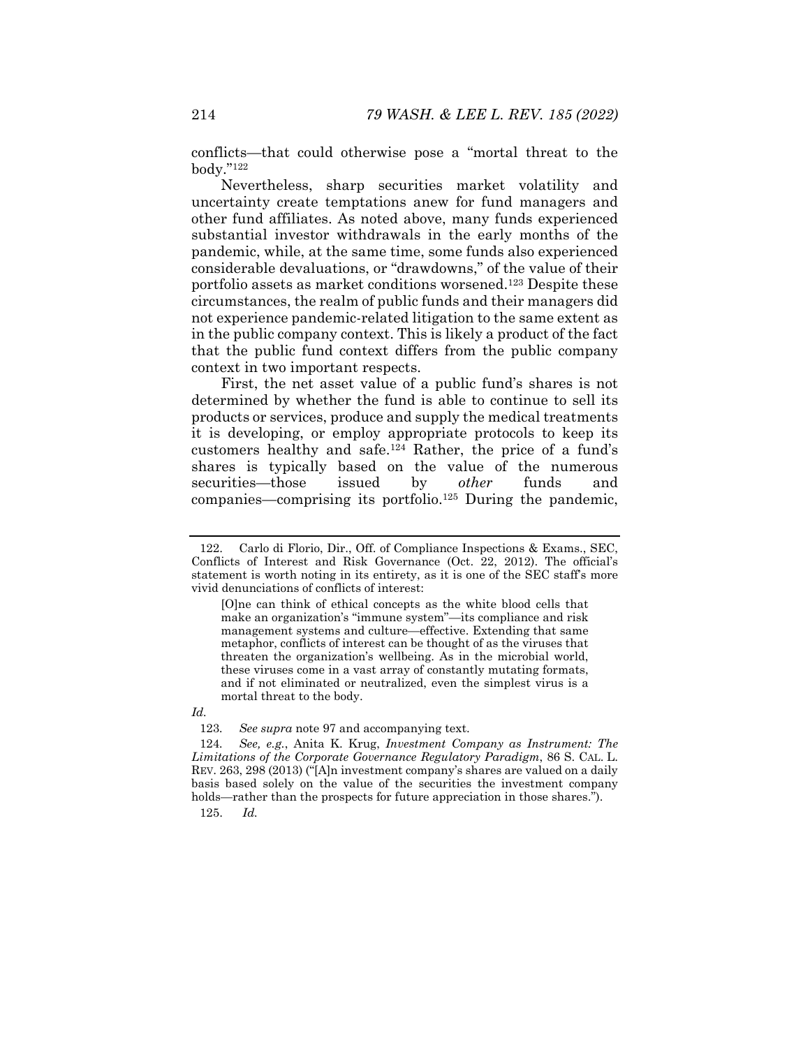conflicts—that could otherwise pose a "mortal threat to the body."[122]

Nevertheless, sharp securities market volatility and uncertainty create temptations anew for fund managers and other fund affiliates. As noted above, many funds experienced substantial investor withdrawals in the early months of the pandemic, while, at the same time, some funds also experienced considerable devaluations, or "drawdowns," of the value of their portfolio assets as market conditions worsened.[123] Despite these circumstances, the realm of public funds and their managers did not experience pandemic-related litigation to the same extent as in the public company context. This is likely a product of the fact that the public fund context differs from the public company context in two important respects.

First, the net asset value of a public fund's shares is not determined by whether the fund is able to continue to sell its products or services, produce and supply the medical treatments it is developing, or employ appropriate protocols to keep its customers healthy and safe.[124] Rather, the price of a fund's shares is typically based on the value of the numerous securities—those issued by *other* funds and companies—comprising its portfolio.[125] During the pandemic,

---

122. Carlo di Florio, Dir., Off. of Compliance Inspections & Exams., SEC, Conflicts of Interest and Risk Governance (Oct. 22, 2012). The official's statement is worth noting in its entirety, as it is one of the SEC staff's more vivid denunciations of conflicts of interest:

> [O]ne can think of ethical concepts as the white blood cells that make an organization's "immune system"—its compliance and risk management systems and culture—effective. Extending that same metaphor, conflicts of interest can be thought of as the viruses that threaten the organization's wellbeing. As in the microbial world, these viruses come in a vast array of constantly mutating formats, and if not eliminated or neutralized, even the simplest virus is a mortal threat to the body.

*Id.*

123. *See supra* note 97 and accompanying text.

124. *See, e.g.*, Anita K. Krug, *Investment Company as Instrument: The Limitations of the Corporate Governance Regulatory Paradigm*, 86 S. CAL. L. REV. 263, 298 (2013) ("[A]n investment company's shares are valued on a daily basis based solely on the value of the securities the investment company holds—rather than the prospects for future appreciation in those shares.").

125. *Id.*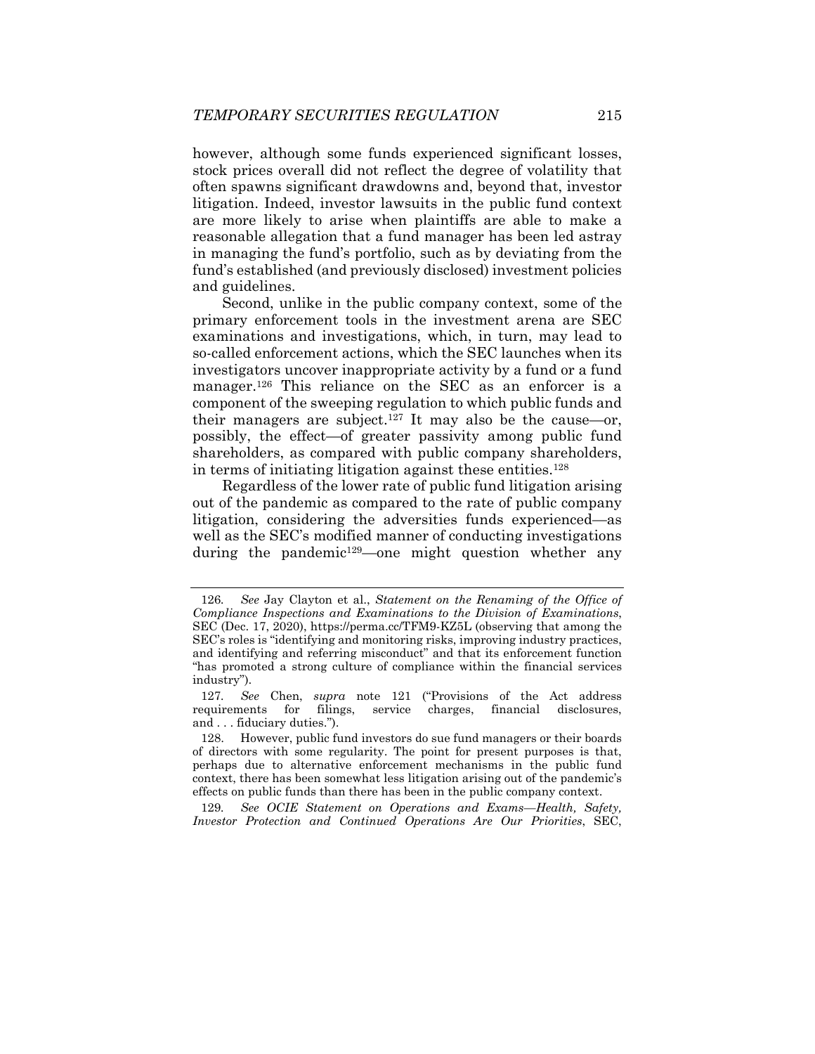however, although some funds experienced significant losses, stock prices overall did not reflect the degree of volatility that often spawns significant drawdowns and, beyond that, investor litigation. Indeed, investor lawsuits in the public fund context are more likely to arise when plaintiffs are able to make a reasonable allegation that a fund manager has been led astray in managing the fund's portfolio, such as by deviating from the fund's established (and previously disclosed) investment policies and guidelines.

Second, unlike in the public company context, some of the primary enforcement tools in the investment arena are SEC examinations and investigations, which, in turn, may lead to so-called enforcement actions, which the SEC launches when its investigators uncover inappropriate activity by a fund or a fund manager.[126] This reliance on the SEC as an enforcer is a component of the sweeping regulation to which public funds and their managers are subject.[127] It may also be the cause—or, possibly, the effect—of greater passivity among public fund shareholders, as compared with public company shareholders, in terms of initiating litigation against these entities.[128]

Regardless of the lower rate of public fund litigation arising out of the pandemic as compared to the rate of public company litigation, considering the adversities funds experienced—as well as the SEC's modified manner of conducting investigations during the pandemic[129]—one might question whether any

---

126. *See* Jay Clayton et al., *Statement on the Renaming of the Office of Compliance Inspections and Examinations to the Division of Examinations*, SEC (Dec. 17, 2020), https://perma.cc/TFM9-KZ5L (observing that among the SEC's roles is "identifying and monitoring risks, improving industry practices, and identifying and referring misconduct" and that its enforcement function "has promoted a strong culture of compliance within the financial services industry").

127. *See* Chen, *supra* note 121 ("Provisions of the Act address requirements for filings, service charges, financial disclosures, and . . . fiduciary duties.").

128. However, public fund investors do sue fund managers or their boards of directors with some regularity. The point for present purposes is that, perhaps due to alternative enforcement mechanisms in the public fund context, there has been somewhat less litigation arising out of the pandemic's effects on public funds than there has been in the public company context.

129. *See OCIE Statement on Operations and Exams—Health, Safety, Investor Protection and Continued Operations Are Our Priorities*, SEC,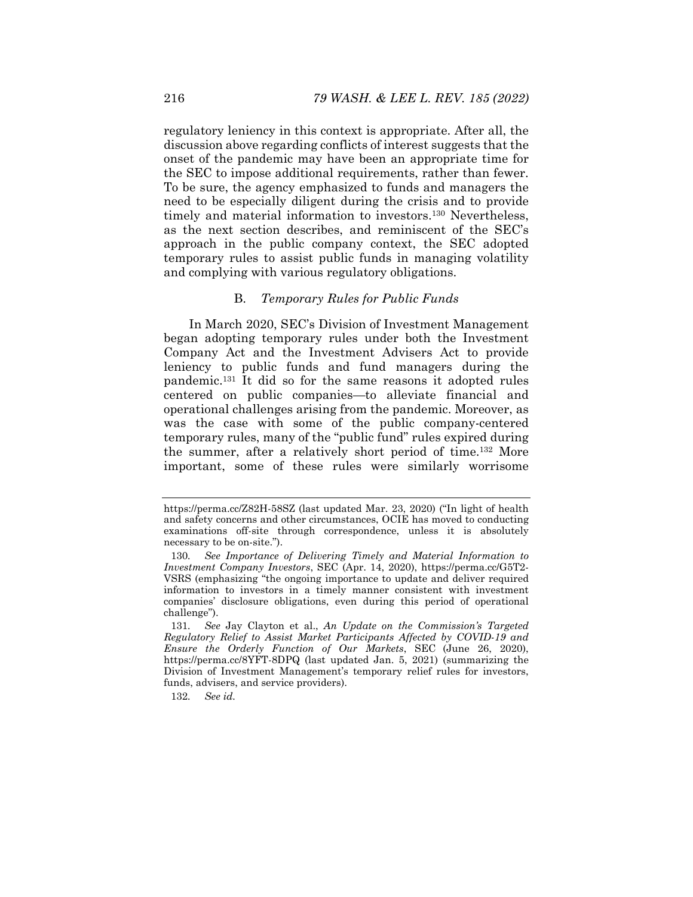regulatory leniency in this context is appropriate. After all, the discussion above regarding conflicts of interest suggests that the onset of the pandemic may have been an appropriate time for the SEC to impose additional requirements, rather than fewer. To be sure, the agency emphasized to funds and managers the need to be especially diligent during the crisis and to provide timely and material information to investors.[130] Nevertheless, as the next section describes, and reminiscent of the SEC's approach in the public company context, the SEC adopted temporary rules to assist public funds in managing volatility and complying with various regulatory obligations.

### B. *Temporary Rules for Public Funds*

In March 2020, SEC's Division of Investment Management began adopting temporary rules under both the Investment Company Act and the Investment Advisers Act to provide leniency to public funds and fund managers during the pandemic.[131] It did so for the same reasons it adopted rules centered on public companies—to alleviate financial and operational challenges arising from the pandemic. Moreover, as was the case with some of the public company-centered temporary rules, many of the "public fund" rules expired during the summer, after a relatively short period of time.[132] More important, some of these rules were similarly worrisome

---

https://perma.cc/Z82H-58SZ (last updated Mar. 23, 2020) ("In light of health and safety concerns and other circumstances, OCIE has moved to conducting examinations off-site through correspondence, unless it is absolutely necessary to be on-site.").

130. *See Importance of Delivering Timely and Material Information to Investment Company Investors*, SEC (Apr. 14, 2020), https://perma.cc/G5T2-VSRS (emphasizing "the ongoing importance to update and deliver required information to investors in a timely manner consistent with investment companies' disclosure obligations, even during this period of operational challenge").

131. *See* Jay Clayton et al., *An Update on the Commission's Targeted Regulatory Relief to Assist Market Participants Affected by COVID-19 and Ensure the Orderly Function of Our Markets*, SEC (June 26, 2020), https://perma.cc/8YFT-8DPQ (last updated Jan. 5, 2021) (summarizing the Division of Investment Management's temporary relief rules for investors, funds, advisers, and service providers).

132. *See id.*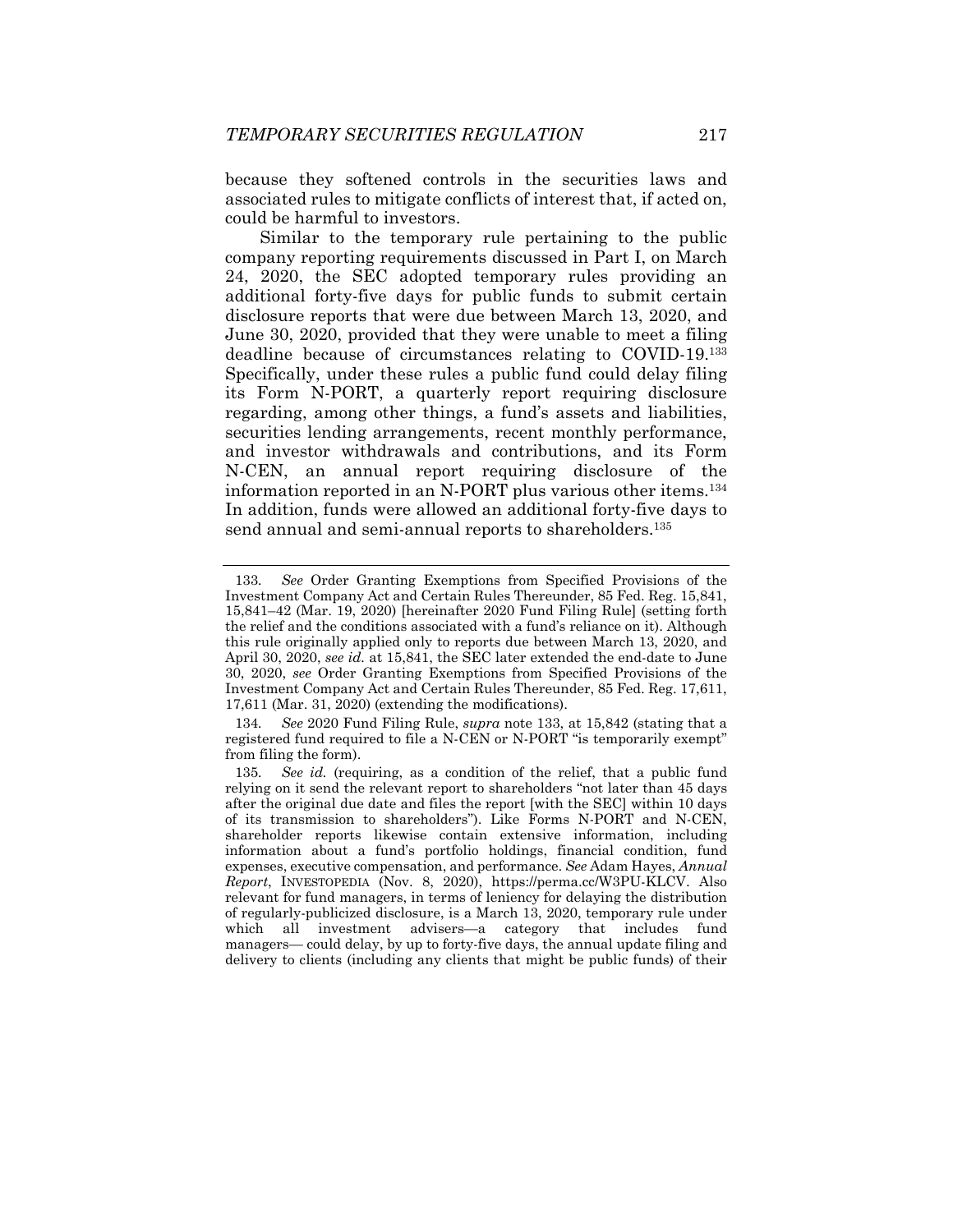because they softened controls in the securities laws and associated rules to mitigate conflicts of interest that, if acted on, could be harmful to investors.

Similar to the temporary rule pertaining to the public company reporting requirements discussed in Part I, on March 24, 2020, the SEC adopted temporary rules providing an additional forty-five days for public funds to submit certain disclosure reports that were due between March 13, 2020, and June 30, 2020, provided that they were unable to meet a filing deadline because of circumstances relating to COVID-19.[133] Specifically, under these rules a public fund could delay filing its Form N-PORT, a quarterly report requiring disclosure regarding, among other things, a fund's assets and liabilities, securities lending arrangements, recent monthly performance, and investor withdrawals and contributions, and its Form N-CEN, an annual report requiring disclosure of the information reported in an N-PORT plus various other items.[134] In addition, funds were allowed an additional forty-five days to send annual and semi-annual reports to shareholders.[135]

---

133. *See* Order Granting Exemptions from Specified Provisions of the Investment Company Act and Certain Rules Thereunder, 85 Fed. Reg. 15,841, 15,841–42 (Mar. 19, 2020) [hereinafter 2020 Fund Filing Rule] (setting forth the relief and the conditions associated with a fund's reliance on it). Although this rule originally applied only to reports due between March 13, 2020, and April 30, 2020, *see id.* at 15,841, the SEC later extended the end-date to June 30, 2020, *see* Order Granting Exemptions from Specified Provisions of the Investment Company Act and Certain Rules Thereunder, 85 Fed. Reg. 17,611, 17,611 (Mar. 31, 2020) (extending the modifications).

134. *See* 2020 Fund Filing Rule, *supra* note 133, at 15,842 (stating that a registered fund required to file a N-CEN or N-PORT "is temporarily exempt" from filing the form).

135. *See id.* (requiring, as a condition of the relief, that a public fund relying on it send the relevant report to shareholders "not later than 45 days after the original due date and files the report [with the SEC] within 10 days of its transmission to shareholders"). Like Forms N-PORT and N-CEN, shareholder reports likewise contain extensive information, including information about a fund's portfolio holdings, financial condition, fund expenses, executive compensation, and performance. *See* Adam Hayes, *Annual Report*, INVESTOPEDIA (Nov. 8, 2020), https://perma.cc/W3PU-KLCV. Also relevant for fund managers, in terms of leniency for delaying the distribution of regularly-publicized disclosure, is a March 13, 2020, temporary rule under which all investment advisers—a category that includes fund managers— could delay, by up to forty-five days, the annual update filing and delivery to clients (including any clients that might be public funds) of their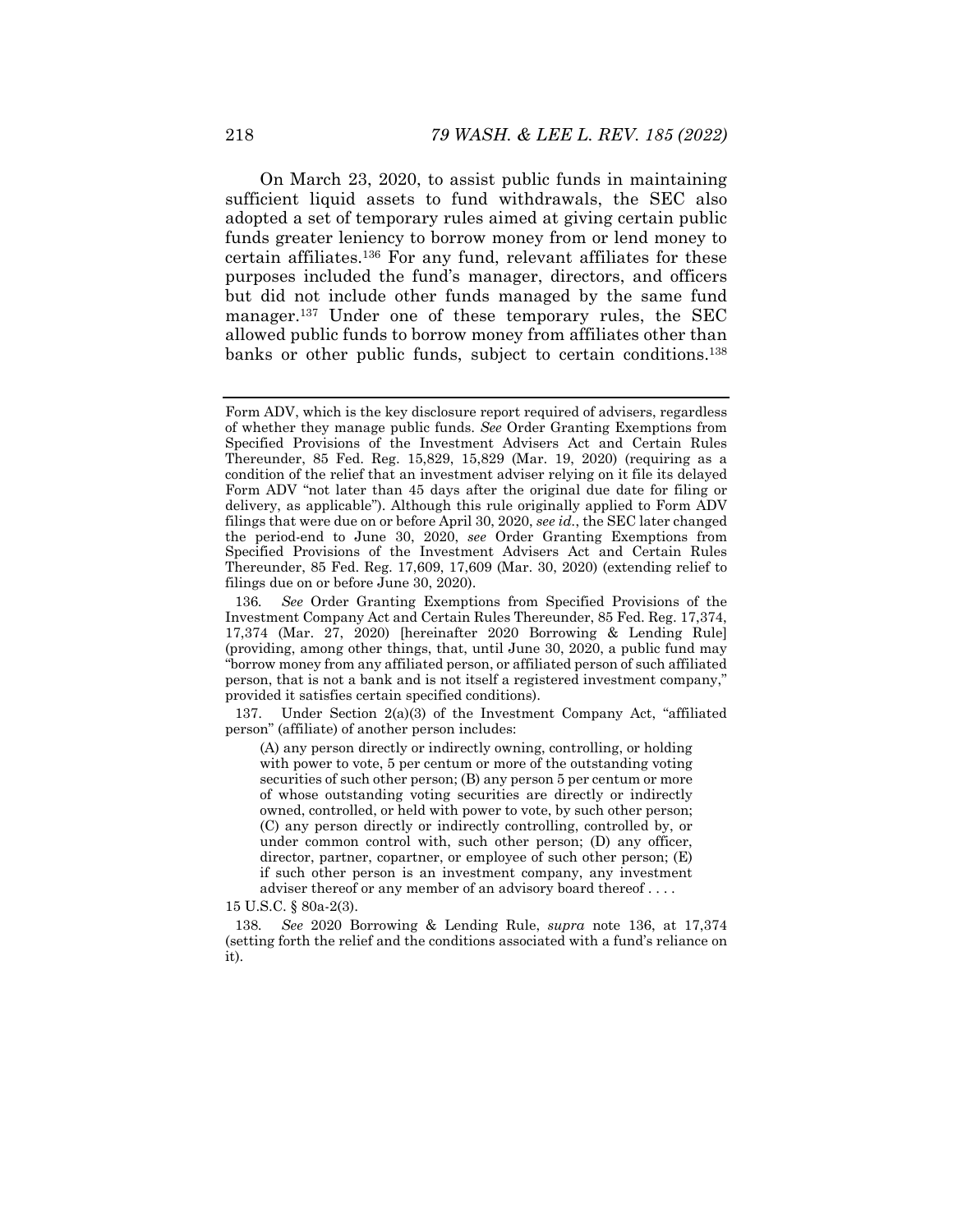On March 23, 2020, to assist public funds in maintaining sufficient liquid assets to fund withdrawals, the SEC also adopted a set of temporary rules aimed at giving certain public funds greater leniency to borrow money from or lend money to certain affiliates.[136] For any fund, relevant affiliates for these purposes included the fund's manager, directors, and officers but did not include other funds managed by the same fund manager.[137] Under one of these temporary rules, the SEC allowed public funds to borrow money from affiliates other than banks or other public funds, subject to certain conditions.[138]

---

Form ADV, which is the key disclosure report required of advisers, regardless of whether they manage public funds. *See* Order Granting Exemptions from Specified Provisions of the Investment Advisers Act and Certain Rules Thereunder, 85 Fed. Reg. 15,829, 15,829 (Mar. 19, 2020) (requiring as a condition of the relief that an investment adviser relying on it file its delayed Form ADV "not later than 45 days after the original due date for filing or delivery, as applicable"). Although this rule originally applied to Form ADV filings that were due on or before April 30, 2020, *see id.*, the SEC later changed the period-end to June 30, 2020, *see* Order Granting Exemptions from Specified Provisions of the Investment Advisers Act and Certain Rules Thereunder, 85 Fed. Reg. 17,609, 17,609 (Mar. 30, 2020) (extending relief to filings due on or before June 30, 2020).

136. *See* Order Granting Exemptions from Specified Provisions of the Investment Company Act and Certain Rules Thereunder, 85 Fed. Reg. 17,374, 17,374 (Mar. 27, 2020) [hereinafter 2020 Borrowing & Lending Rule] (providing, among other things, that, until June 30, 2020, a public fund may "borrow money from any affiliated person, or affiliated person of such affiliated person, that is not a bank and is not itself a registered investment company," provided it satisfies certain specified conditions).

137. Under Section 2(a)(3) of the Investment Company Act, "affiliated person" (affiliate) of another person includes:

> (A) any person directly or indirectly owning, controlling, or holding with power to vote, 5 per centum or more of the outstanding voting securities of such other person; (B) any person 5 per centum or more of whose outstanding voting securities are directly or indirectly owned, controlled, or held with power to vote, by such other person; (C) any person directly or indirectly controlling, controlled by, or under common control with, such other person; (D) any officer, director, partner, copartner, or employee of such other person; (E) if such other person is an investment company, any investment adviser thereof or any member of an advisory board thereof . . . .

15 U.S.C. § 80a-2(3).

138. *See* 2020 Borrowing & Lending Rule, *supra* note 136, at 17,374 (setting forth the relief and the conditions associated with a fund's reliance on it).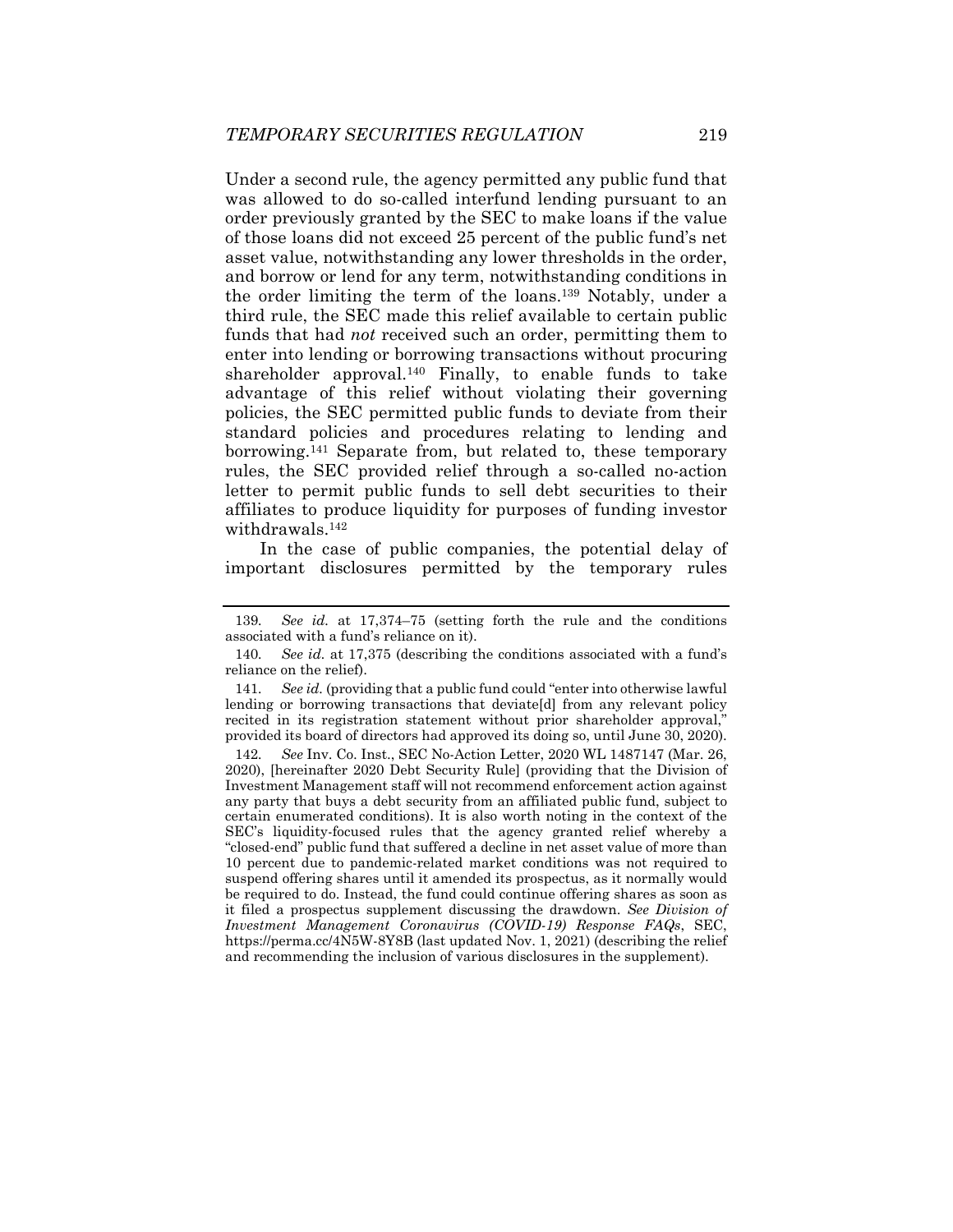Under a second rule, the agency permitted any public fund that was allowed to do so-called interfund lending pursuant to an order previously granted by the SEC to make loans if the value of those loans did not exceed 25 percent of the public fund's net asset value, notwithstanding any lower thresholds in the order, and borrow or lend for any term, notwithstanding conditions in the order limiting the term of the loans.[139] Notably, under a third rule, the SEC made this relief available to certain public funds that had *not* received such an order, permitting them to enter into lending or borrowing transactions without procuring shareholder approval.[140] Finally, to enable funds to take advantage of this relief without violating their governing policies, the SEC permitted public funds to deviate from their standard policies and procedures relating to lending and borrowing.[141] Separate from, but related to, these temporary rules, the SEC provided relief through a so-called no-action letter to permit public funds to sell debt securities to their affiliates to produce liquidity for purposes of funding investor withdrawals.[142]

In the case of public companies, the potential delay of important disclosures permitted by the temporary rules

---

139. *See id.* at 17,374–75 (setting forth the rule and the conditions associated with a fund's reliance on it).

140. *See id.* at 17,375 (describing the conditions associated with a fund's reliance on the relief).

141. *See id.* (providing that a public fund could "enter into otherwise lawful lending or borrowing transactions that deviate[d] from any relevant policy recited in its registration statement without prior shareholder approval," provided its board of directors had approved its doing so, until June 30, 2020).

142. *See* Inv. Co. Inst., SEC No-Action Letter, 2020 WL 1487147 (Mar. 26, 2020), [hereinafter 2020 Debt Security Rule] (providing that the Division of Investment Management staff will not recommend enforcement action against any party that buys a debt security from an affiliated public fund, subject to certain enumerated conditions). It is also worth noting in the context of the SEC's liquidity-focused rules that the agency granted relief whereby a "closed-end" public fund that suffered a decline in net asset value of more than 10 percent due to pandemic-related market conditions was not required to suspend offering shares until it amended its prospectus, as it normally would be required to do. Instead, the fund could continue offering shares as soon as it filed a prospectus supplement discussing the drawdown. *See Division of Investment Management Coronavirus (COVID-19) Response FAQs*, SEC, https://perma.cc/4N5W-8Y8B (last updated Nov. 1, 2021) (describing the relief and recommending the inclusion of various disclosures in the supplement).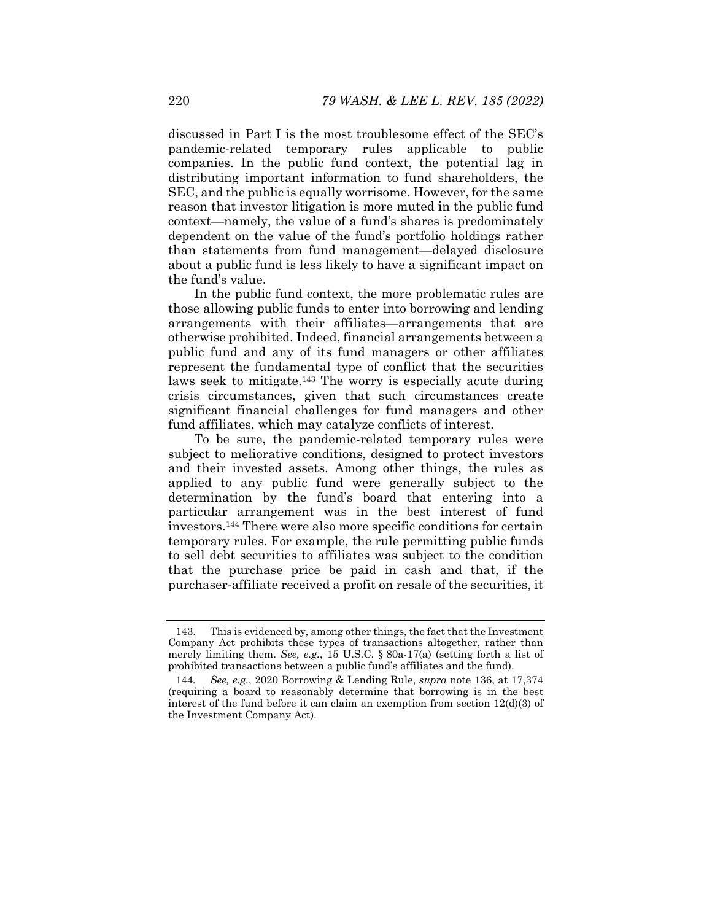discussed in Part I is the most troublesome effect of the SEC's pandemic-related temporary rules applicable to public companies. In the public fund context, the potential lag in distributing important information to fund shareholders, the SEC, and the public is equally worrisome. However, for the same reason that investor litigation is more muted in the public fund context—namely, the value of a fund's shares is predominately dependent on the value of the fund's portfolio holdings rather than statements from fund management—delayed disclosure about a public fund is less likely to have a significant impact on the fund's value.

In the public fund context, the more problematic rules are those allowing public funds to enter into borrowing and lending arrangements with their affiliates—arrangements that are otherwise prohibited. Indeed, financial arrangements between a public fund and any of its fund managers or other affiliates represent the fundamental type of conflict that the securities laws seek to mitigate.[143] The worry is especially acute during crisis circumstances, given that such circumstances create significant financial challenges for fund managers and other fund affiliates, which may catalyze conflicts of interest.

To be sure, the pandemic-related temporary rules were subject to meliorative conditions, designed to protect investors and their invested assets. Among other things, the rules as applied to any public fund were generally subject to the determination by the fund's board that entering into a particular arrangement was in the best interest of fund investors.[144] There were also more specific conditions for certain temporary rules. For example, the rule permitting public funds to sell debt securities to affiliates was subject to the condition that the purchase price be paid in cash and that, if the purchaser-affiliate received a profit on resale of the securities, it

---

143. This is evidenced by, among other things, the fact that the Investment Company Act prohibits these types of transactions altogether, rather than merely limiting them. *See, e.g.*, 15 U.S.C. § 80a-17(a) (setting forth a list of prohibited transactions between a public fund's affiliates and the fund).

144. *See, e.g.*, 2020 Borrowing & Lending Rule, *supra* note 136, at 17,374 (requiring a board to reasonably determine that borrowing is in the best interest of the fund before it can claim an exemption from section 12(d)(3) of the Investment Company Act).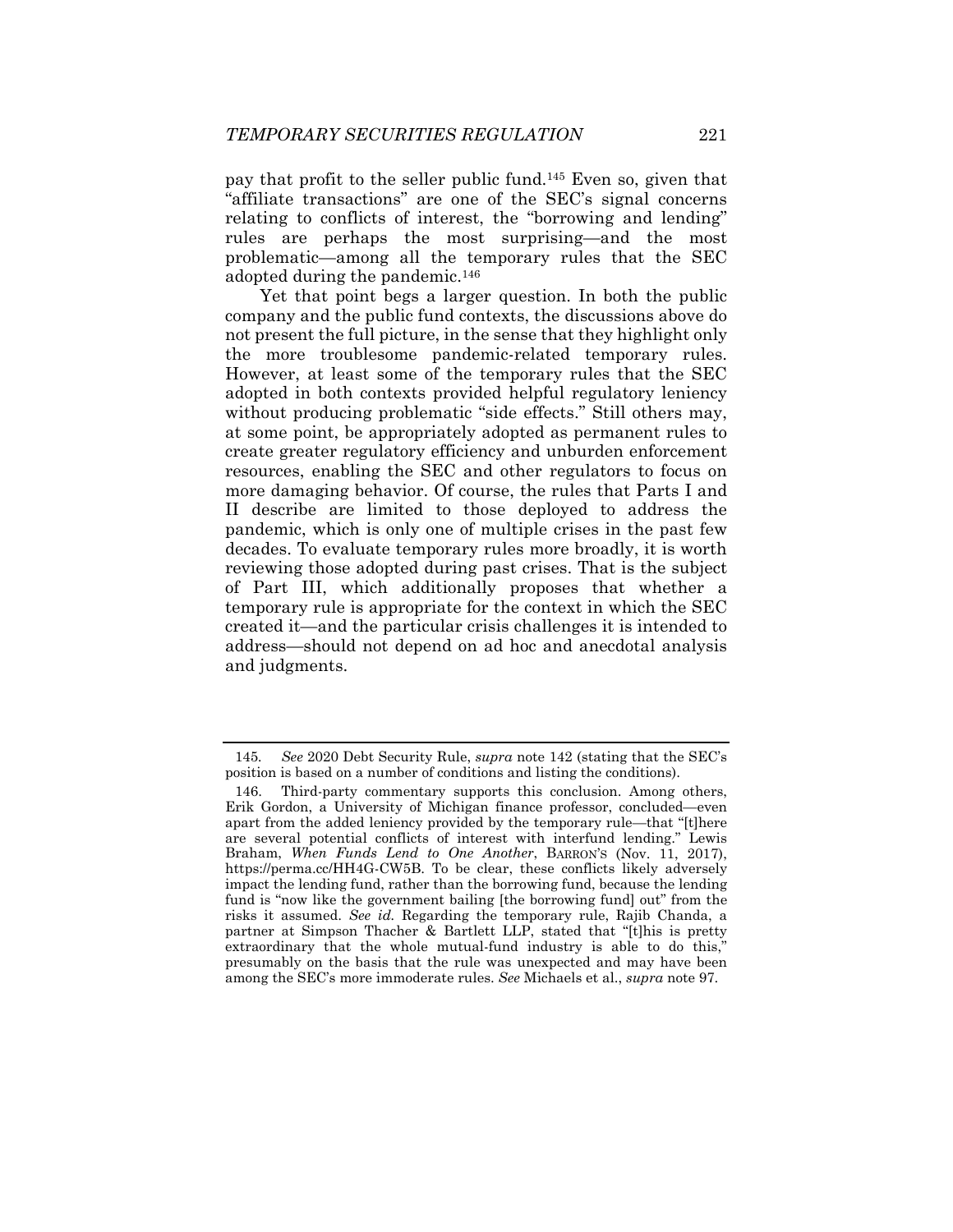pay that profit to the seller public fund.[145] Even so, given that "affiliate transactions" are one of the SEC's signal concerns relating to conflicts of interest, the "borrowing and lending" rules are perhaps the most surprising—and the most problematic—among all the temporary rules that the SEC adopted during the pandemic.[146]

Yet that point begs a larger question. In both the public company and the public fund contexts, the discussions above do not present the full picture, in the sense that they highlight only the more troublesome pandemic-related temporary rules. However, at least some of the temporary rules that the SEC adopted in both contexts provided helpful regulatory leniency without producing problematic "side effects." Still others may, at some point, be appropriately adopted as permanent rules to create greater regulatory efficiency and unburden enforcement resources, enabling the SEC and other regulators to focus on more damaging behavior. Of course, the rules that Parts I and II describe are limited to those deployed to address the pandemic, which is only one of multiple crises in the past few decades. To evaluate temporary rules more broadly, it is worth reviewing those adopted during past crises. That is the subject of Part III, which additionally proposes that whether a temporary rule is appropriate for the context in which the SEC created it—and the particular crisis challenges it is intended to address—should not depend on ad hoc and anecdotal analysis and judgments.

---

145. *See* 2020 Debt Security Rule, *supra* note 142 (stating that the SEC's position is based on a number of conditions and listing the conditions).

146. Third-party commentary supports this conclusion. Among others, Erik Gordon, a University of Michigan finance professor, concluded—even apart from the added leniency provided by the temporary rule—that "[t]here are several potential conflicts of interest with interfund lending." Lewis Braham, *When Funds Lend to One Another*, BARRON'S (Nov. 11, 2017), https://perma.cc/HH4G-CW5B. To be clear, these conflicts likely adversely impact the lending fund, rather than the borrowing fund, because the lending fund is "now like the government bailing [the borrowing fund] out" from the risks it assumed. *See id.* Regarding the temporary rule, Rajib Chanda, a partner at Simpson Thacher & Bartlett LLP, stated that "[t]his is pretty extraordinary that the whole mutual-fund industry is able to do this," presumably on the basis that the rule was unexpected and may have been among the SEC's more immoderate rules. *See* Michaels et al., *supra* note 97.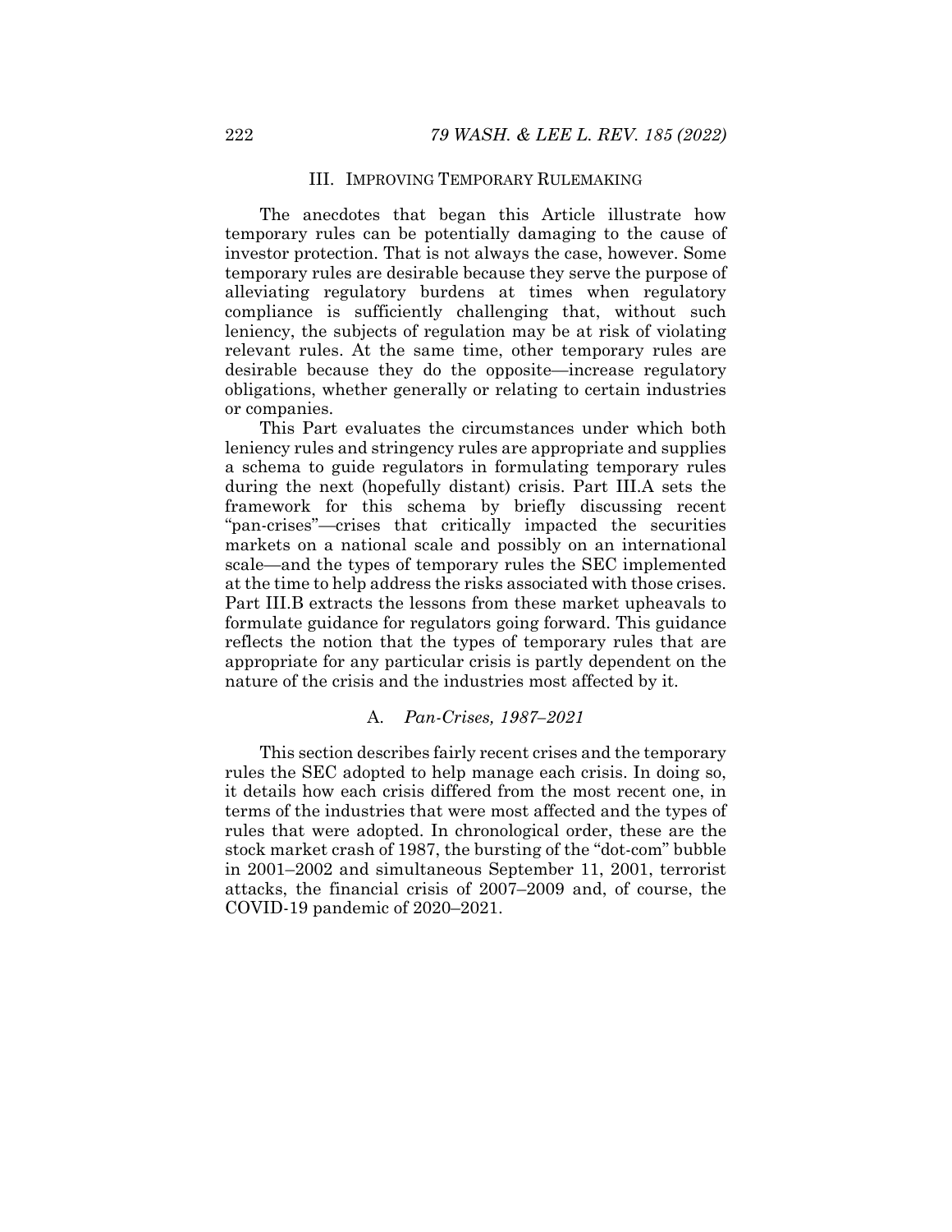## III. IMPROVING TEMPORARY RULEMAKING

The anecdotes that began this Article illustrate how temporary rules can be potentially damaging to the cause of investor protection. That is not always the case, however. Some temporary rules are desirable because they serve the purpose of alleviating regulatory burdens at times when regulatory compliance is sufficiently challenging that, without such leniency, the subjects of regulation may be at risk of violating relevant rules. At the same time, other temporary rules are desirable because they do the opposite—increase regulatory obligations, whether generally or relating to certain industries or companies.

This Part evaluates the circumstances under which both leniency rules and stringency rules are appropriate and supplies a schema to guide regulators in formulating temporary rules during the next (hopefully distant) crisis. Part III.A sets the framework for this schema by briefly discussing recent "pan-crises"—crises that critically impacted the securities markets on a national scale and possibly on an international scale—and the types of temporary rules the SEC implemented at the time to help address the risks associated with those crises. Part III.B extracts the lessons from these market upheavals to formulate guidance for regulators going forward. This guidance reflects the notion that the types of temporary rules that are appropriate for any particular crisis is partly dependent on the nature of the crisis and the industries most affected by it.

### A. *Pan-Crises, 1987–2021*

This section describes fairly recent crises and the temporary rules the SEC adopted to help manage each crisis. In doing so, it details how each crisis differed from the most recent one, in terms of the industries that were most affected and the types of rules that were adopted. In chronological order, these are the stock market crash of 1987, the bursting of the "dot-com" bubble in 2001–2002 and simultaneous September 11, 2001, terrorist attacks, the financial crisis of 2007–2009 and, of course, the COVID-19 pandemic of 2020–2021.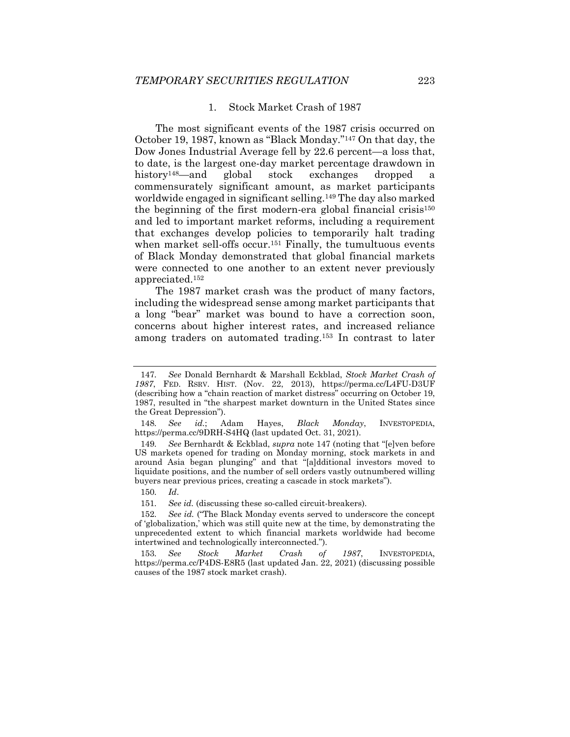### 1. Stock Market Crash of 1987

The most significant events of the 1987 crisis occurred on October 19, 1987, known as "Black Monday."[147] On that day, the Dow Jones Industrial Average fell by 22.6 percent—a loss that, to date, is the largest one-day market percentage drawdown in history[148]—and global stock exchanges dropped a commensurately significant amount, as market participants worldwide engaged in significant selling.[149] The day also marked the beginning of the first modern-era global financial crisis[150] and led to important market reforms, including a requirement that exchanges develop policies to temporarily halt trading when market sell-offs occur.[151] Finally, the tumultuous events of Black Monday demonstrated that global financial markets were connected to one another to an extent never previously appreciated.[152]

The 1987 market crash was the product of many factors, including the widespread sense among market participants that a long "bear" market was bound to have a correction soon, concerns about higher interest rates, and increased reliance among traders on automated trading.[153] In contrast to later

---

147. *See* Donald Bernhardt & Marshall Eckblad, *Stock Market Crash of 1987*, FED. RSRV. HIST. (Nov. 22, 2013), https://perma.cc/L4FU-D3UF (describing how a "chain reaction of market distress" occurring on October 19, 1987, resulted in "the sharpest market downturn in the United States since the Great Depression").

148. *See id.*; Adam Hayes, *Black Monday*, INVESTOPEDIA, https://perma.cc/9DRH-S4HQ (last updated Oct. 31, 2021).

149. *See* Bernhardt & Eckblad, *supra* note 147 (noting that "[e]ven before US markets opened for trading on Monday morning, stock markets in and around Asia began plunging" and that "[a]dditional investors moved to liquidate positions, and the number of sell orders vastly outnumbered willing buyers near previous prices, creating a cascade in stock markets").

150. *Id*.

151. *See id.* (discussing these so-called circuit-breakers).

152. *See id.* ("The Black Monday events served to underscore the concept of 'globalization,' which was still quite new at the time, by demonstrating the unprecedented extent to which financial markets worldwide had become intertwined and technologically interconnected.").

153. *See Stock Market Crash of 1987*, INVESTOPEDIA, https://perma.cc/P4DS-E8R5 (last updated Jan. 22, 2021) (discussing possible causes of the 1987 stock market crash).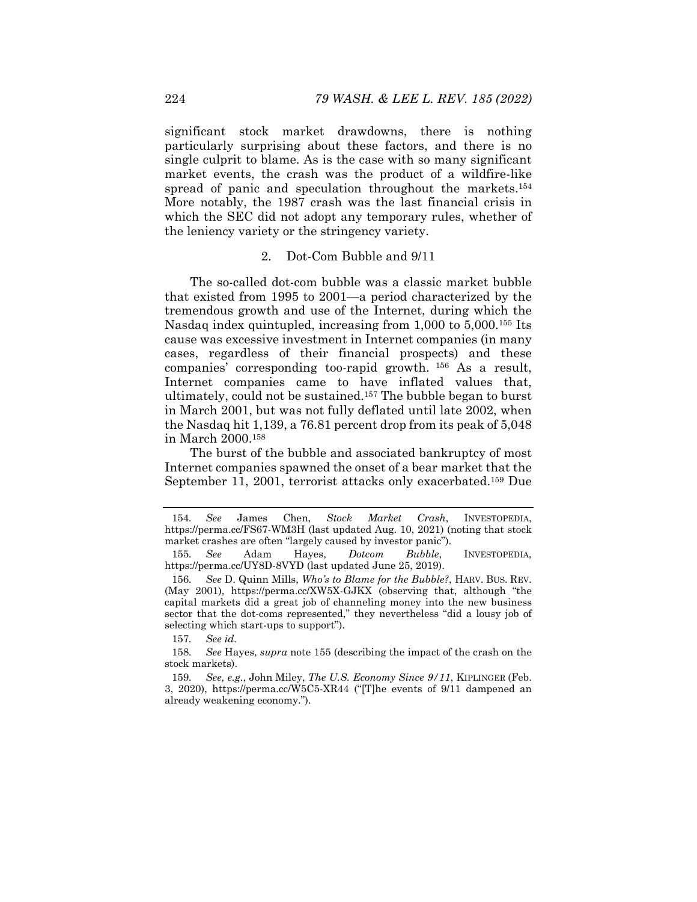significant stock market drawdowns, there is nothing particularly surprising about these factors, and there is no single culprit to blame. As is the case with so many significant market events, the crash was the product of a wildfire-like spread of panic and speculation throughout the markets.[154] More notably, the 1987 crash was the last financial crisis in which the SEC did not adopt any temporary rules, whether of the leniency variety or the stringency variety.

### 2. Dot-Com Bubble and 9/11

The so-called dot-com bubble was a classic market bubble that existed from 1995 to 2001—a period characterized by the tremendous growth and use of the Internet, during which the Nasdaq index quintupled, increasing from 1,000 to 5,000.[155] Its cause was excessive investment in Internet companies (in many cases, regardless of their financial prospects) and these companies' corresponding too-rapid growth.[156] As a result, Internet companies came to have inflated values that, ultimately, could not be sustained.[157] The bubble began to burst in March 2001, but was not fully deflated until late 2002, when the Nasdaq hit 1,139, a 76.81 percent drop from its peak of 5,048 in March 2000.[158]

The burst of the bubble and associated bankruptcy of most Internet companies spawned the onset of a bear market that the September 11, 2001, terrorist attacks only exacerbated.[159] Due

---

154. *See* James Chen, *Stock Market Crash*, INVESTOPEDIA, https://perma.cc/FS67-WM3H (last updated Aug. 10, 2021) (noting that stock market crashes are often "largely caused by investor panic").

155. *See* Adam Hayes, *Dotcom Bubble*, INVESTOPEDIA, https://perma.cc/UY8D-8VYD (last updated June 25, 2019).

156. *See* D. Quinn Mills, *Who's to Blame for the Bubble?*, HARV. BUS. REV. (May 2001), https://perma.cc/XW5X-GJKX (observing that, although "the capital markets did a great job of channeling money into the new business sector that the dot-coms represented," they nevertheless "did a lousy job of selecting which start-ups to support").

157. *See id.*

158. *See* Hayes, *supra* note 155 (describing the impact of the crash on the stock markets).

159. *See, e.g.*, John Miley, *The U.S. Economy Since 9/11*, KIPLINGER (Feb. 3, 2020), https://perma.cc/W5C5-XR44 ("[T]he events of 9/11 dampened an already weakening economy.").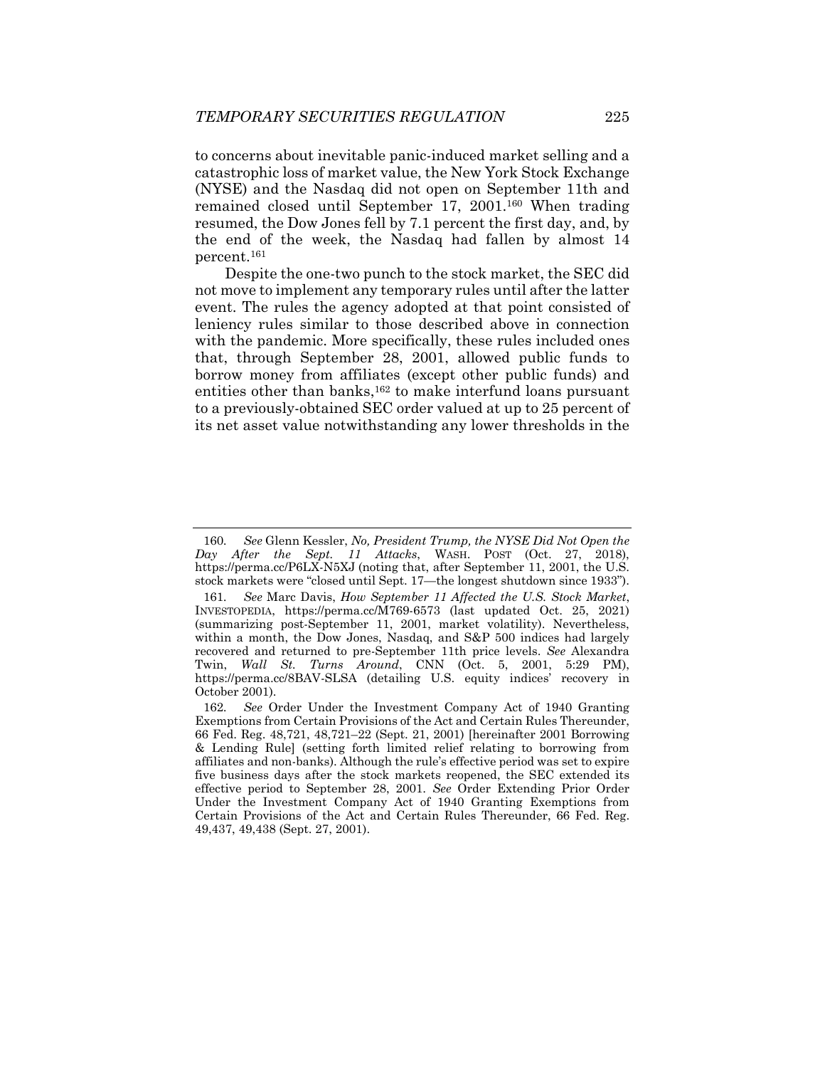to concerns about inevitable panic-induced market selling and a catastrophic loss of market value, the New York Stock Exchange (NYSE) and the Nasdaq did not open on September 11th and remained closed until September 17, 2001.[160] When trading resumed, the Dow Jones fell by 7.1 percent the first day, and, by the end of the week, the Nasdaq had fallen by almost 14 percent.[161]

Despite the one-two punch to the stock market, the SEC did not move to implement any temporary rules until after the latter event. The rules the agency adopted at that point consisted of leniency rules similar to those described above in connection with the pandemic. More specifically, these rules included ones that, through September 28, 2001, allowed public funds to borrow money from affiliates (except other public funds) and entities other than banks,[162] to make interfund loans pursuant to a previously-obtained SEC order valued at up to 25 percent of its net asset value notwithstanding any lower thresholds in the

---

160. *See* Glenn Kessler, *No, President Trump, the NYSE Did Not Open the Day After the Sept. 11 Attacks*, WASH. POST (Oct. 27, 2018), https://perma.cc/P6LX-N5XJ (noting that, after September 11, 2001, the U.S. stock markets were "closed until Sept. 17—the longest shutdown since 1933").

161. *See* Marc Davis, *How September 11 Affected the U.S. Stock Market*, INVESTOPEDIA, https://perma.cc/M769-6573 (last updated Oct. 25, 2021) (summarizing post-September 11, 2001, market volatility). Nevertheless, within a month, the Dow Jones, Nasdaq, and S&P 500 indices had largely recovered and returned to pre-September 11th price levels. *See* Alexandra Twin, *Wall St. Turns Around*, CNN (Oct. 5, 2001, 5:29 PM), https://perma.cc/8BAV-SLSA (detailing U.S. equity indices' recovery in October 2001).

162. *See* Order Under the Investment Company Act of 1940 Granting Exemptions from Certain Provisions of the Act and Certain Rules Thereunder, 66 Fed. Reg. 48,721, 48,721–22 (Sept. 21, 2001) [hereinafter 2001 Borrowing & Lending Rule] (setting forth limited relief relating to borrowing from affiliates and non-banks). Although the rule's effective period was set to expire five business days after the stock markets reopened, the SEC extended its effective period to September 28, 2001. *See* Order Extending Prior Order Under the Investment Company Act of 1940 Granting Exemptions from Certain Provisions of the Act and Certain Rules Thereunder, 66 Fed. Reg. 49,437, 49,438 (Sept. 27, 2001).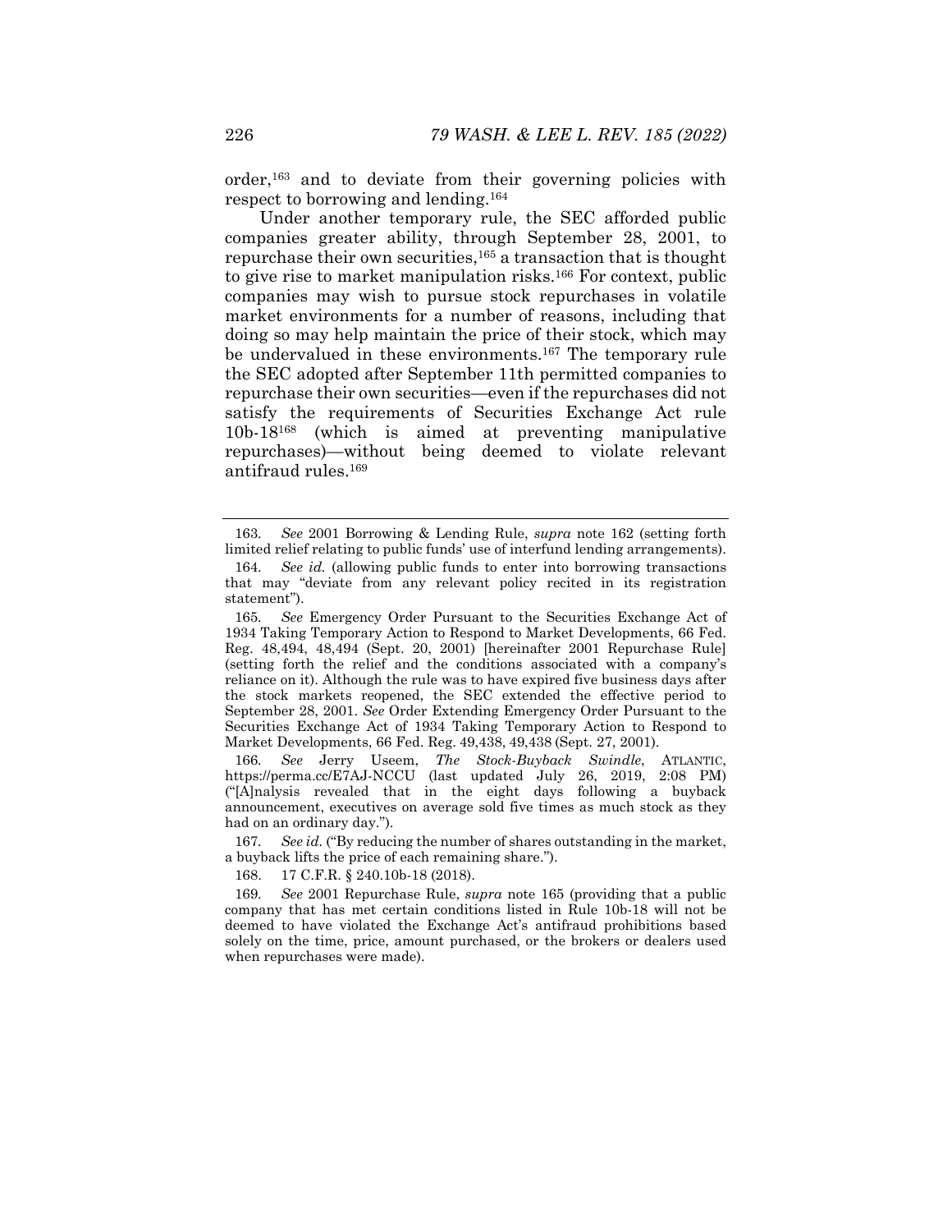order,[163] and to deviate from their governing policies with respect to borrowing and lending.[164]

Under another temporary rule, the SEC afforded public companies greater ability, through September 28, 2001, to repurchase their own securities,[165] a transaction that is thought to give rise to market manipulation risks.[166] For context, public companies may wish to pursue stock repurchases in volatile market environments for a number of reasons, including that doing so may help maintain the price of their stock, which may be undervalued in these environments.[167] The temporary rule the SEC adopted after September 11th permitted companies to repurchase their own securities—even if the repurchases did not satisfy the requirements of Securities Exchange Act rule 10b-18[168] (which is aimed at preventing manipulative repurchases)—without being deemed to violate relevant antifraud rules.[169]

---

163. *See* 2001 Borrowing & Lending Rule, *supra* note 162 (setting forth limited relief relating to public funds' use of interfund lending arrangements).

164. *See id.* (allowing public funds to enter into borrowing transactions that may "deviate from any relevant policy recited in its registration statement").

165. *See* Emergency Order Pursuant to the Securities Exchange Act of 1934 Taking Temporary Action to Respond to Market Developments, 66 Fed. Reg. 48,494, 48,494 (Sept. 20, 2001) [hereinafter 2001 Repurchase Rule] (setting forth the relief and the conditions associated with a company's reliance on it). Although the rule was to have expired five business days after the stock markets reopened, the SEC extended the effective period to September 28, 2001. *See* Order Extending Emergency Order Pursuant to the Securities Exchange Act of 1934 Taking Temporary Action to Respond to Market Developments, 66 Fed. Reg. 49,438, 49,438 (Sept. 27, 2001).

166. *See* Jerry Useem, *The Stock-Buyback Swindle*, ATLANTIC, https://perma.cc/E7AJ-NCCU (last updated July 26, 2019, 2:08 PM) ("[A]nalysis revealed that in the eight days following a buyback announcement, executives on average sold five times as much stock as they had on an ordinary day.").

167. *See id.* ("By reducing the number of shares outstanding in the market, a buyback lifts the price of each remaining share.").

168. 17 C.F.R. § 240.10b-18 (2018).

169. *See* 2001 Repurchase Rule, *supra* note 165 (providing that a public company that has met certain conditions listed in Rule 10b-18 will not be deemed to have violated the Exchange Act's antifraud prohibitions based solely on the time, price, amount purchased, or the brokers or dealers used when repurchases were made).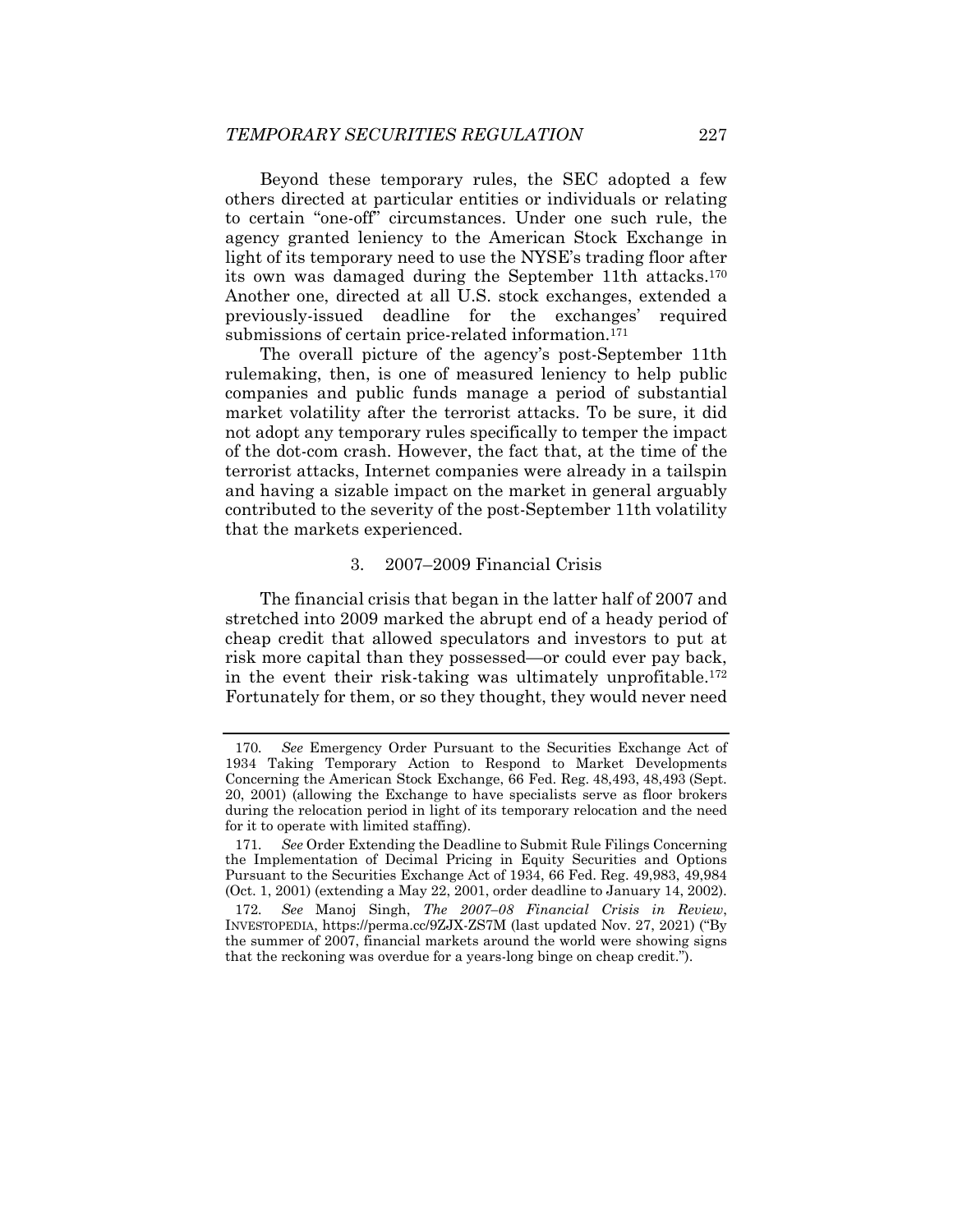Beyond these temporary rules, the SEC adopted a few others directed at particular entities or individuals or relating to certain "one-off" circumstances. Under one such rule, the agency granted leniency to the American Stock Exchange in light of its temporary need to use the NYSE's trading floor after its own was damaged during the September 11th attacks.[170] Another one, directed at all U.S. stock exchanges, extended a previously-issued deadline for the exchanges' required submissions of certain price-related information.[171]

The overall picture of the agency's post-September 11th rulemaking, then, is one of measured leniency to help public companies and public funds manage a period of substantial market volatility after the terrorist attacks. To be sure, it did not adopt any temporary rules specifically to temper the impact of the dot-com crash. However, the fact that, at the time of the terrorist attacks, Internet companies were already in a tailspin and having a sizable impact on the market in general arguably contributed to the severity of the post-September 11th volatility that the markets experienced.

### 3. 2007–2009 Financial Crisis

The financial crisis that began in the latter half of 2007 and stretched into 2009 marked the abrupt end of a heady period of cheap credit that allowed speculators and investors to put at risk more capital than they possessed—or could ever pay back, in the event their risk-taking was ultimately unprofitable.[172] Fortunately for them, or so they thought, they would never need

---

170. *See* Emergency Order Pursuant to the Securities Exchange Act of 1934 Taking Temporary Action to Respond to Market Developments Concerning the American Stock Exchange, 66 Fed. Reg. 48,493, 48,493 (Sept. 20, 2001) (allowing the Exchange to have specialists serve as floor brokers during the relocation period in light of its temporary relocation and the need for it to operate with limited staffing).

171. *See* Order Extending the Deadline to Submit Rule Filings Concerning the Implementation of Decimal Pricing in Equity Securities and Options Pursuant to the Securities Exchange Act of 1934, 66 Fed. Reg. 49,983, 49,984 (Oct. 1, 2001) (extending a May 22, 2001, order deadline to January 14, 2002).

172. *See* Manoj Singh, *The 2007–08 Financial Crisis in Review*, INVESTOPEDIA, https://perma.cc/9ZJX-ZS7M (last updated Nov. 27, 2021) ("By the summer of 2007, financial markets around the world were showing signs that the reckoning was overdue for a years-long binge on cheap credit.").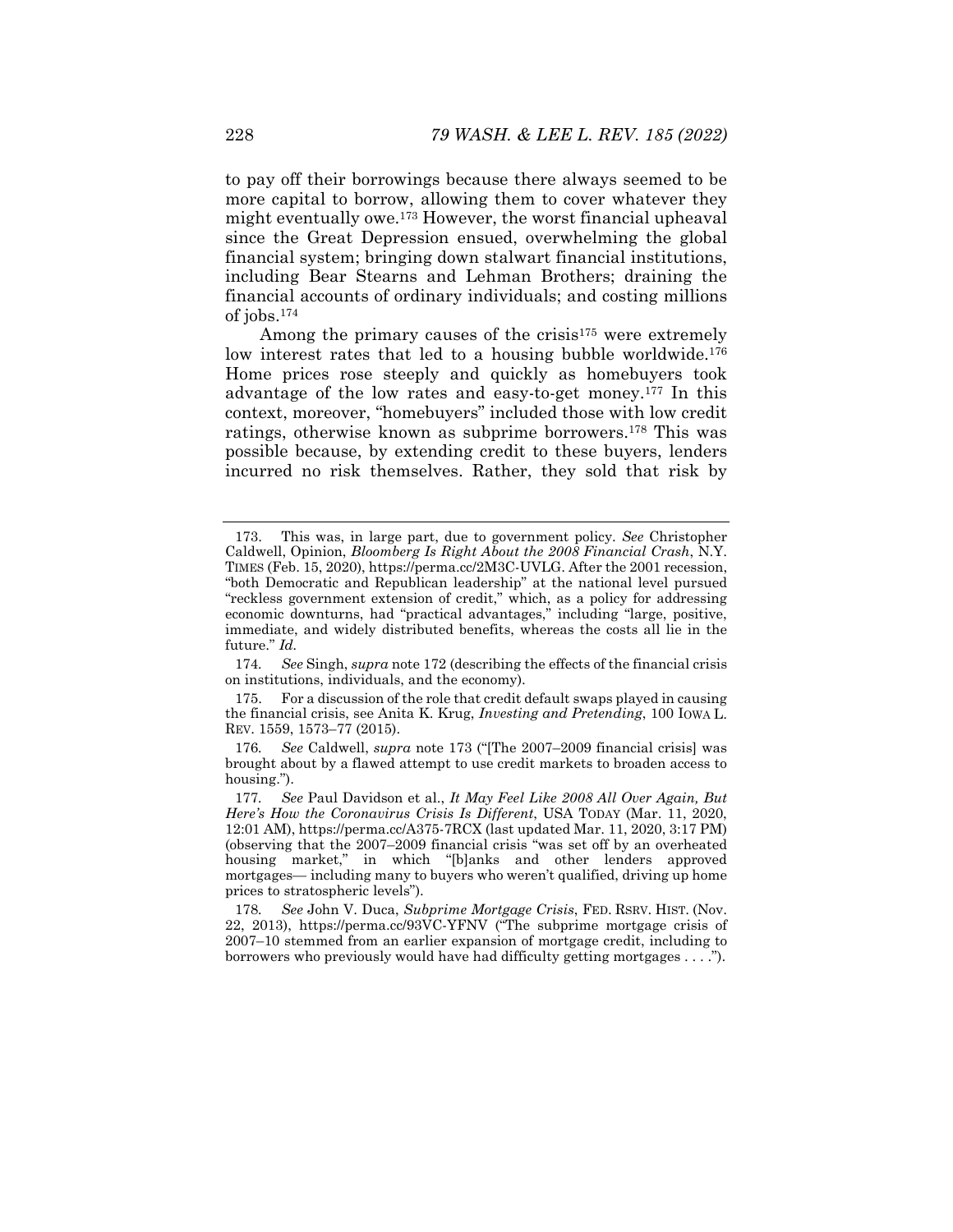to pay off their borrowings because there always seemed to be more capital to borrow, allowing them to cover whatever they might eventually owe.[173] However, the worst financial upheaval since the Great Depression ensued, overwhelming the global financial system; bringing down stalwart financial institutions, including Bear Stearns and Lehman Brothers; draining the financial accounts of ordinary individuals; and costing millions of jobs.[174]

Among the primary causes of the crisis[175] were extremely low interest rates that led to a housing bubble worldwide.[176] Home prices rose steeply and quickly as homebuyers took advantage of the low rates and easy-to-get money.[177] In this context, moreover, "homebuyers" included those with low credit ratings, otherwise known as subprime borrowers.[178] This was possible because, by extending credit to these buyers, lenders incurred no risk themselves. Rather, they sold that risk by

---

173. This was, in large part, due to government policy. *See* Christopher Caldwell, Opinion, *Bloomberg Is Right About the 2008 Financial Crash*, N.Y. TIMES (Feb. 15, 2020), https://perma.cc/2M3C-UVLG. After the 2001 recession, "both Democratic and Republican leadership" at the national level pursued "reckless government extension of credit," which, as a policy for addressing economic downturns, had "practical advantages," including "large, positive, immediate, and widely distributed benefits, whereas the costs all lie in the future." *Id.*

174. *See* Singh, *supra* note 172 (describing the effects of the financial crisis on institutions, individuals, and the economy).

175. For a discussion of the role that credit default swaps played in causing the financial crisis, see Anita K. Krug, *Investing and Pretending*, 100 IOWA L. REV. 1559, 1573–77 (2015).

176. *See* Caldwell, *supra* note 173 ("[The 2007–2009 financial crisis] was brought about by a flawed attempt to use credit markets to broaden access to housing.").

177. *See* Paul Davidson et al., *It May Feel Like 2008 All Over Again, But Here's How the Coronavirus Crisis Is Different*, USA TODAY (Mar. 11, 2020, 12:01 AM), https://perma.cc/A375-7RCX (last updated Mar. 11, 2020, 3:17 PM) (observing that the 2007–2009 financial crisis "was set off by an overheated housing market," in which "[b]anks and other lenders approved mortgages— including many to buyers who weren't qualified, driving up home prices to stratospheric levels").

178. *See* John V. Duca, *Subprime Mortgage Crisis*, FED. RSRV. HIST. (Nov. 22, 2013), https://perma.cc/93VC-YFNV ("The subprime mortgage crisis of 2007–10 stemmed from an earlier expansion of mortgage credit, including to borrowers who previously would have had difficulty getting mortgages . . . .").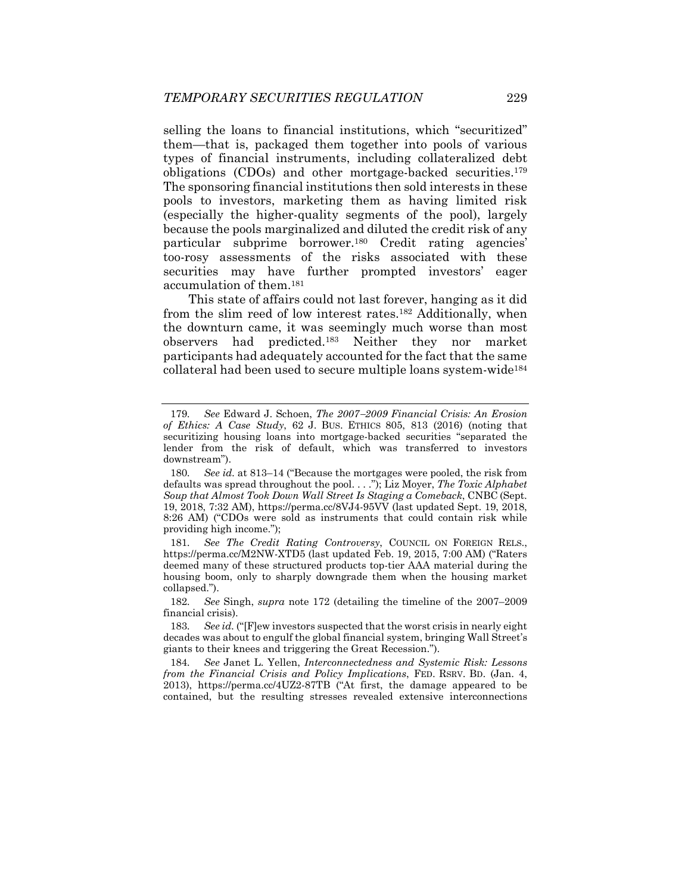selling the loans to financial institutions, which "securitized" them—that is, packaged them together into pools of various types of financial instruments, including collateralized debt obligations (CDOs) and other mortgage-backed securities.[179] The sponsoring financial institutions then sold interests in these pools to investors, marketing them as having limited risk (especially the higher-quality segments of the pool), largely because the pools marginalized and diluted the credit risk of any particular subprime borrower.[180] Credit rating agencies' too-rosy assessments of the risks associated with these securities may have further prompted investors' eager accumulation of them.[181]

This state of affairs could not last forever, hanging as it did from the slim reed of low interest rates.[182] Additionally, when the downturn came, it was seemingly much worse than most observers had predicted.[183] Neither they nor market participants had adequately accounted for the fact that the same collateral had been used to secure multiple loans system-wide[184]

---

179. *See* Edward J. Schoen, *The 2007–2009 Financial Crisis: An Erosion of Ethics: A Case Study*, 62 J. BUS. ETHICS 805, 813 (2016) (noting that securitizing housing loans into mortgage-backed securities "separated the lender from the risk of default, which was transferred to investors downstream").

180. *See id.* at 813–14 ("Because the mortgages were pooled, the risk from defaults was spread throughout the pool. . . ."); Liz Moyer, *The Toxic Alphabet Soup that Almost Took Down Wall Street Is Staging a Comeback*, CNBC (Sept. 19, 2018, 7:32 AM), https://perma.cc/8VJ4-95VV (last updated Sept. 19, 2018, 8:26 AM) ("CDOs were sold as instruments that could contain risk while providing high income.");

181. *See The Credit Rating Controversy*, COUNCIL ON FOREIGN RELS., https://perma.cc/M2NW-XTD5 (last updated Feb. 19, 2015, 7:00 AM) ("Raters deemed many of these structured products top-tier AAA material during the housing boom, only to sharply downgrade them when the housing market collapsed.").

182. *See* Singh, *supra* note 172 (detailing the timeline of the 2007–2009 financial crisis).

183. *See id.* ("[F]ew investors suspected that the worst crisis in nearly eight decades was about to engulf the global financial system, bringing Wall Street's giants to their knees and triggering the Great Recession.").

184. *See* Janet L. Yellen, *Interconnectedness and Systemic Risk: Lessons from the Financial Crisis and Policy Implications*, FED. RSRV. BD. (Jan. 4, 2013), https://perma.cc/4UZ2-87TB ("At first, the damage appeared to be contained, but the resulting stresses revealed extensive interconnections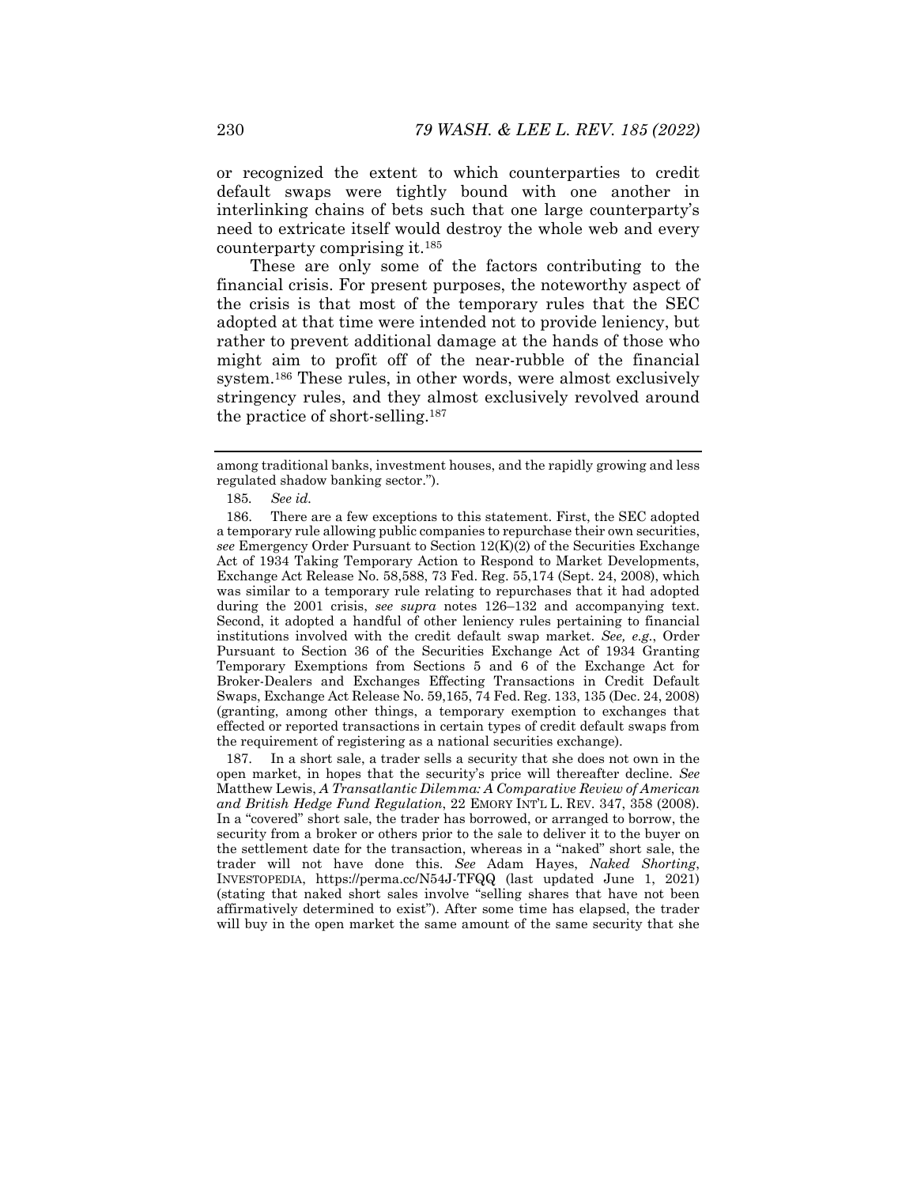or recognized the extent to which counterparties to credit default swaps were tightly bound with one another in interlinking chains of bets such that one large counterparty's need to extricate itself would destroy the whole web and every counterparty comprising it.[185]

These are only some of the factors contributing to the financial crisis. For present purposes, the noteworthy aspect of the crisis is that most of the temporary rules that the SEC adopted at that time were intended not to provide leniency, but rather to prevent additional damage at the hands of those who might aim to profit off of the near-rubble of the financial system.[186] These rules, in other words, were almost exclusively stringency rules, and they almost exclusively revolved around the practice of short-selling.[187]

---

among traditional banks, investment houses, and the rapidly growing and less regulated shadow banking sector.").

185. *See id.*

186. There are a few exceptions to this statement. First, the SEC adopted a temporary rule allowing public companies to repurchase their own securities, *see* Emergency Order Pursuant to Section 12(K)(2) of the Securities Exchange Act of 1934 Taking Temporary Action to Respond to Market Developments, Exchange Act Release No. 58,588, 73 Fed. Reg. 55,174 (Sept. 24, 2008), which was similar to a temporary rule relating to repurchases that it had adopted during the 2001 crisis, *see supra* notes 126–132 and accompanying text. Second, it adopted a handful of other leniency rules pertaining to financial institutions involved with the credit default swap market. *See, e.g.*, Order Pursuant to Section 36 of the Securities Exchange Act of 1934 Granting Temporary Exemptions from Sections 5 and 6 of the Exchange Act for Broker-Dealers and Exchanges Effecting Transactions in Credit Default Swaps, Exchange Act Release No. 59,165, 74 Fed. Reg. 133, 135 (Dec. 24, 2008) (granting, among other things, a temporary exemption to exchanges that effected or reported transactions in certain types of credit default swaps from the requirement of registering as a national securities exchange).

187. In a short sale, a trader sells a security that she does not own in the open market, in hopes that the security's price will thereafter decline. *See* Matthew Lewis, *A Transatlantic Dilemma: A Comparative Review of American and British Hedge Fund Regulation*, 22 EMORY INT'L L. REV. 347, 358 (2008). In a "covered" short sale, the trader has borrowed, or arranged to borrow, the security from a broker or others prior to the sale to deliver it to the buyer on the settlement date for the transaction, whereas in a "naked" short sale, the trader will not have done this. *See* Adam Hayes, *Naked Shorting*, INVESTOPEDIA, https://perma.cc/N54J-TFQQ (last updated June 1, 2021) (stating that naked short sales involve "selling shares that have not been affirmatively determined to exist"). After some time has elapsed, the trader will buy in the open market the same amount of the same security that she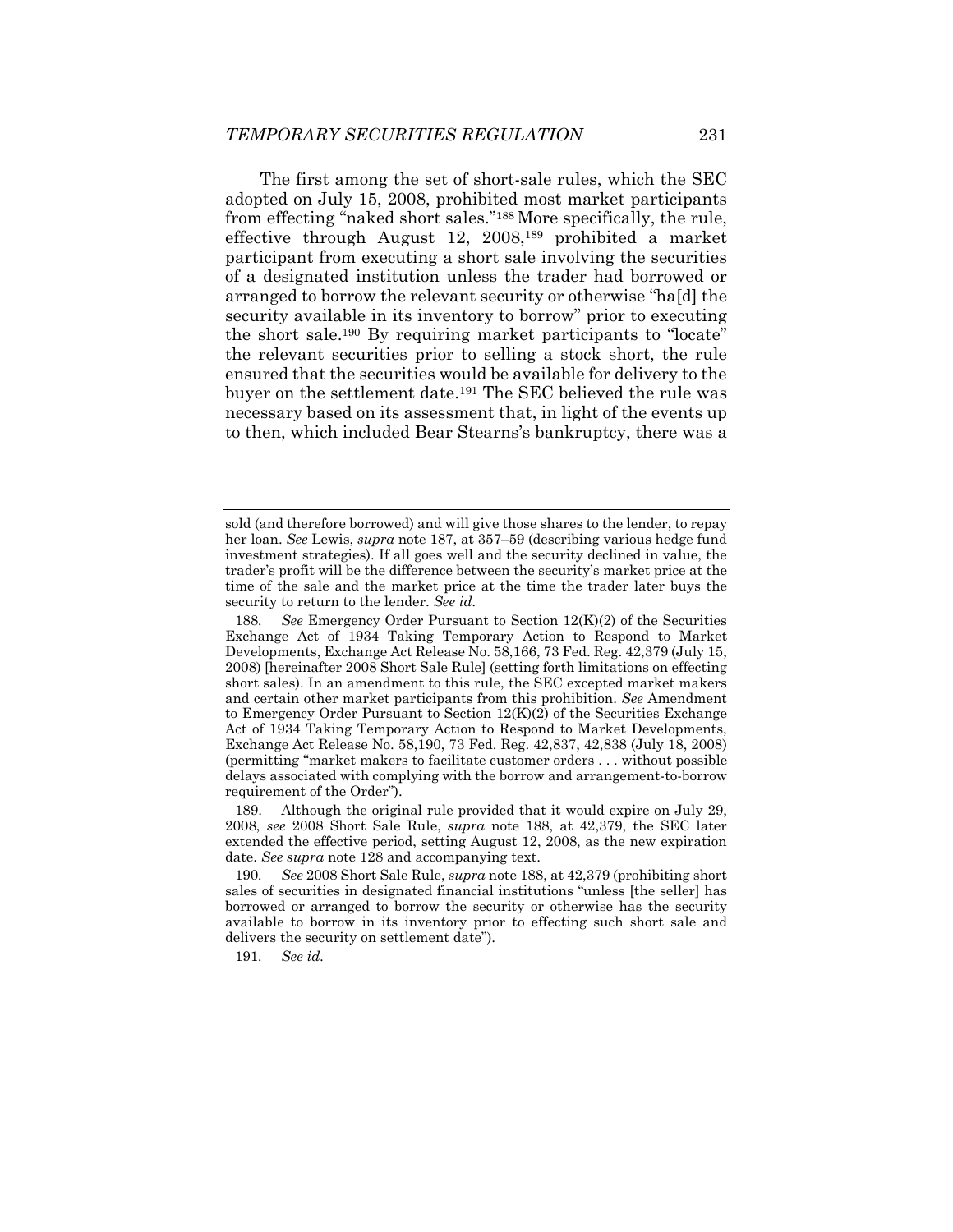The first among the set of short-sale rules, which the SEC adopted on July 15, 2008, prohibited most market participants from effecting "naked short sales."[188] More specifically, the rule, effective through August 12, 2008,[189] prohibited a market participant from executing a short sale involving the securities of a designated institution unless the trader had borrowed or arranged to borrow the relevant security or otherwise "ha[d] the security available in its inventory to borrow" prior to executing the short sale.[190] By requiring market participants to "locate" the relevant securities prior to selling a stock short, the rule ensured that the securities would be available for delivery to the buyer on the settlement date.[191] The SEC believed the rule was necessary based on its assessment that, in light of the events up to then, which included Bear Stearns's bankruptcy, there was a

---

sold (and therefore borrowed) and will give those shares to the lender, to repay her loan. *See* Lewis, *supra* note 187, at 357–59 (describing various hedge fund investment strategies). If all goes well and the security declined in value, the trader's profit will be the difference between the security's market price at the time of the sale and the market price at the time the trader later buys the security to return to the lender. *See id.*

188. *See* Emergency Order Pursuant to Section 12(K)(2) of the Securities Exchange Act of 1934 Taking Temporary Action to Respond to Market Developments, Exchange Act Release No. 58,166, 73 Fed. Reg. 42,379 (July 15, 2008) [hereinafter 2008 Short Sale Rule] (setting forth limitations on effecting short sales). In an amendment to this rule, the SEC excepted market makers and certain other market participants from this prohibition. *See* Amendment to Emergency Order Pursuant to Section 12(K)(2) of the Securities Exchange Act of 1934 Taking Temporary Action to Respond to Market Developments, Exchange Act Release No. 58,190, 73 Fed. Reg. 42,837, 42,838 (July 18, 2008) (permitting "market makers to facilitate customer orders . . . without possible delays associated with complying with the borrow and arrangement-to-borrow requirement of the Order").

189. Although the original rule provided that it would expire on July 29, 2008, *see* 2008 Short Sale Rule, *supra* note 188, at 42,379, the SEC later extended the effective period, setting August 12, 2008, as the new expiration date. *See supra* note 128 and accompanying text.

190. *See* 2008 Short Sale Rule, *supra* note 188, at 42,379 (prohibiting short sales of securities in designated financial institutions "unless [the seller] has borrowed or arranged to borrow the security or otherwise has the security available to borrow in its inventory prior to effecting such short sale and delivers the security on settlement date").

191. *See id.*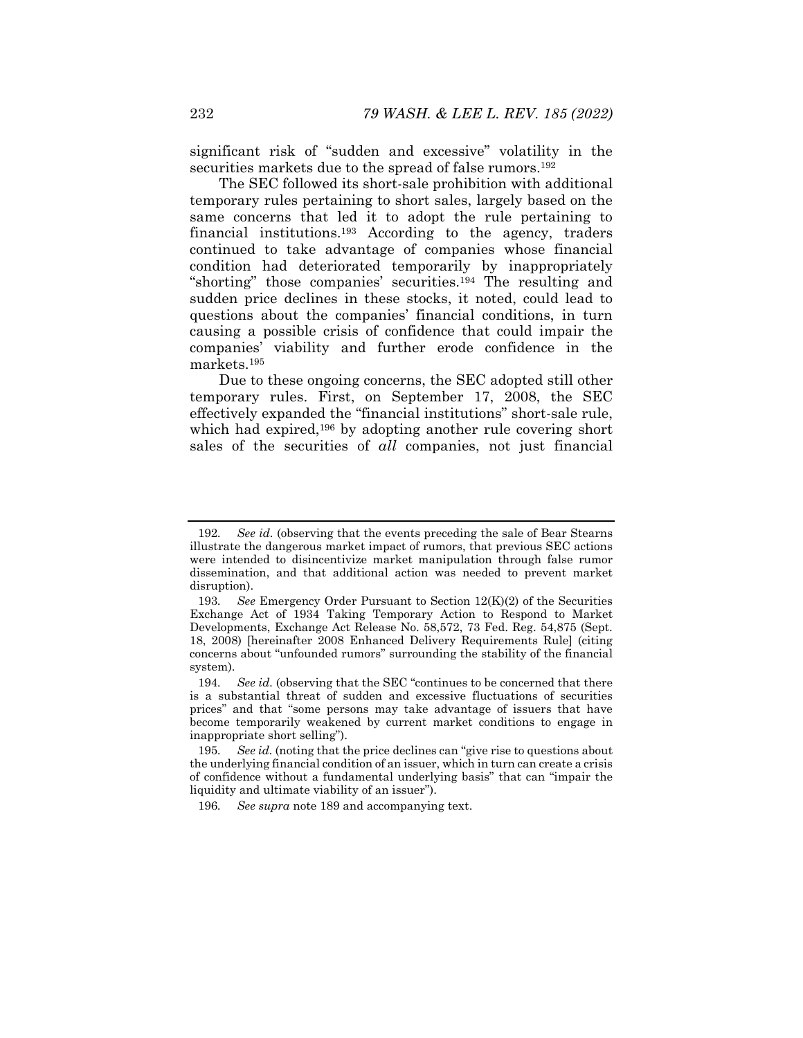significant risk of "sudden and excessive" volatility in the securities markets due to the spread of false rumors.[192]

The SEC followed its short-sale prohibition with additional temporary rules pertaining to short sales, largely based on the same concerns that led it to adopt the rule pertaining to financial institutions.[193] According to the agency, traders continued to take advantage of companies whose financial condition had deteriorated temporarily by inappropriately "shorting" those companies' securities.[194] The resulting and sudden price declines in these stocks, it noted, could lead to questions about the companies' financial conditions, in turn causing a possible crisis of confidence that could impair the companies' viability and further erode confidence in the markets.[195]

Due to these ongoing concerns, the SEC adopted still other temporary rules. First, on September 17, 2008, the SEC effectively expanded the "financial institutions" short-sale rule, which had expired,[196] by adopting another rule covering short sales of the securities of *all* companies, not just financial

---

192. *See id.* (observing that the events preceding the sale of Bear Stearns illustrate the dangerous market impact of rumors, that previous SEC actions were intended to disincentivize market manipulation through false rumor dissemination, and that additional action was needed to prevent market disruption).

193. *See* Emergency Order Pursuant to Section 12(K)(2) of the Securities Exchange Act of 1934 Taking Temporary Action to Respond to Market Developments, Exchange Act Release No. 58,572, 73 Fed. Reg. 54,875 (Sept. 18, 2008) [hereinafter 2008 Enhanced Delivery Requirements Rule] (citing concerns about "unfounded rumors" surrounding the stability of the financial system).

194. *See id.* (observing that the SEC "continues to be concerned that there is a substantial threat of sudden and excessive fluctuations of securities prices" and that "some persons may take advantage of issuers that have become temporarily weakened by current market conditions to engage in inappropriate short selling").

195. *See id.* (noting that the price declines can "give rise to questions about the underlying financial condition of an issuer, which in turn can create a crisis of confidence without a fundamental underlying basis" that can "impair the liquidity and ultimate viability of an issuer").

196. *See supra* note 189 and accompanying text.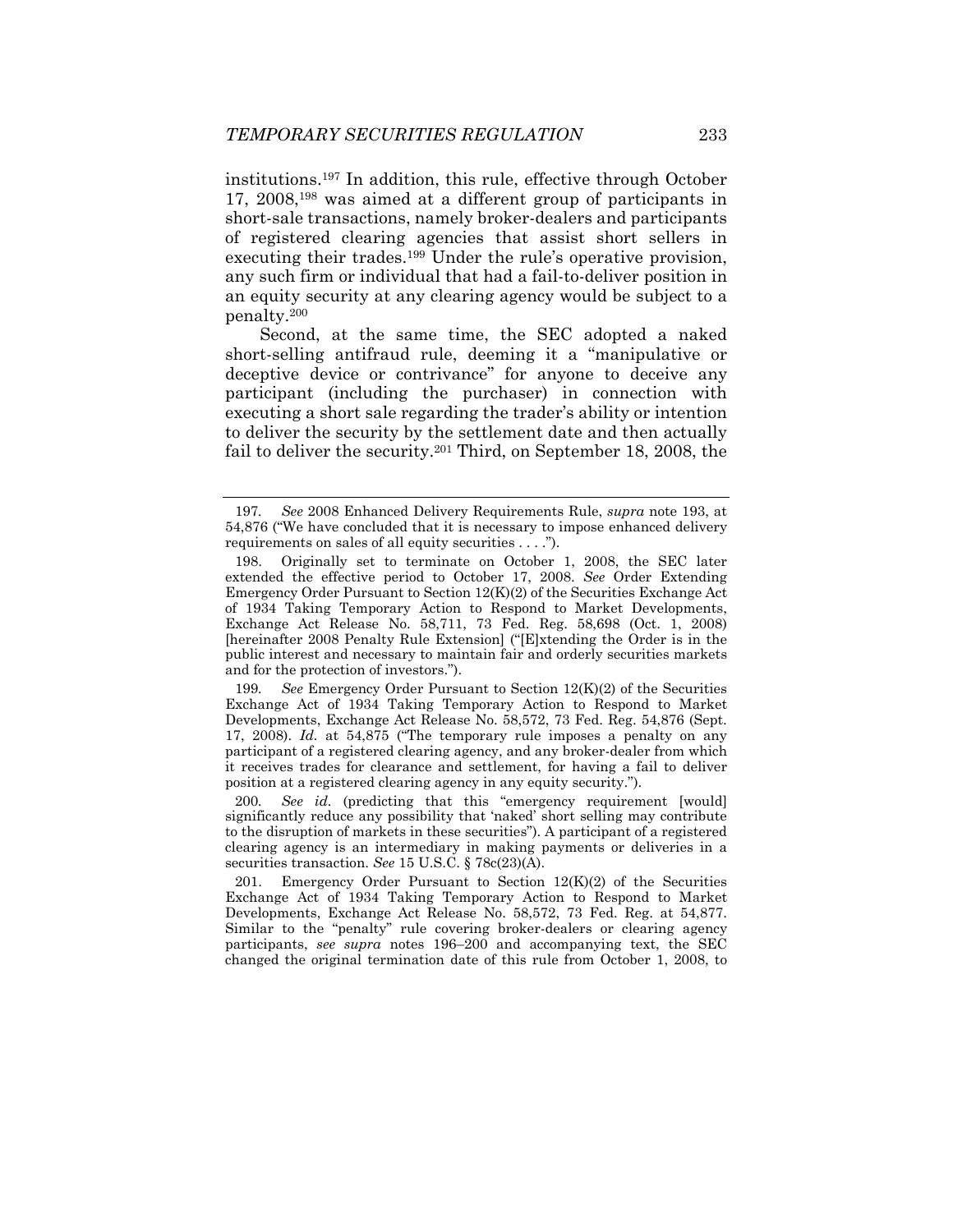institutions.[197] In addition, this rule, effective through October 17, 2008,[198] was aimed at a different group of participants in short-sale transactions, namely broker-dealers and participants of registered clearing agencies that assist short sellers in executing their trades.[199] Under the rule's operative provision, any such firm or individual that had a fail-to-deliver position in an equity security at any clearing agency would be subject to a penalty.[200]

Second, at the same time, the SEC adopted a naked short-selling antifraud rule, deeming it a "manipulative or deceptive device or contrivance" for anyone to deceive any participant (including the purchaser) in connection with executing a short sale regarding the trader's ability or intention to deliver the security by the settlement date and then actually fail to deliver the security.[201] Third, on September 18, 2008, the

---

197. *See* 2008 Enhanced Delivery Requirements Rule, *supra* note 193, at 54,876 ("We have concluded that it is necessary to impose enhanced delivery requirements on sales of all equity securities . . . .").

198. Originally set to terminate on October 1, 2008, the SEC later extended the effective period to October 17, 2008. *See* Order Extending Emergency Order Pursuant to Section 12(K)(2) of the Securities Exchange Act of 1934 Taking Temporary Action to Respond to Market Developments, Exchange Act Release No. 58,711, 73 Fed. Reg. 58,698 (Oct. 1, 2008) [hereinafter 2008 Penalty Rule Extension] ("[E]xtending the Order is in the public interest and necessary to maintain fair and orderly securities markets and for the protection of investors.").

199. *See* Emergency Order Pursuant to Section 12(K)(2) of the Securities Exchange Act of 1934 Taking Temporary Action to Respond to Market Developments, Exchange Act Release No. 58,572, 73 Fed. Reg. 54,876 (Sept. 17, 2008). *Id.* at 54,875 ("The temporary rule imposes a penalty on any participant of a registered clearing agency, and any broker-dealer from which it receives trades for clearance and settlement, for having a fail to deliver position at a registered clearing agency in any equity security.").

200. *See id.* (predicting that this "emergency requirement [would] significantly reduce any possibility that 'naked' short selling may contribute to the disruption of markets in these securities"). A participant of a registered clearing agency is an intermediary in making payments or deliveries in a securities transaction. *See* 15 U.S.C. § 78c(23)(A).

201. Emergency Order Pursuant to Section 12(K)(2) of the Securities Exchange Act of 1934 Taking Temporary Action to Respond to Market Developments, Exchange Act Release No. 58,572, 73 Fed. Reg. at 54,877. Similar to the "penalty" rule covering broker-dealers or clearing agency participants, *see supra* notes 196–200 and accompanying text, the SEC changed the original termination date of this rule from October 1, 2008, to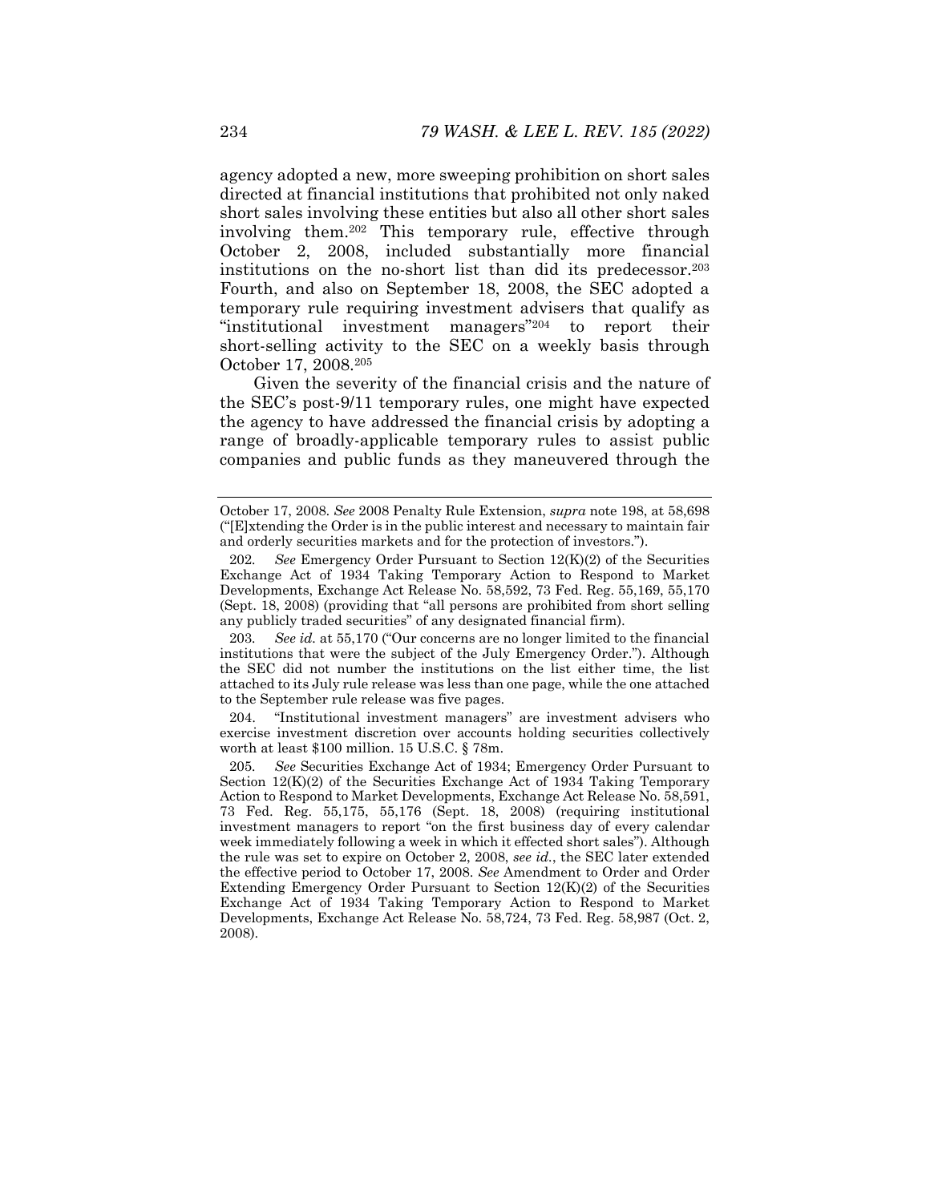agency adopted a new, more sweeping prohibition on short sales directed at financial institutions that prohibited not only naked short sales involving these entities but also all other short sales involving them.[202] This temporary rule, effective through October 2, 2008, included substantially more financial institutions on the no-short list than did its predecessor.[203] Fourth, and also on September 18, 2008, the SEC adopted a temporary rule requiring investment advisers that qualify as "institutional investment managers"[204] to report their short-selling activity to the SEC on a weekly basis through October 17, 2008.[205]

Given the severity of the financial crisis and the nature of the SEC's post-9/11 temporary rules, one might have expected the agency to have addressed the financial crisis by adopting a range of broadly-applicable temporary rules to assist public companies and public funds as they maneuvered through the

---

October 17, 2008. *See* 2008 Penalty Rule Extension, *supra* note 198, at 58,698 ("[E]xtending the Order is in the public interest and necessary to maintain fair and orderly securities markets and for the protection of investors.").

202. *See* Emergency Order Pursuant to Section 12(K)(2) of the Securities Exchange Act of 1934 Taking Temporary Action to Respond to Market Developments, Exchange Act Release No. 58,592, 73 Fed. Reg. 55,169, 55,170 (Sept. 18, 2008) (providing that "all persons are prohibited from short selling any publicly traded securities" of any designated financial firm).

203. *See id.* at 55,170 ("Our concerns are no longer limited to the financial institutions that were the subject of the July Emergency Order."). Although the SEC did not number the institutions on the list either time, the list attached to its July rule release was less than one page, while the one attached to the September rule release was five pages.

204. "Institutional investment managers" are investment advisers who exercise investment discretion over accounts holding securities collectively worth at least $100 million. 15 U.S.C. § 78m.

205. *See* Securities Exchange Act of 1934; Emergency Order Pursuant to Section 12(K)(2) of the Securities Exchange Act of 1934 Taking Temporary Action to Respond to Market Developments, Exchange Act Release No. 58,591, 73 Fed. Reg. 55,175, 55,176 (Sept. 18, 2008) (requiring institutional investment managers to report "on the first business day of every calendar week immediately following a week in which it effected short sales"). Although the rule was set to expire on October 2, 2008, *see id.*, the SEC later extended the effective period to October 17, 2008. *See* Amendment to Order and Order Extending Emergency Order Pursuant to Section 12(K)(2) of the Securities Exchange Act of 1934 Taking Temporary Action to Respond to Market Developments, Exchange Act Release No. 58,724, 73 Fed. Reg. 58,987 (Oct. 2, 2008).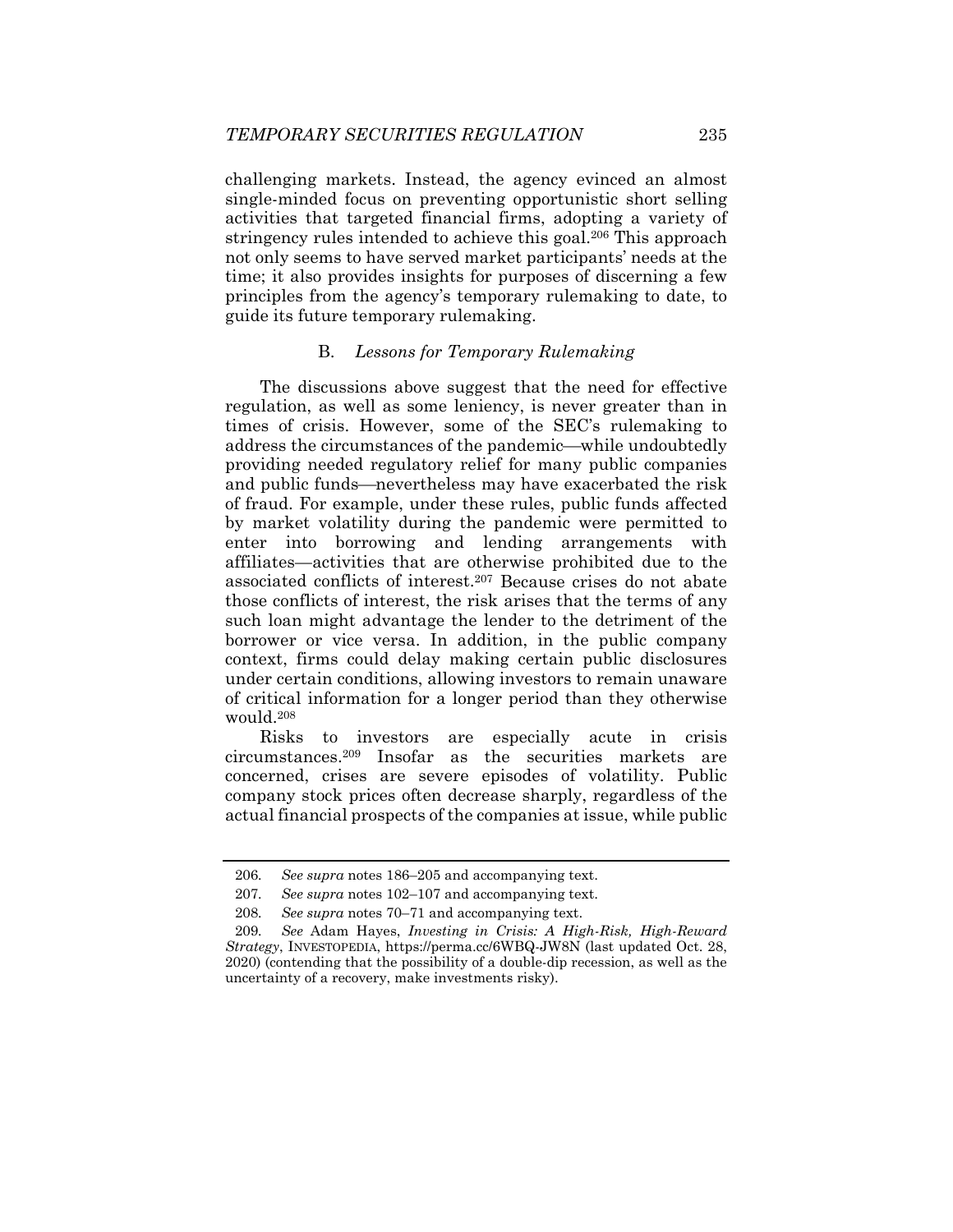challenging markets. Instead, the agency evinced an almost single-minded focus on preventing opportunistic short selling activities that targeted financial firms, adopting a variety of stringency rules intended to achieve this goal.[206] This approach not only seems to have served market participants' needs at the time; it also provides insights for purposes of discerning a few principles from the agency's temporary rulemaking to date, to guide its future temporary rulemaking.

### B. *Lessons for Temporary Rulemaking*

The discussions above suggest that the need for effective regulation, as well as some leniency, is never greater than in times of crisis. However, some of the SEC's rulemaking to address the circumstances of the pandemic—while undoubtedly providing needed regulatory relief for many public companies and public funds—nevertheless may have exacerbated the risk of fraud. For example, under these rules, public funds affected by market volatility during the pandemic were permitted to enter into borrowing and lending arrangements with affiliates—activities that are otherwise prohibited due to the associated conflicts of interest.[207] Because crises do not abate those conflicts of interest, the risk arises that the terms of any such loan might advantage the lender to the detriment of the borrower or vice versa. In addition, in the public company context, firms could delay making certain public disclosures under certain conditions, allowing investors to remain unaware of critical information for a longer period than they otherwise would.[208]

Risks to investors are especially acute in crisis circumstances.[209] Insofar as the securities markets are concerned, crises are severe episodes of volatility. Public company stock prices often decrease sharply, regardless of the actual financial prospects of the companies at issue, while public

---

206. *See supra* notes 186–205 and accompanying text.

207. *See supra* notes 102–107 and accompanying text.

208. *See supra* notes 70–71 and accompanying text.

209. *See* Adam Hayes, *Investing in Crisis: A High-Risk, High-Reward Strategy*, INVESTOPEDIA, https://perma.cc/6WBQ-JW8N (last updated Oct. 28, 2020) (contending that the possibility of a double-dip recession, as well as the uncertainty of a recovery, make investments risky).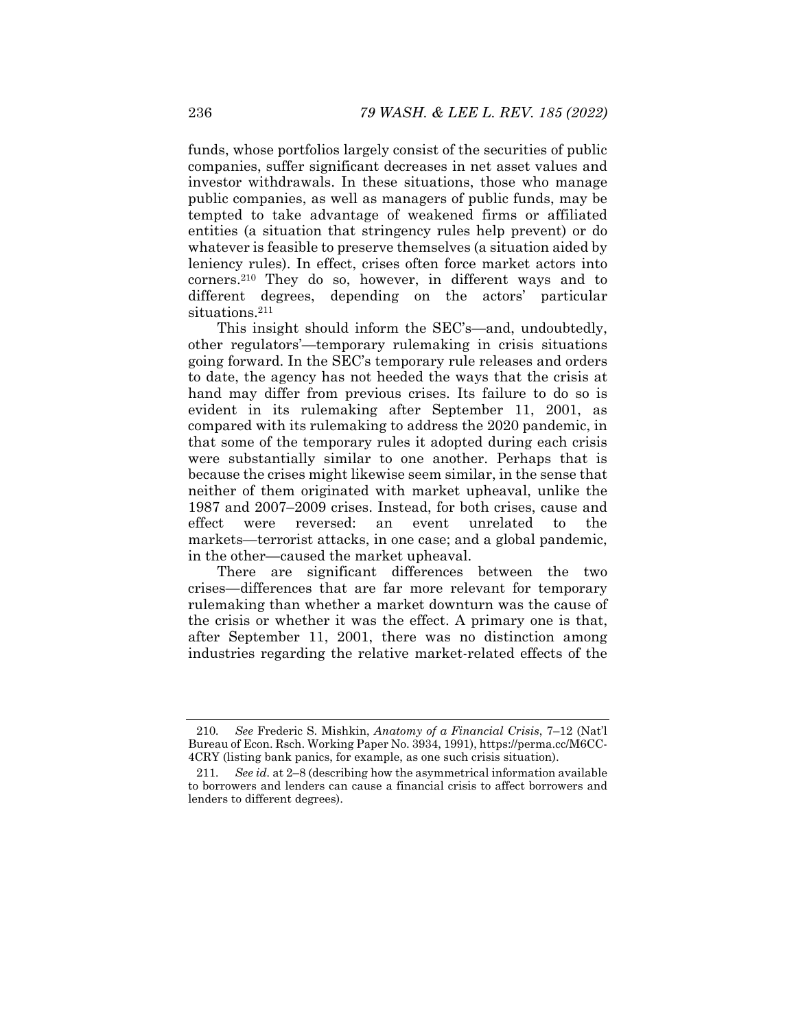funds, whose portfolios largely consist of the securities of public companies, suffer significant decreases in net asset values and investor withdrawals. In these situations, those who manage public companies, as well as managers of public funds, may be tempted to take advantage of weakened firms or affiliated entities (a situation that stringency rules help prevent) or do whatever is feasible to preserve themselves (a situation aided by leniency rules). In effect, crises often force market actors into corners.[210] They do so, however, in different ways and to different degrees, depending on the actors' particular situations.[211]

This insight should inform the SEC's—and, undoubtedly, other regulators'—temporary rulemaking in crisis situations going forward. In the SEC's temporary rule releases and orders to date, the agency has not heeded the ways that the crisis at hand may differ from previous crises. Its failure to do so is evident in its rulemaking after September 11, 2001, as compared with its rulemaking to address the 2020 pandemic, in that some of the temporary rules it adopted during each crisis were substantially similar to one another. Perhaps that is because the crises might likewise seem similar, in the sense that neither of them originated with market upheaval, unlike the 1987 and 2007–2009 crises. Instead, for both crises, cause and effect were reversed: an event unrelated to the markets—terrorist attacks, in one case; and a global pandemic, in the other—caused the market upheaval.

There are significant differences between the two crises—differences that are far more relevant for temporary rulemaking than whether a market downturn was the cause of the crisis or whether it was the effect. A primary one is that, after September 11, 2001, there was no distinction among industries regarding the relative market-related effects of the

---

210. *See* Frederic S. Mishkin, *Anatomy of a Financial Crisis*, 7–12 (Nat'l Bureau of Econ. Rsch. Working Paper No. 3934, 1991), https://perma.cc/M6CC-4CRY (listing bank panics, for example, as one such crisis situation).

211. *See id.* at 2–8 (describing how the asymmetrical information available to borrowers and lenders can cause a financial crisis to affect borrowers and lenders to different degrees).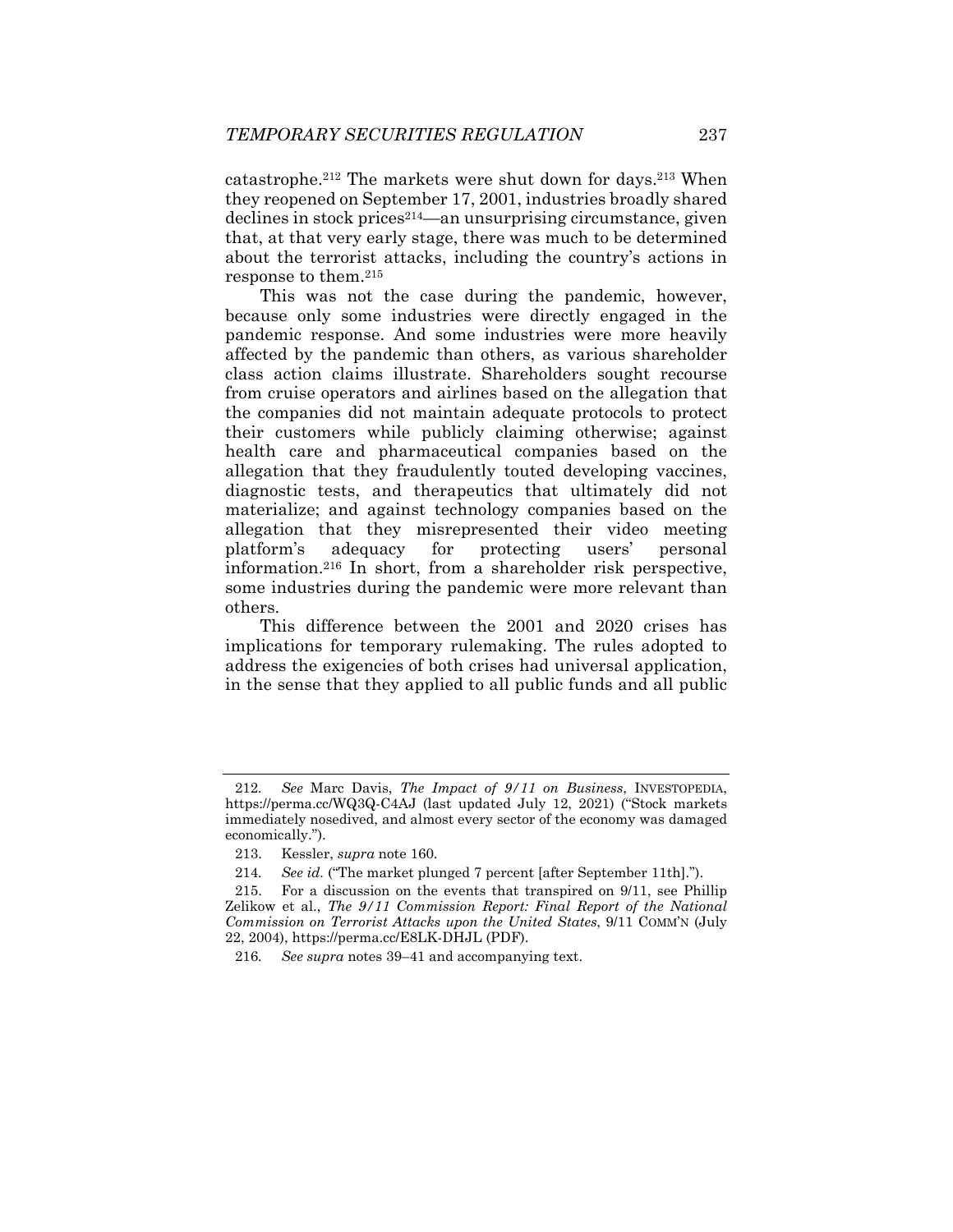catastrophe.[212] The markets were shut down for days.[213] When they reopened on September 17, 2001, industries broadly shared declines in stock prices[214]—an unsurprising circumstance, given that, at that very early stage, there was much to be determined about the terrorist attacks, including the country's actions in response to them.[215]

This was not the case during the pandemic, however, because only some industries were directly engaged in the pandemic response. And some industries were more heavily affected by the pandemic than others, as various shareholder class action claims illustrate. Shareholders sought recourse from cruise operators and airlines based on the allegation that the companies did not maintain adequate protocols to protect their customers while publicly claiming otherwise; against health care and pharmaceutical companies based on the allegation that they fraudulently touted developing vaccines, diagnostic tests, and therapeutics that ultimately did not materialize; and against technology companies based on the allegation that they misrepresented their video meeting platform's adequacy for protecting users' personal information.[216] In short, from a shareholder risk perspective, some industries during the pandemic were more relevant than others.

This difference between the 2001 and 2020 crises has implications for temporary rulemaking. The rules adopted to address the exigencies of both crises had universal application, in the sense that they applied to all public funds and all public

---

212. *See* Marc Davis, *The Impact of 9/11 on Business*, INVESTOPEDIA, https://perma.cc/WQ3Q-C4AJ (last updated July 12, 2021) ("Stock markets immediately nosedived, and almost every sector of the economy was damaged economically.").

213. Kessler, *supra* note 160.

214. *See id.* ("The market plunged 7 percent [after September 11th].").

215. For a discussion on the events that transpired on 9/11, see Phillip Zelikow et al., *The 9/11 Commission Report: Final Report of the National Commission on Terrorist Attacks upon the United States*, 9/11 COMM'N (July 22, 2004), https://perma.cc/E8LK-DHJL (PDF).

216. *See supra* notes 39–41 and accompanying text.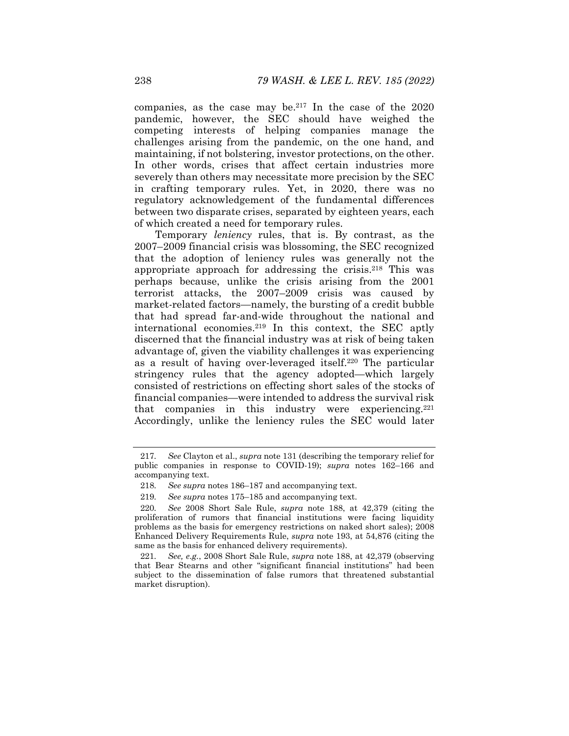companies, as the case may be.[217] In the case of the 2020 pandemic, however, the SEC should have weighed the competing interests of helping companies manage the challenges arising from the pandemic, on the one hand, and maintaining, if not bolstering, investor protections, on the other. In other words, crises that affect certain industries more severely than others may necessitate more precision by the SEC in crafting temporary rules. Yet, in 2020, there was no regulatory acknowledgement of the fundamental differences between two disparate crises, separated by eighteen years, each of which created a need for temporary rules.

Temporary *leniency* rules, that is. By contrast, as the 2007–2009 financial crisis was blossoming, the SEC recognized that the adoption of leniency rules was generally not the appropriate approach for addressing the crisis.[218] This was perhaps because, unlike the crisis arising from the 2001 terrorist attacks, the 2007–2009 crisis was caused by market-related factors—namely, the bursting of a credit bubble that had spread far-and-wide throughout the national and international economies.[219] In this context, the SEC aptly discerned that the financial industry was at risk of being taken advantage of, given the viability challenges it was experiencing as a result of having over-leveraged itself.[220] The particular stringency rules that the agency adopted—which largely consisted of restrictions on effecting short sales of the stocks of financial companies—were intended to address the survival risk that companies in this industry were experiencing.[221] Accordingly, unlike the leniency rules the SEC would later

---

217. *See* Clayton et al., *supra* note 131 (describing the temporary relief for public companies in response to COVID-19); *supra* notes 162–166 and accompanying text.

218. *See supra* notes 186–187 and accompanying text.

219. *See supra* notes 175–185 and accompanying text.

220. *See* 2008 Short Sale Rule, *supra* note 188, at 42,379 (citing the proliferation of rumors that financial institutions were facing liquidity problems as the basis for emergency restrictions on naked short sales); 2008 Enhanced Delivery Requirements Rule, *supra* note 193, at 54,876 (citing the same as the basis for enhanced delivery requirements).

221. *See, e.g.*, 2008 Short Sale Rule, *supra* note 188, at 42,379 (observing that Bear Stearns and other "significant financial institutions" had been subject to the dissemination of false rumors that threatened substantial market disruption).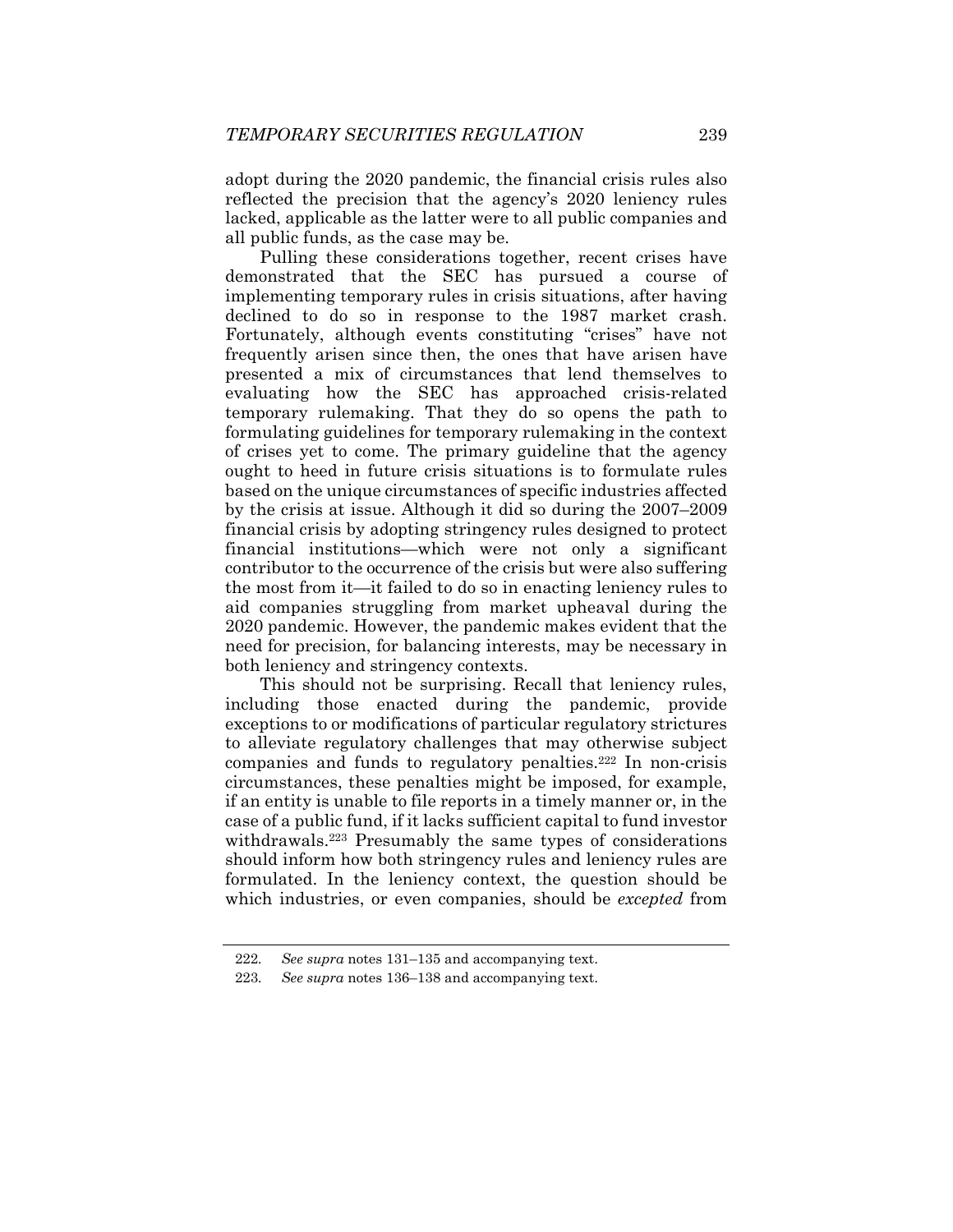adopt during the 2020 pandemic, the financial crisis rules also reflected the precision that the agency's 2020 leniency rules lacked, applicable as the latter were to all public companies and all public funds, as the case may be.

Pulling these considerations together, recent crises have demonstrated that the SEC has pursued a course of implementing temporary rules in crisis situations, after having declined to do so in response to the 1987 market crash. Fortunately, although events constituting "crises" have not frequently arisen since then, the ones that have arisen have presented a mix of circumstances that lend themselves to evaluating how the SEC has approached crisis-related temporary rulemaking. That they do so opens the path to formulating guidelines for temporary rulemaking in the context of crises yet to come. The primary guideline that the agency ought to heed in future crisis situations is to formulate rules based on the unique circumstances of specific industries affected by the crisis at issue. Although it did so during the 2007–2009 financial crisis by adopting stringency rules designed to protect financial institutions—which were not only a significant contributor to the occurrence of the crisis but were also suffering the most from it—it failed to do so in enacting leniency rules to aid companies struggling from market upheaval during the 2020 pandemic. However, the pandemic makes evident that the need for precision, for balancing interests, may be necessary in both leniency and stringency contexts.

This should not be surprising. Recall that leniency rules, including those enacted during the pandemic, provide exceptions to or modifications of particular regulatory strictures to alleviate regulatory challenges that may otherwise subject companies and funds to regulatory penalties.[222] In non-crisis circumstances, these penalties might be imposed, for example, if an entity is unable to file reports in a timely manner or, in the case of a public fund, if it lacks sufficient capital to fund investor withdrawals.[223] Presumably the same types of considerations should inform how both stringency rules and leniency rules are formulated. In the leniency context, the question should be which industries, or even companies, should be *excepted* from

---

222. *See supra* notes 131–135 and accompanying text.

223. *See supra* notes 136–138 and accompanying text.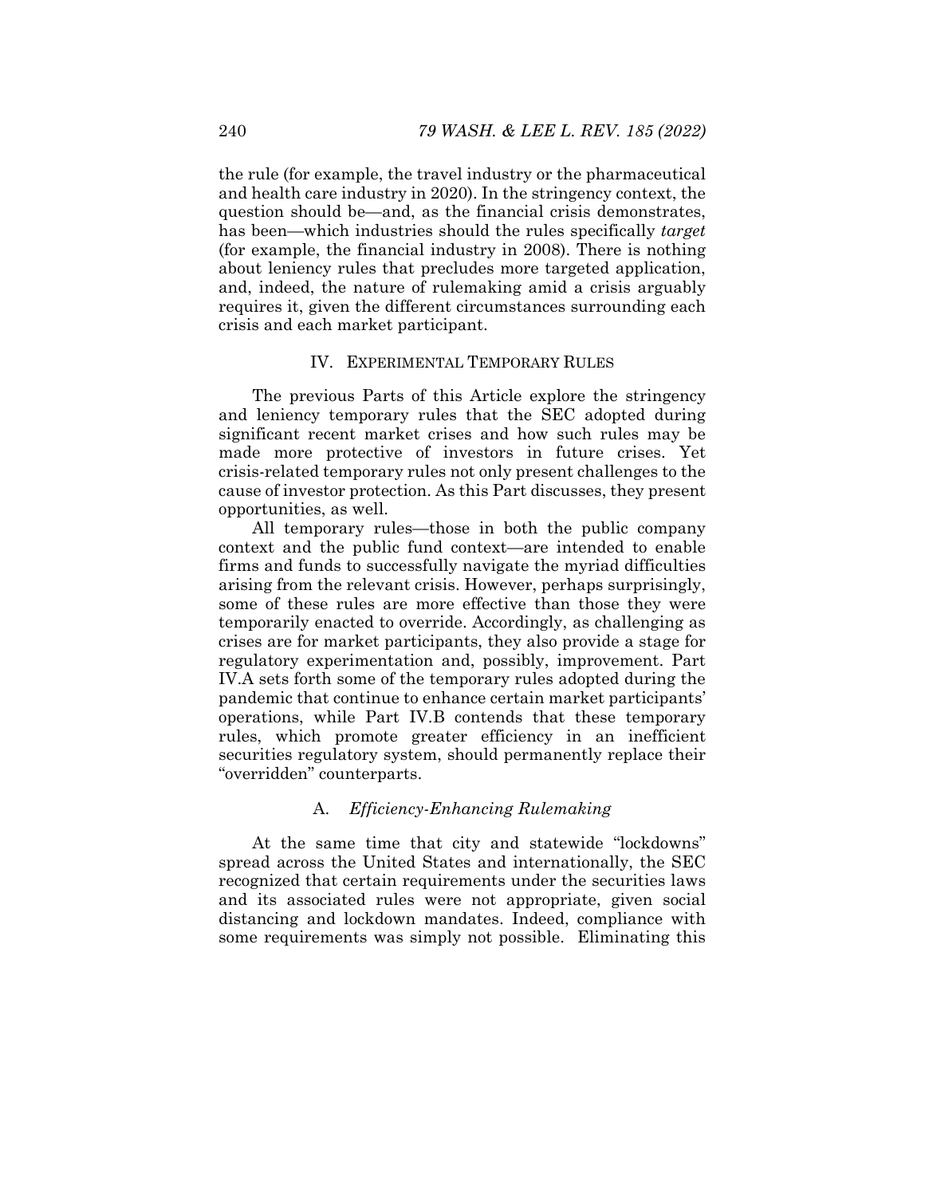the rule (for example, the travel industry or the pharmaceutical and health care industry in 2020). In the stringency context, the question should be—and, as the financial crisis demonstrates, has been—which industries should the rules specifically *target* (for example, the financial industry in 2008). There is nothing about leniency rules that precludes more targeted application, and, indeed, the nature of rulemaking amid a crisis arguably requires it, given the different circumstances surrounding each crisis and each market participant.

## IV. EXPERIMENTAL TEMPORARY RULES

The previous Parts of this Article explore the stringency and leniency temporary rules that the SEC adopted during significant recent market crises and how such rules may be made more protective of investors in future crises. Yet crisis-related temporary rules not only present challenges to the cause of investor protection. As this Part discusses, they present opportunities, as well.

All temporary rules—those in both the public company context and the public fund context—are intended to enable firms and funds to successfully navigate the myriad difficulties arising from the relevant crisis. However, perhaps surprisingly, some of these rules are more effective than those they were temporarily enacted to override. Accordingly, as challenging as crises are for market participants, they also provide a stage for regulatory experimentation and, possibly, improvement. Part IV.A sets forth some of the temporary rules adopted during the pandemic that continue to enhance certain market participants' operations, while Part IV.B contends that these temporary rules, which promote greater efficiency in an inefficient securities regulatory system, should permanently replace their "overridden" counterparts.

### A. *Efficiency-Enhancing Rulemaking*

At the same time that city and statewide "lockdowns" spread across the United States and internationally, the SEC recognized that certain requirements under the securities laws and its associated rules were not appropriate, given social distancing and lockdown mandates. Indeed, compliance with some requirements was simply not possible. Eliminating this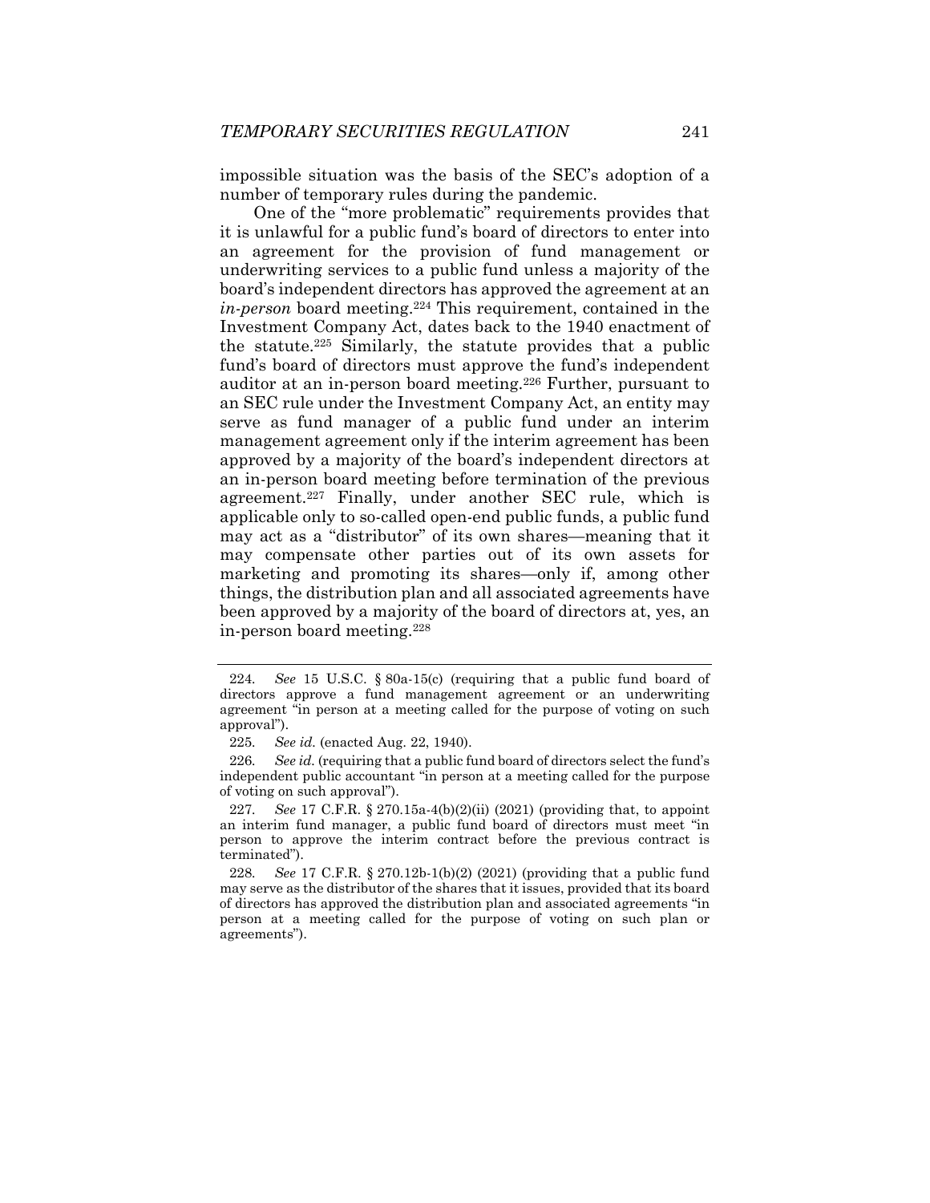impossible situation was the basis of the SEC's adoption of a number of temporary rules during the pandemic.

One of the "more problematic" requirements provides that it is unlawful for a public fund's board of directors to enter into an agreement for the provision of fund management or underwriting services to a public fund unless a majority of the board's independent directors has approved the agreement at an *in-person* board meeting.[224] This requirement, contained in the Investment Company Act, dates back to the 1940 enactment of the statute.[225] Similarly, the statute provides that a public fund's board of directors must approve the fund's independent auditor at an in-person board meeting.[226] Further, pursuant to an SEC rule under the Investment Company Act, an entity may serve as fund manager of a public fund under an interim management agreement only if the interim agreement has been approved by a majority of the board's independent directors at an in-person board meeting before termination of the previous agreement.[227] Finally, under another SEC rule, which is applicable only to so-called open-end public funds, a public fund may act as a "distributor" of its own shares—meaning that it may compensate other parties out of its own assets for marketing and promoting its shares—only if, among other things, the distribution plan and all associated agreements have been approved by a majority of the board of directors at, yes, an in-person board meeting.[228]

---

224. *See* 15 U.S.C. § 80a-15(c) (requiring that a public fund board of directors approve a fund management agreement or an underwriting agreement "in person at a meeting called for the purpose of voting on such approval").

225. *See id.* (enacted Aug. 22, 1940).

226. *See id.* (requiring that a public fund board of directors select the fund's independent public accountant "in person at a meeting called for the purpose of voting on such approval").

227. *See* 17 C.F.R. § 270.15a-4(b)(2)(ii) (2021) (providing that, to appoint an interim fund manager, a public fund board of directors must meet "in person to approve the interim contract before the previous contract is terminated").

228. *See* 17 C.F.R. § 270.12b-1(b)(2) (2021) (providing that a public fund may serve as the distributor of the shares that it issues, provided that its board of directors has approved the distribution plan and associated agreements "in person at a meeting called for the purpose of voting on such plan or agreements").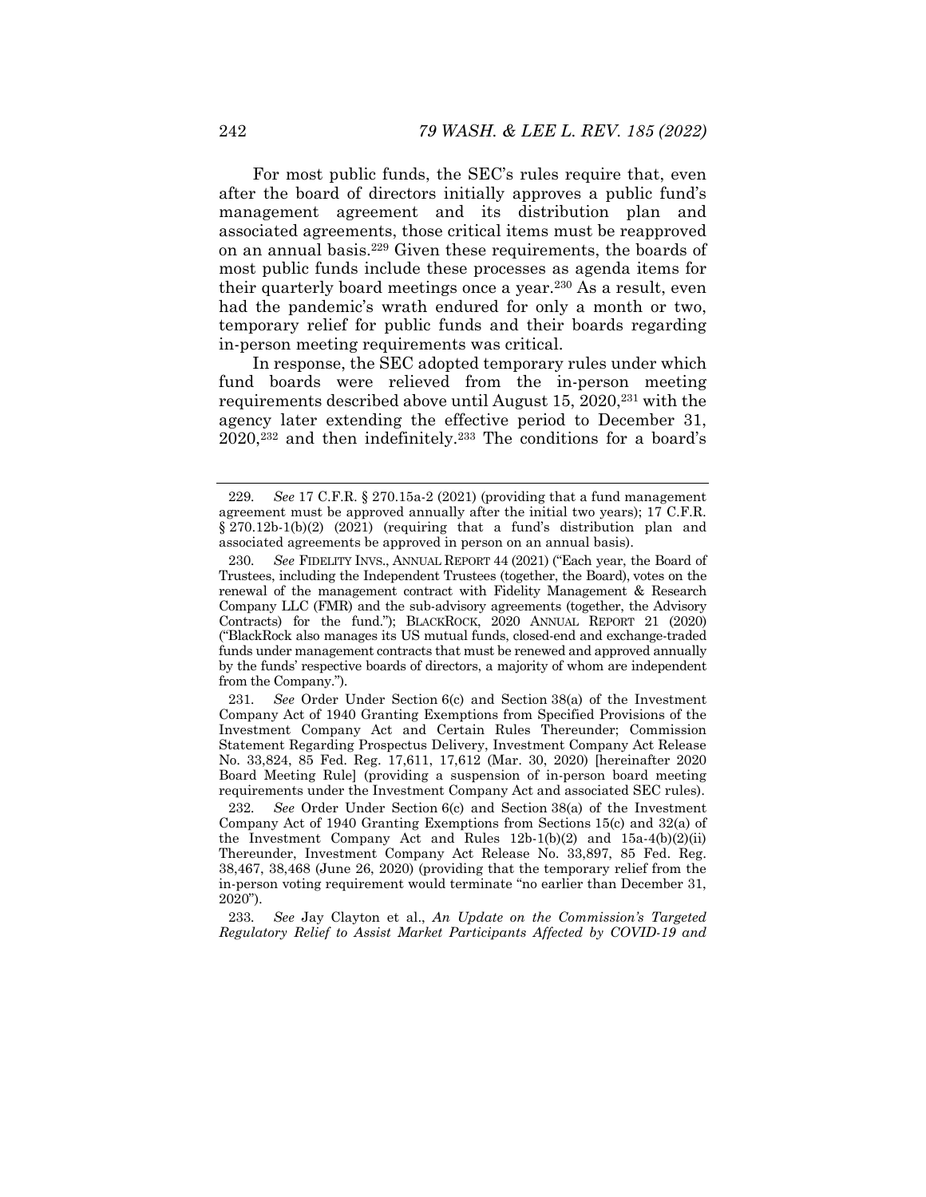For most public funds, the SEC's rules require that, even after the board of directors initially approves a public fund's management agreement and its distribution plan and associated agreements, those critical items must be reapproved on an annual basis.[229] Given these requirements, the boards of most public funds include these processes as agenda items for their quarterly board meetings once a year.[230] As a result, even had the pandemic's wrath endured for only a month or two, temporary relief for public funds and their boards regarding in-person meeting requirements was critical.

In response, the SEC adopted temporary rules under which fund boards were relieved from the in-person meeting requirements described above until August 15, 2020,[231] with the agency later extending the effective period to December 31, 2020,[232] and then indefinitely.[233] The conditions for a board's

---

229. *See* 17 C.F.R. § 270.15a-2 (2021) (providing that a fund management agreement must be approved annually after the initial two years); 17 C.F.R. § 270.12b-1(b)(2) (2021) (requiring that a fund's distribution plan and associated agreements be approved in person on an annual basis).

230. *See* FIDELITY INVS., ANNUAL REPORT 44 (2021) ("Each year, the Board of Trustees, including the Independent Trustees (together, the Board), votes on the renewal of the management contract with Fidelity Management & Research Company LLC (FMR) and the sub-advisory agreements (together, the Advisory Contracts) for the fund."); BLACKROCK, 2020 ANNUAL REPORT 21 (2020) ("BlackRock also manages its US mutual funds, closed-end and exchange-traded funds under management contracts that must be renewed and approved annually by the funds' respective boards of directors, a majority of whom are independent from the Company.").

231. *See* Order Under Section 6(c) and Section 38(a) of the Investment Company Act of 1940 Granting Exemptions from Specified Provisions of the Investment Company Act and Certain Rules Thereunder; Commission Statement Regarding Prospectus Delivery, Investment Company Act Release No. 33,824, 85 Fed. Reg. 17,611, 17,612 (Mar. 30, 2020) [hereinafter 2020 Board Meeting Rule] (providing a suspension of in-person board meeting requirements under the Investment Company Act and associated SEC rules).

232. *See* Order Under Section 6(c) and Section 38(a) of the Investment Company Act of 1940 Granting Exemptions from Sections 15(c) and 32(a) of the Investment Company Act and Rules 12b-1(b)(2) and 15a-4(b)(2)(ii) Thereunder, Investment Company Act Release No. 33,897, 85 Fed. Reg. 38,467, 38,468 (June 26, 2020) (providing that the temporary relief from the in-person voting requirement would terminate "no earlier than December 31, 2020").

233. *See* Jay Clayton et al., *An Update on the Commission's Targeted Regulatory Relief to Assist Market Participants Affected by COVID-19 and*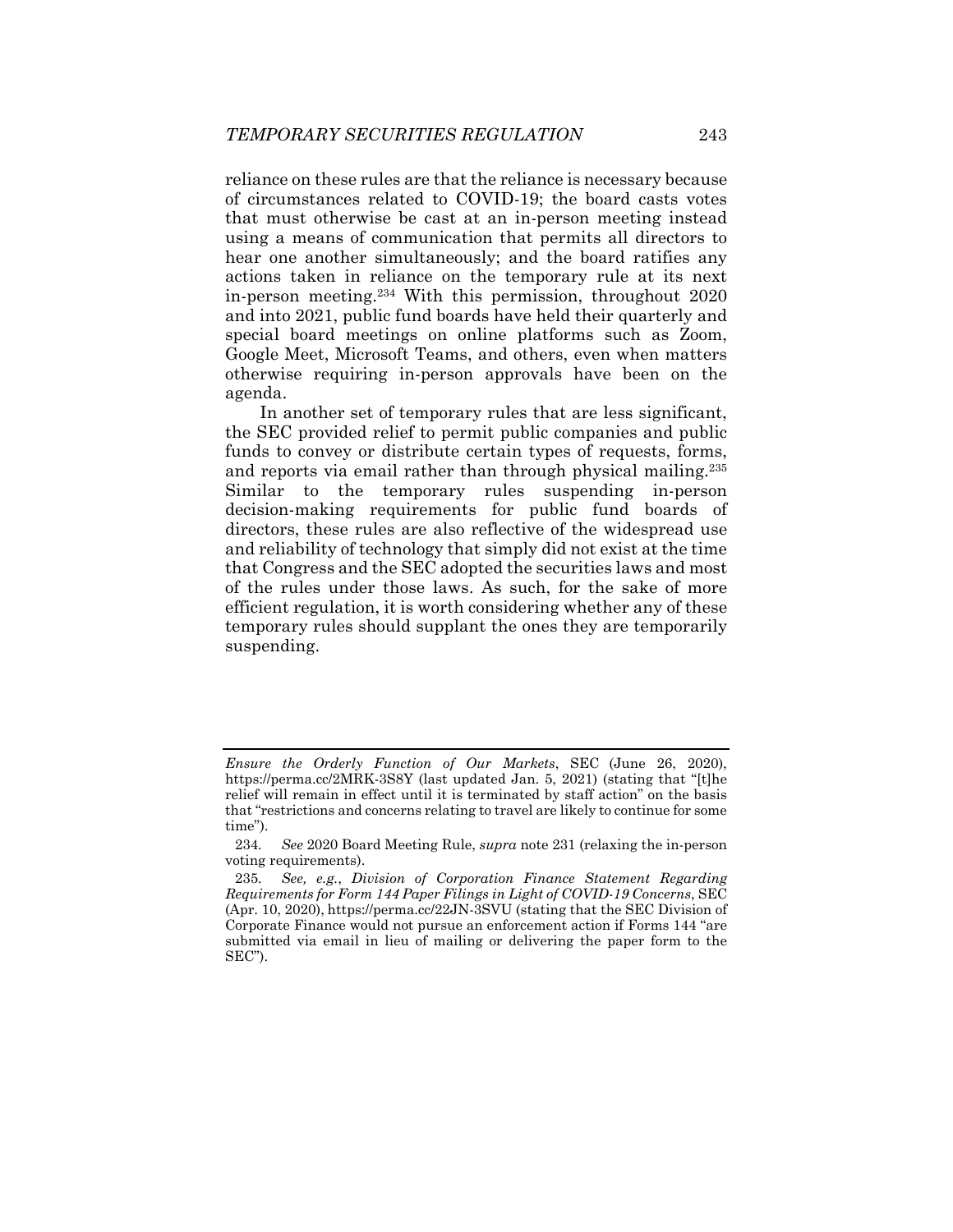reliance on these rules are that the reliance is necessary because of circumstances related to COVID-19; the board casts votes that must otherwise be cast at an in-person meeting instead using a means of communication that permits all directors to hear one another simultaneously; and the board ratifies any actions taken in reliance on the temporary rule at its next in-person meeting.[234] With this permission, throughout 2020 and into 2021, public fund boards have held their quarterly and special board meetings on online platforms such as Zoom, Google Meet, Microsoft Teams, and others, even when matters otherwise requiring in-person approvals have been on the agenda.

In another set of temporary rules that are less significant, the SEC provided relief to permit public companies and public funds to convey or distribute certain types of requests, forms, and reports via email rather than through physical mailing.[235] Similar to the temporary rules suspending in-person decision-making requirements for public fund boards of directors, these rules are also reflective of the widespread use and reliability of technology that simply did not exist at the time that Congress and the SEC adopted the securities laws and most of the rules under those laws. As such, for the sake of more efficient regulation, it is worth considering whether any of these temporary rules should supplant the ones they are temporarily suspending.

---

*Ensure the Orderly Function of Our Markets*, SEC (June 26, 2020), https://perma.cc/2MRK-3S8Y (last updated Jan. 5, 2021) (stating that "[t]he relief will remain in effect until it is terminated by staff action" on the basis that "restrictions and concerns relating to travel are likely to continue for some time").

234. *See* 2020 Board Meeting Rule, *supra* note 231 (relaxing the in-person voting requirements).

235. *See, e.g.*, *Division of Corporation Finance Statement Regarding Requirements for Form 144 Paper Filings in Light of COVID-19 Concerns*, SEC (Apr. 10, 2020), https://perma.cc/22JN-3SVU (stating that the SEC Division of Corporate Finance would not pursue an enforcement action if Forms 144 "are submitted via email in lieu of mailing or delivering the paper form to the SEC").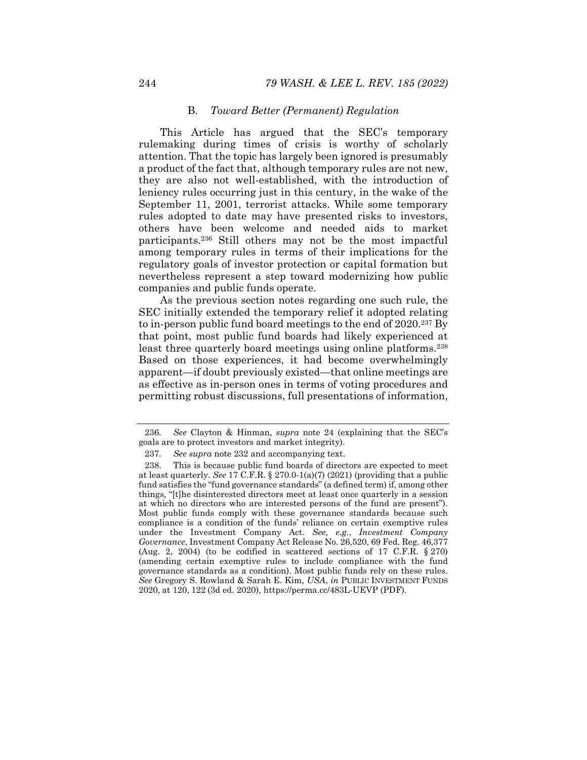### B. *Toward Better (Permanent) Regulation*

This Article has argued that the SEC's temporary rulemaking during times of crisis is worthy of scholarly attention. That the topic has largely been ignored is presumably a product of the fact that, although temporary rules are not new, they are also not well-established, with the introduction of leniency rules occurring just in this century, in the wake of the September 11, 2001, terrorist attacks. While some temporary rules adopted to date may have presented risks to investors, others have been welcome and needed aids to market participants.[236] Still others may not be the most impactful among temporary rules in terms of their implications for the regulatory goals of investor protection or capital formation but nevertheless represent a step toward modernizing how public companies and public funds operate.

As the previous section notes regarding one such rule, the SEC initially extended the temporary relief it adopted relating to in-person public fund board meetings to the end of 2020.[237] By that point, most public fund boards had likely experienced at least three quarterly board meetings using online platforms.[238] Based on those experiences, it had become overwhelmingly apparent—if doubt previously existed—that online meetings are as effective as in-person ones in terms of voting procedures and permitting robust discussions, full presentations of information,

---

236. *See* Clayton & Hinman, *supra* note 24 (explaining that the SEC's goals are to protect investors and market integrity).

237. *See supra* note 232 and accompanying text.

238. This is because public fund boards of directors are expected to meet at least quarterly. *See* 17 C.F.R. § 270.0-1(a)(7) (2021) (providing that a public fund satisfies the "fund governance standards" (a defined term) if, among other things, "[t]he disinterested directors meet at least once quarterly in a session at which no directors who are interested persons of the fund are present"). Most public funds comply with these governance standards because such compliance is a condition of the funds' reliance on certain exemptive rules under the Investment Company Act. *See, e.g.*, *Investment Company Governance*, Investment Company Act Release No. 26,520, 69 Fed. Reg. 46,377 (Aug. 2, 2004) (to be codified in scattered sections of 17 C.F.R. § 270) (amending certain exemptive rules to include compliance with the fund governance standards as a condition). Most public funds rely on these rules. *See* Gregory S. Rowland & Sarah E. Kim, *USA*, *in* PUBLIC INVESTMENT FUNDS 2020, at 120, 122 (3d ed. 2020), https://perma.cc/483L-UEVP (PDF).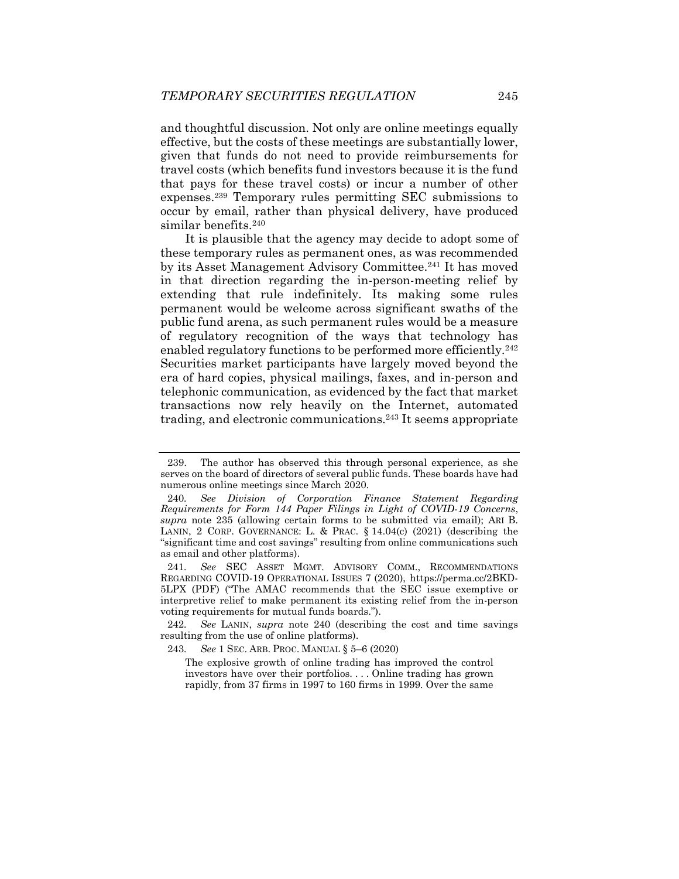and thoughtful discussion. Not only are online meetings equally effective, but the costs of these meetings are substantially lower, given that funds do not need to provide reimbursements for travel costs (which benefits fund investors because it is the fund that pays for these travel costs) or incur a number of other expenses.[239] Temporary rules permitting SEC submissions to occur by email, rather than physical delivery, have produced similar benefits.[240]

It is plausible that the agency may decide to adopt some of these temporary rules as permanent ones, as was recommended by its Asset Management Advisory Committee.[241] It has moved in that direction regarding the in-person-meeting relief by extending that rule indefinitely. Its making some rules permanent would be welcome across significant swaths of the public fund arena, as such permanent rules would be a measure of regulatory recognition of the ways that technology has enabled regulatory functions to be performed more efficiently.[242] Securities market participants have largely moved beyond the era of hard copies, physical mailings, faxes, and in-person and telephonic communication, as evidenced by the fact that market transactions now rely heavily on the Internet, automated trading, and electronic communications.[243] It seems appropriate

---

239. The author has observed this through personal experience, as she serves on the board of directors of several public funds. These boards have had numerous online meetings since March 2020.

240. *See Division of Corporation Finance Statement Regarding Requirements for Form 144 Paper Filings in Light of COVID-19 Concerns*, *supra* note 235 (allowing certain forms to be submitted via email); ARI B. LANIN, 2 CORP. GOVERNANCE: L. & PRAC. § 14.04(c) (2021) (describing the "significant time and cost savings" resulting from online communications such as email and other platforms).

241. *See* SEC ASSET MGMT. ADVISORY COMM., RECOMMENDATIONS REGARDING COVID-19 OPERATIONAL ISSUES 7 (2020), https://perma.cc/2BKD-5LPX (PDF) ("The AMAC recommends that the SEC issue exemptive or interpretive relief to make permanent its existing relief from the in-person voting requirements for mutual funds boards.").

242. *See* LANIN, *supra* note 240 (describing the cost and time savings resulting from the use of online platforms).

243. *See* 1 SEC. ARB. PROC. MANUAL § 5–6 (2020)

> The explosive growth of online trading has improved the control investors have over their portfolios. . . . Online trading has grown rapidly, from 37 firms in 1997 to 160 firms in 1999. Over the same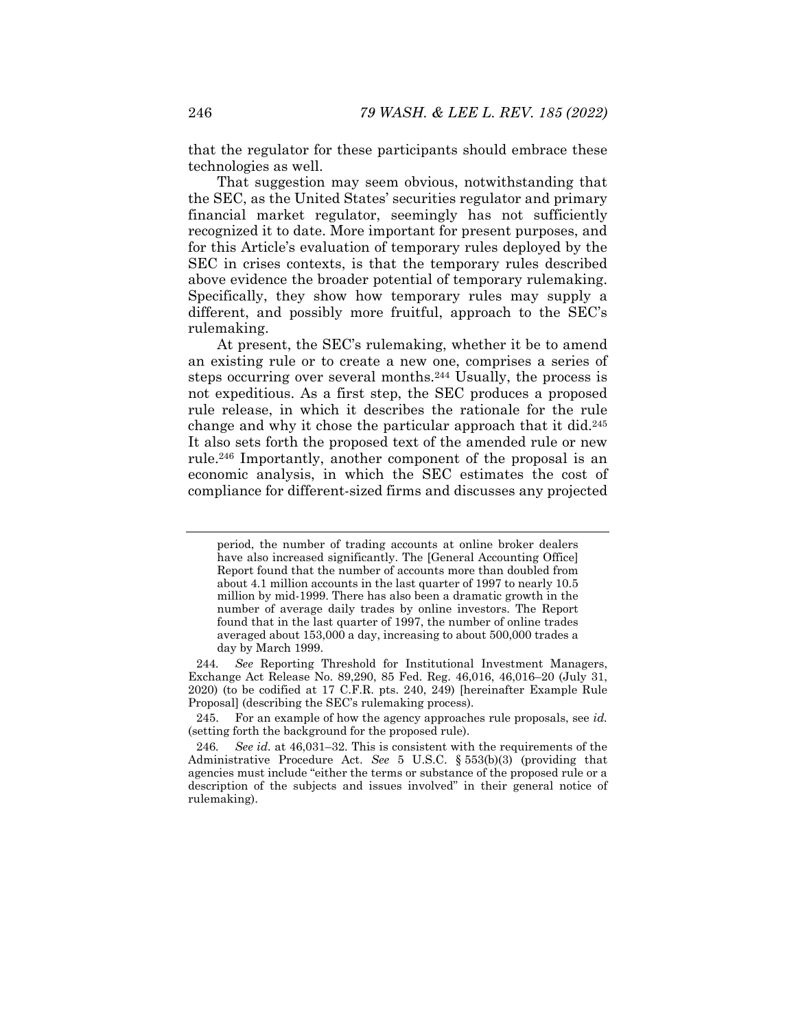that the regulator for these participants should embrace these technologies as well.

That suggestion may seem obvious, notwithstanding that the SEC, as the United States' securities regulator and primary financial market regulator, seemingly has not sufficiently recognized it to date. More important for present purposes, and for this Article's evaluation of temporary rules deployed by the SEC in crises contexts, is that the temporary rules described above evidence the broader potential of temporary rulemaking. Specifically, they show how temporary rules may supply a different, and possibly more fruitful, approach to the SEC's rulemaking.

At present, the SEC's rulemaking, whether it be to amend an existing rule or to create a new one, comprises a series of steps occurring over several months.[244] Usually, the process is not expeditious. As a first step, the SEC produces a proposed rule release, in which it describes the rationale for the rule change and why it chose the particular approach that it did.[245] It also sets forth the proposed text of the amended rule or new rule.[246] Importantly, another component of the proposal is an economic analysis, in which the SEC estimates the cost of compliance for different-sized firms and discusses any projected

---

> period, the number of trading accounts at online broker dealers have also increased significantly. The [General Accounting Office] Report found that the number of accounts more than doubled from about 4.1 million accounts in the last quarter of 1997 to nearly 10.5 million by mid-1999. There has also been a dramatic growth in the number of average daily trades by online investors. The Report found that in the last quarter of 1997, the number of online trades averaged about 153,000 a day, increasing to about 500,000 trades a day by March 1999.

244. *See* Reporting Threshold for Institutional Investment Managers, Exchange Act Release No. 89,290, 85 Fed. Reg. 46,016, 46,016–20 (July 31, 2020) (to be codified at 17 C.F.R. pts. 240, 249) [hereinafter Example Rule Proposal] (describing the SEC's rulemaking process).

245. For an example of how the agency approaches rule proposals, see *id.* (setting forth the background for the proposed rule).

246. *See id.* at 46,031–32. This is consistent with the requirements of the Administrative Procedure Act. *See* 5 U.S.C. § 553(b)(3) (providing that agencies must include "either the terms or substance of the proposed rule or a description of the subjects and issues involved" in their general notice of rulemaking).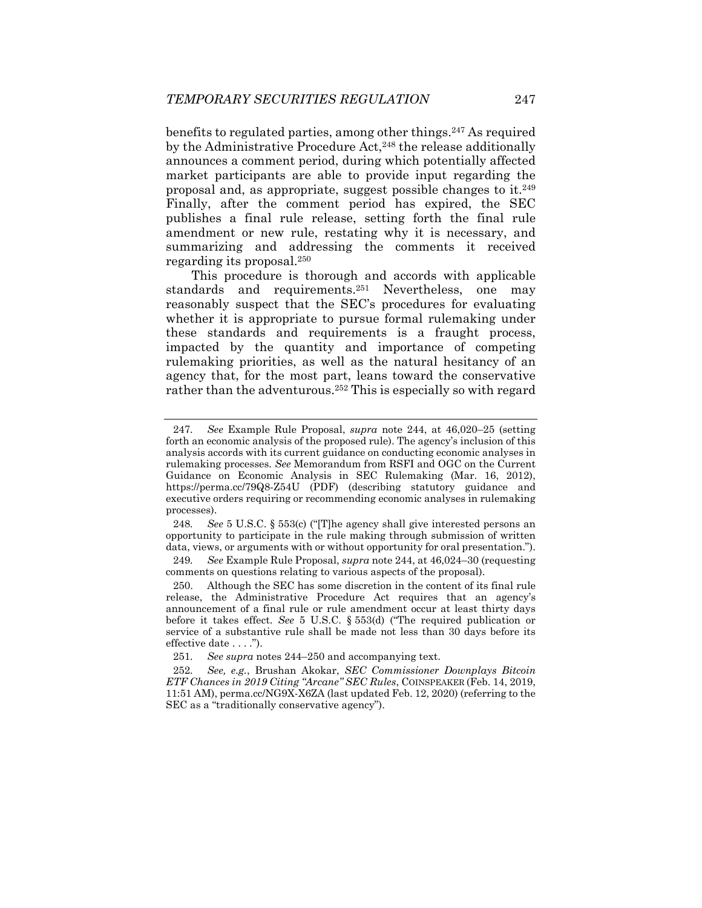benefits to regulated parties, among other things.[247] As required by the Administrative Procedure Act,[248] the release additionally announces a comment period, during which potentially affected market participants are able to provide input regarding the proposal and, as appropriate, suggest possible changes to it.[249] Finally, after the comment period has expired, the SEC publishes a final rule release, setting forth the final rule amendment or new rule, restating why it is necessary, and summarizing and addressing the comments it received regarding its proposal.[250]

This procedure is thorough and accords with applicable standards and requirements.[251] Nevertheless, one may reasonably suspect that the SEC's procedures for evaluating whether it is appropriate to pursue formal rulemaking under these standards and requirements is a fraught process, impacted by the quantity and importance of competing rulemaking priorities, as well as the natural hesitancy of an agency that, for the most part, leans toward the conservative rather than the adventurous.[252] This is especially so with regard

---

247. *See* Example Rule Proposal, *supra* note 244, at 46,020–25 (setting forth an economic analysis of the proposed rule). The agency's inclusion of this analysis accords with its current guidance on conducting economic analyses in rulemaking processes. *See* Memorandum from RSFI and OGC on the Current Guidance on Economic Analysis in SEC Rulemaking (Mar. 16, 2012), https://perma.cc/79Q8-Z54U (PDF) (describing statutory guidance and executive orders requiring or recommending economic analyses in rulemaking processes).

248. *See* 5 U.S.C. § 553(c) ("[T]he agency shall give interested persons an opportunity to participate in the rule making through submission of written data, views, or arguments with or without opportunity for oral presentation.").

249. *See* Example Rule Proposal, *supra* note 244, at 46,024–30 (requesting comments on questions relating to various aspects of the proposal).

250. Although the SEC has some discretion in the content of its final rule release, the Administrative Procedure Act requires that an agency's announcement of a final rule or rule amendment occur at least thirty days before it takes effect. *See* 5 U.S.C. § 553(d) ("The required publication or service of a substantive rule shall be made not less than 30 days before its effective date . . . .").

251. *See supra* notes 244–250 and accompanying text.

252. *See, e.g.*, Brushan Akokar, *SEC Commissioner Downplays Bitcoin ETF Chances in 2019 Citing "Arcane" SEC Rules*, COINSPEAKER (Feb. 14, 2019, 11:51 AM), perma.cc/NG9X-X6ZA (last updated Feb. 12, 2020) (referring to the SEC as a "traditionally conservative agency").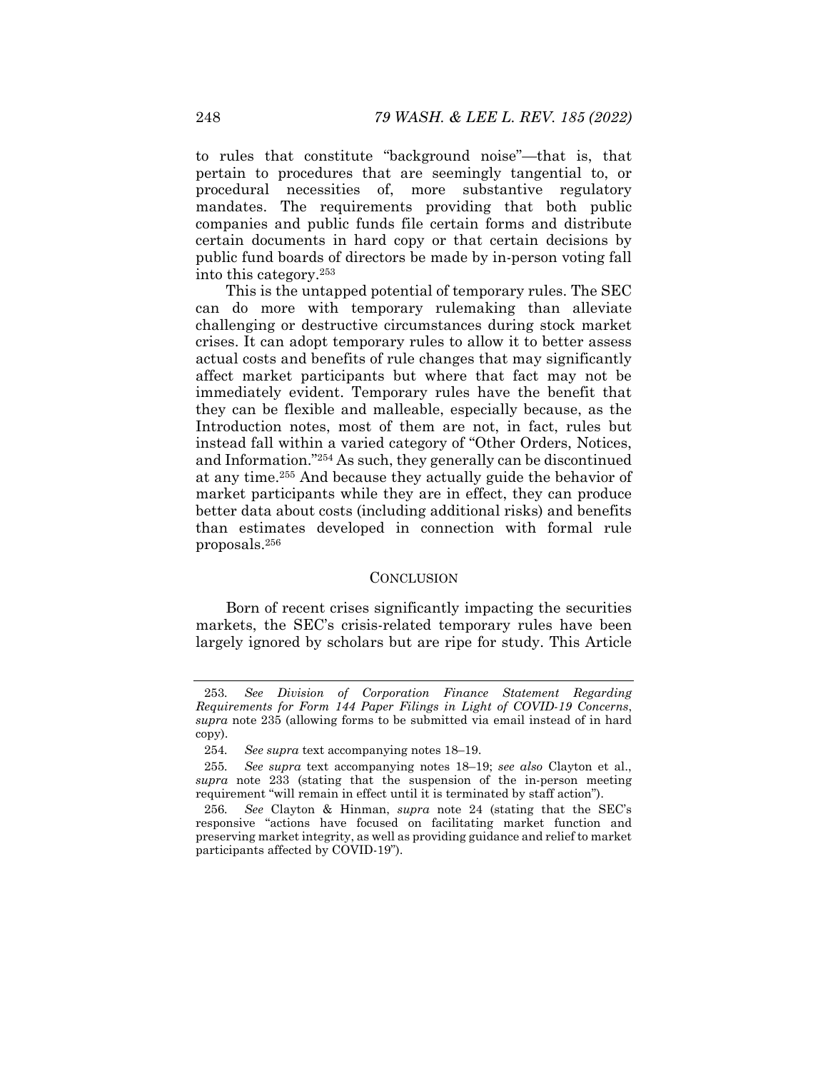to rules that constitute "background noise"—that is, that pertain to procedures that are seemingly tangential to, or procedural necessities of, more substantive regulatory mandates. The requirements providing that both public companies and public funds file certain forms and distribute certain documents in hard copy or that certain decisions by public fund boards of directors be made by in-person voting fall into this category.[253]

This is the untapped potential of temporary rules. The SEC can do more with temporary rulemaking than alleviate challenging or destructive circumstances during stock market crises. It can adopt temporary rules to allow it to better assess actual costs and benefits of rule changes that may significantly affect market participants but where that fact may not be immediately evident. Temporary rules have the benefit that they can be flexible and malleable, especially because, as the Introduction notes, most of them are not, in fact, rules but instead fall within a varied category of "Other Orders, Notices, and Information."[254] As such, they generally can be discontinued at any time.[255] And because they actually guide the behavior of market participants while they are in effect, they can produce better data about costs (including additional risks) and benefits than estimates developed in connection with formal rule proposals.[256]

## CONCLUSION

Born of recent crises significantly impacting the securities markets, the SEC's crisis-related temporary rules have been largely ignored by scholars but are ripe for study. This Article

---

253. *See Division of Corporation Finance Statement Regarding Requirements for Form 144 Paper Filings in Light of COVID-19 Concerns*, *supra* note 235 (allowing forms to be submitted via email instead of in hard copy).

254. *See supra* text accompanying notes 18–19.

255. *See supra* text accompanying notes 18–19; *see also* Clayton et al., *supra* note 233 (stating that the suspension of the in-person meeting requirement "will remain in effect until it is terminated by staff action").

256. *See* Clayton & Hinman, *supra* note 24 (stating that the SEC's responsive "actions have focused on facilitating market function and preserving market integrity, as well as providing guidance and relief to market participants affected by COVID-19").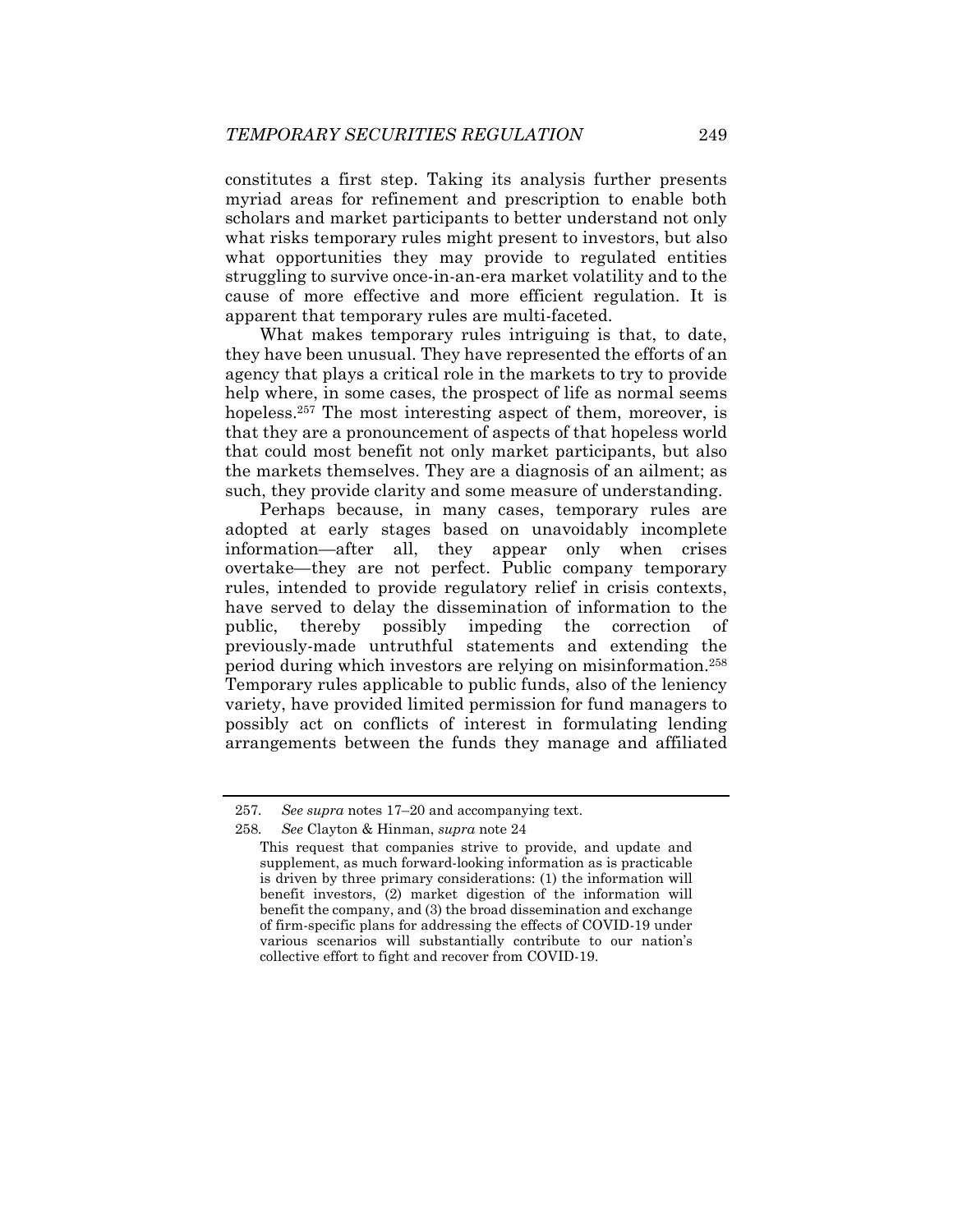constitutes a first step. Taking its analysis further presents myriad areas for refinement and prescription to enable both scholars and market participants to better understand not only what risks temporary rules might present to investors, but also what opportunities they may provide to regulated entities struggling to survive once-in-an-era market volatility and to the cause of more effective and more efficient regulation. It is apparent that temporary rules are multi-faceted.

What makes temporary rules intriguing is that, to date, they have been unusual. They have represented the efforts of an agency that plays a critical role in the markets to try to provide help where, in some cases, the prospect of life as normal seems hopeless.[257] The most interesting aspect of them, moreover, is that they are a pronouncement of aspects of that hopeless world that could most benefit not only market participants, but also the markets themselves. They are a diagnosis of an ailment; as such, they provide clarity and some measure of understanding.

Perhaps because, in many cases, temporary rules are adopted at early stages based on unavoidably incomplete information—after all, they appear only when crises overtake—they are not perfect. Public company temporary rules, intended to provide regulatory relief in crisis contexts, have served to delay the dissemination of information to the public, thereby possibly impeding the correction of previously-made untruthful statements and extending the period during which investors are relying on misinformation.[258] Temporary rules applicable to public funds, also of the leniency variety, have provided limited permission for fund managers to possibly act on conflicts of interest in formulating lending arrangements between the funds they manage and affiliated

---

257. *See supra* notes 17–20 and accompanying text.

258. *See* Clayton & Hinman, *supra* note 24

> This request that companies strive to provide, and update and supplement, as much forward-looking information as is practicable is driven by three primary considerations: (1) the information will benefit investors, (2) market digestion of the information will benefit the company, and (3) the broad dissemination and exchange of firm-specific plans for addressing the effects of COVID-19 under various scenarios will substantially contribute to our nation's collective effort to fight and recover from COVID-19.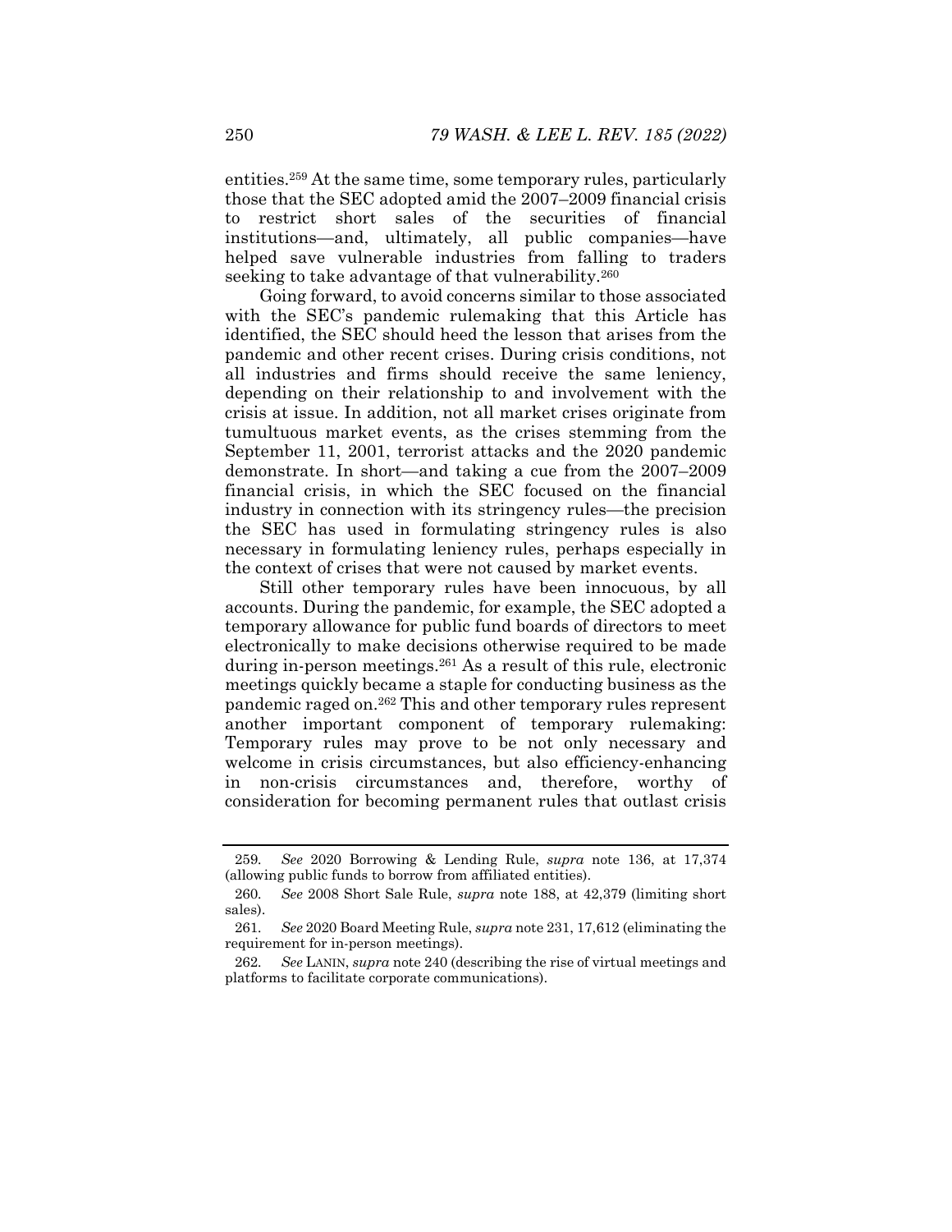entities.[259] At the same time, some temporary rules, particularly those that the SEC adopted amid the 2007–2009 financial crisis to restrict short sales of the securities of financial institutions—and, ultimately, all public companies—have helped save vulnerable industries from falling to traders seeking to take advantage of that vulnerability.[260]

Going forward, to avoid concerns similar to those associated with the SEC's pandemic rulemaking that this Article has identified, the SEC should heed the lesson that arises from the pandemic and other recent crises. During crisis conditions, not all industries and firms should receive the same leniency, depending on their relationship to and involvement with the crisis at issue. In addition, not all market crises originate from tumultuous market events, as the crises stemming from the September 11, 2001, terrorist attacks and the 2020 pandemic demonstrate. In short—and taking a cue from the 2007–2009 financial crisis, in which the SEC focused on the financial industry in connection with its stringency rules—the precision the SEC has used in formulating stringency rules is also necessary in formulating leniency rules, perhaps especially in the context of crises that were not caused by market events.

Still other temporary rules have been innocuous, by all accounts. During the pandemic, for example, the SEC adopted a temporary allowance for public fund boards of directors to meet electronically to make decisions otherwise required to be made during in-person meetings.[261] As a result of this rule, electronic meetings quickly became a staple for conducting business as the pandemic raged on.[262] This and other temporary rules represent another important component of temporary rulemaking: Temporary rules may prove to be not only necessary and welcome in crisis circumstances, but also efficiency-enhancing in non-crisis circumstances and, therefore, worthy of consideration for becoming permanent rules that outlast crisis

---

259. *See* 2020 Borrowing & Lending Rule, *supra* note 136, at 17,374 (allowing public funds to borrow from affiliated entities).

260. *See* 2008 Short Sale Rule, *supra* note 188, at 42,379 (limiting short sales).

261. *See* 2020 Board Meeting Rule, *supra* note 231, 17,612 (eliminating the requirement for in-person meetings).

262. *See* LANIN, *supra* note 240 (describing the rise of virtual meetings and platforms to facilitate corporate communications).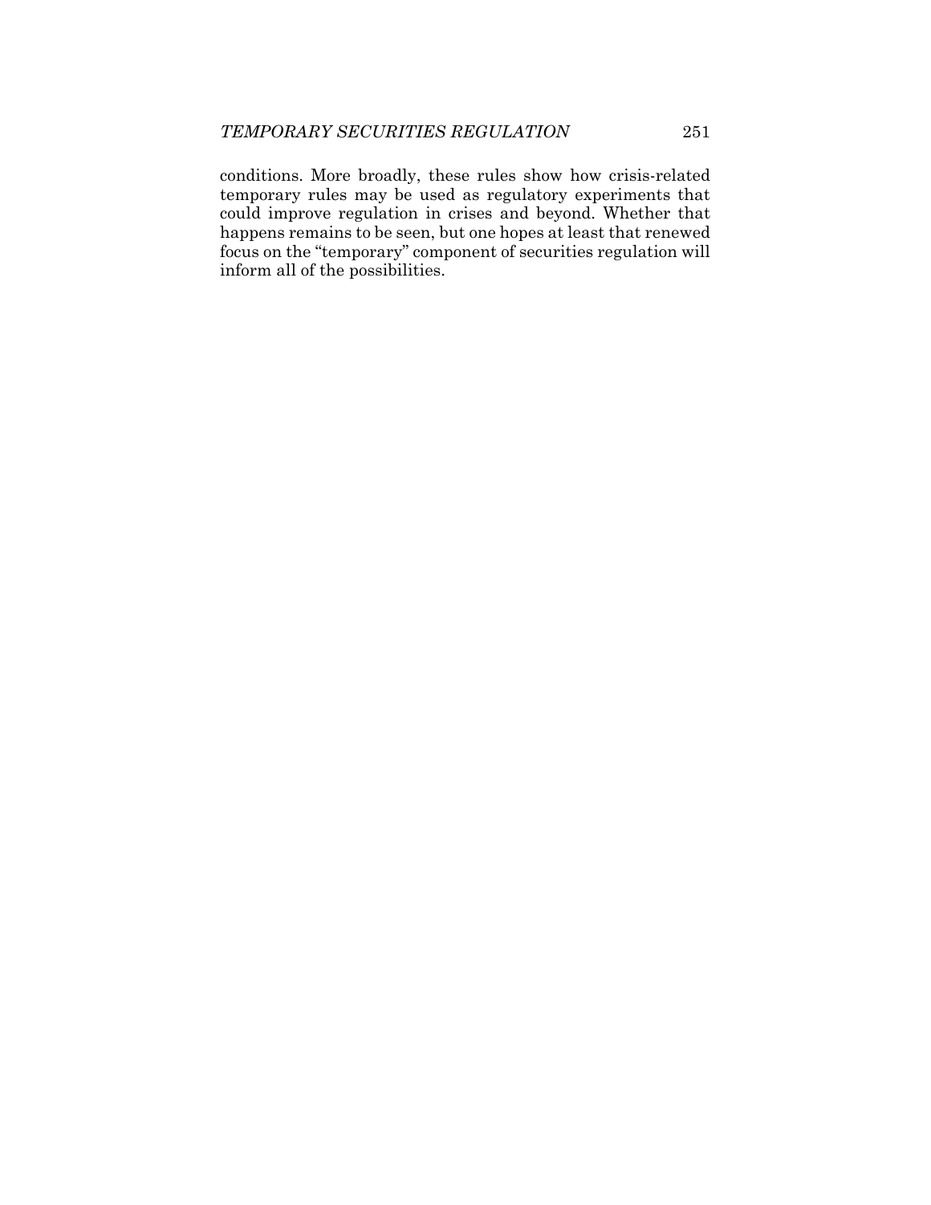conditions. More broadly, these rules show how crisis-related temporary rules may be used as regulatory experiments that could improve regulation in crises and beyond. Whether that happens remains to be seen, but one hopes at least that renewed focus on the "temporary" component of securities regulation will inform all of the possibilities.